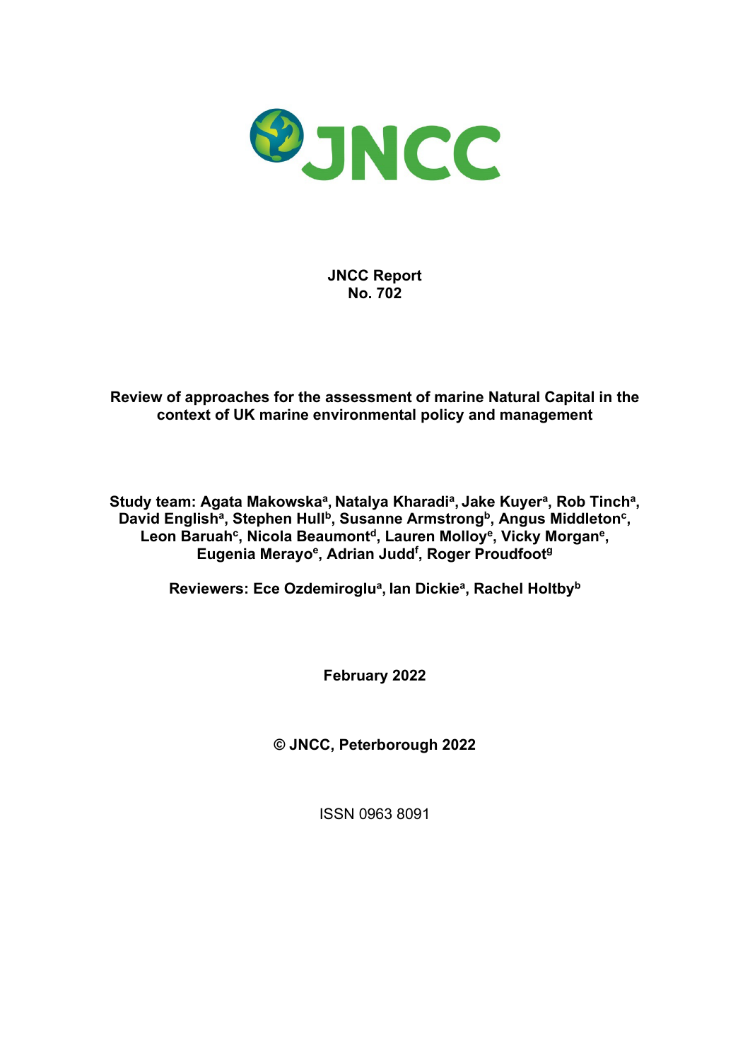JNCC

**JNCC Report**
**No. 702**

# Review of approaches for the assessment of marine Natural Capital in the context of UK marine environmental policy and management

**Study team: Agata Makowska[a], Natalya Kharadi[a], Jake Kuyer[a], Rob Tinch[a], David English[a], Stephen Hull[b], Susanne Armstrong[b], Angus Middleton[c], Leon Baruah[c], Nicola Beaumont[d], Lauren Molloy[e], Vicky Morgan[e], Eugenia Merayo[e], Adrian Judd[f], Roger Proudfoot[g]**

**Reviewers: Ece Ozdemiroglu[a], Ian Dickie[a], Rachel Holtby[b]**

**February 2022**

**© JNCC, Peterborough 2022**

ISSN 0963 8091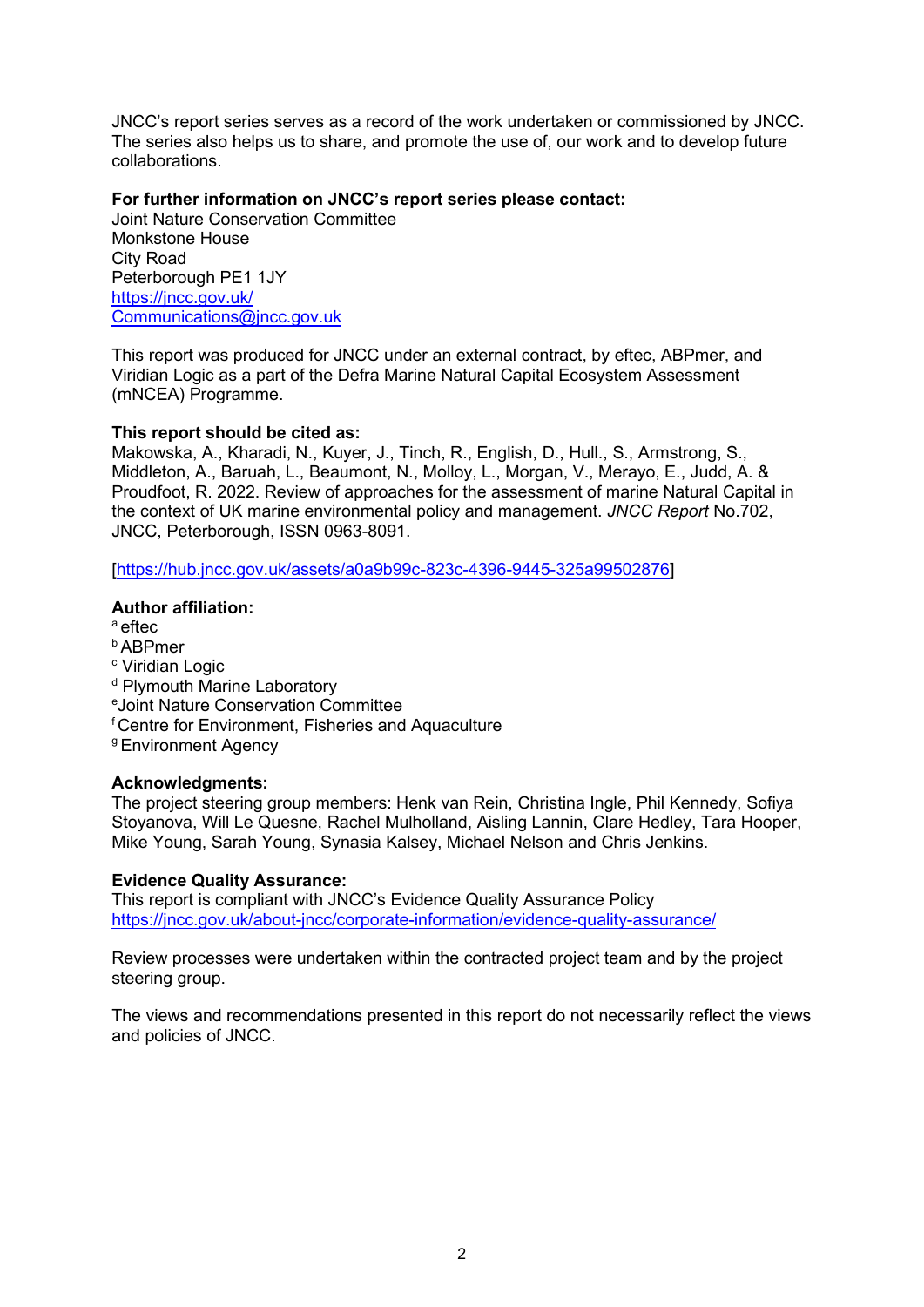JNCC's report series serves as a record of the work undertaken or commissioned by JNCC. The series also helps us to share, and promote the use of, our work and to develop future collaborations.

**For further information on JNCC's report series please contact:**
Joint Nature Conservation Committee
Monkstone House
City Road
Peterborough PE1 1JY
https://jncc.gov.uk/
Communications@jncc.gov.uk

This report was produced for JNCC under an external contract, by eftec, ABPmer, and Viridian Logic as a part of the Defra Marine Natural Capital Ecosystem Assessment (mNCEA) Programme.

**This report should be cited as:**
Makowska, A., Kharadi, N., Kuyer, J., Tinch, R., English, D., Hull., S., Armstrong, S., Middleton, A., Baruah, L., Beaumont, N., Molloy, L., Morgan, V., Merayo, E., Judd, A. & Proudfoot, R. 2022. Review of approaches for the assessment of marine Natural Capital in the context of UK marine environmental policy and management. *JNCC Report* No.702, JNCC, Peterborough, ISSN 0963-8091.

[https://hub.jncc.gov.uk/assets/a0a9b99c-823c-4396-9445-325a99502876]

**Author affiliation:**
[a] eftec
[b] ABPmer
[c] Viridian Logic
[d] Plymouth Marine Laboratory
[e] Joint Nature Conservation Committee
[f] Centre for Environment, Fisheries and Aquaculture
[g] Environment Agency

**Acknowledgments:**
The project steering group members: Henk van Rein, Christina Ingle, Phil Kennedy, Sofiya Stoyanova, Will Le Quesne, Rachel Mulholland, Aisling Lannin, Clare Hedley, Tara Hooper, Mike Young, Sarah Young, Synasia Kalsey, Michael Nelson and Chris Jenkins.

**Evidence Quality Assurance:**
This report is compliant with JNCC's Evidence Quality Assurance Policy
https://jncc.gov.uk/about-jncc/corporate-information/evidence-quality-assurance/

Review processes were undertaken within the contracted project team and by the project steering group.

The views and recommendations presented in this report do not necessarily reflect the views and policies of JNCC.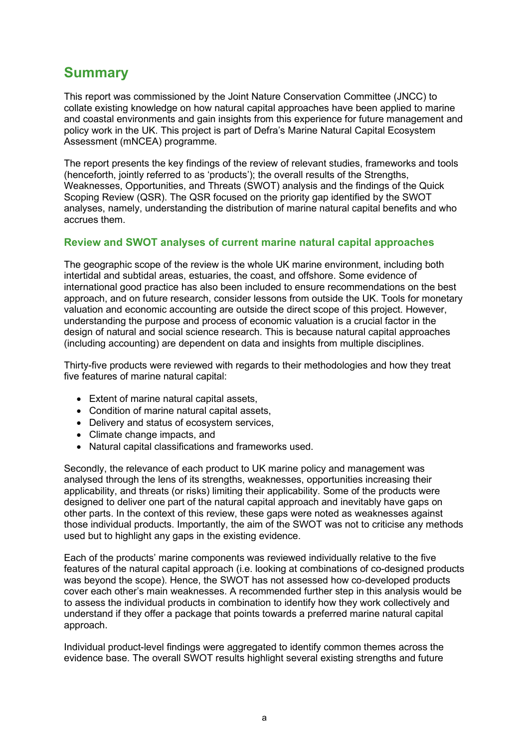## Summary

This report was commissioned by the Joint Nature Conservation Committee (JNCC) to collate existing knowledge on how natural capital approaches have been applied to marine and coastal environments and gain insights from this experience for future management and policy work in the UK. This project is part of Defra's Marine Natural Capital Ecosystem Assessment (mNCEA) programme.

The report presents the key findings of the review of relevant studies, frameworks and tools (henceforth, jointly referred to as 'products'); the overall results of the Strengths, Weaknesses, Opportunities, and Threats (SWOT) analysis and the findings of the Quick Scoping Review (QSR). The QSR focused on the priority gap identified by the SWOT analyses, namely, understanding the distribution of marine natural capital benefits and who accrues them.

### Review and SWOT analyses of current marine natural capital approaches

The geographic scope of the review is the whole UK marine environment, including both intertidal and subtidal areas, estuaries, the coast, and offshore. Some evidence of international good practice has also been included to ensure recommendations on the best approach, and on future research, consider lessons from outside the UK. Tools for monetary valuation and economic accounting are outside the direct scope of this project. However, understanding the purpose and process of economic valuation is a crucial factor in the design of natural and social science research. This is because natural capital approaches (including accounting) are dependent on data and insights from multiple disciplines.

Thirty-five products were reviewed with regards to their methodologies and how they treat five features of marine natural capital:

- Extent of marine natural capital assets,
- Condition of marine natural capital assets,
- Delivery and status of ecosystem services,
- Climate change impacts, and
- Natural capital classifications and frameworks used.

Secondly, the relevance of each product to UK marine policy and management was analysed through the lens of its strengths, weaknesses, opportunities increasing their applicability, and threats (or risks) limiting their applicability. Some of the products were designed to deliver one part of the natural capital approach and inevitably have gaps on other parts. In the context of this review, these gaps were noted as weaknesses against those individual products. Importantly, the aim of the SWOT was not to criticise any methods used but to highlight any gaps in the existing evidence.

Each of the products' marine components was reviewed individually relative to the five features of the natural capital approach (i.e. looking at combinations of co-designed products was beyond the scope). Hence, the SWOT has not assessed how co-developed products cover each other's main weaknesses. A recommended further step in this analysis would be to assess the individual products in combination to identify how they work collectively and understand if they offer a package that points towards a preferred marine natural capital approach.

Individual product-level findings were aggregated to identify common themes across the evidence base. The overall SWOT results highlight several existing strengths and future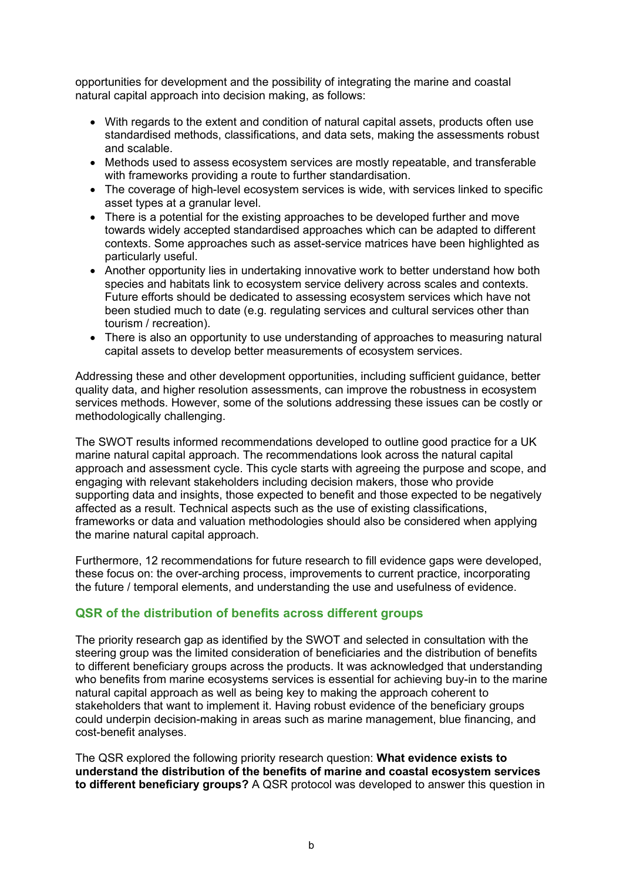opportunities for development and the possibility of integrating the marine and coastal natural capital approach into decision making, as follows:

- With regards to the extent and condition of natural capital assets, products often use standardised methods, classifications, and data sets, making the assessments robust and scalable.
- Methods used to assess ecosystem services are mostly repeatable, and transferable with frameworks providing a route to further standardisation.
- The coverage of high-level ecosystem services is wide, with services linked to specific asset types at a granular level.
- There is a potential for the existing approaches to be developed further and move towards widely accepted standardised approaches which can be adapted to different contexts. Some approaches such as asset-service matrices have been highlighted as particularly useful.
- Another opportunity lies in undertaking innovative work to better understand how both species and habitats link to ecosystem service delivery across scales and contexts. Future efforts should be dedicated to assessing ecosystem services which have not been studied much to date (e.g. regulating services and cultural services other than tourism / recreation).
- There is also an opportunity to use understanding of approaches to measuring natural capital assets to develop better measurements of ecosystem services.

Addressing these and other development opportunities, including sufficient guidance, better quality data, and higher resolution assessments, can improve the robustness in ecosystem services methods. However, some of the solutions addressing these issues can be costly or methodologically challenging.

The SWOT results informed recommendations developed to outline good practice for a UK marine natural capital approach. The recommendations look across the natural capital approach and assessment cycle. This cycle starts with agreeing the purpose and scope, and engaging with relevant stakeholders including decision makers, those who provide supporting data and insights, those expected to benefit and those expected to be negatively affected as a result. Technical aspects such as the use of existing classifications, frameworks or data and valuation methodologies should also be considered when applying the marine natural capital approach.

Furthermore, 12 recommendations for future research to fill evidence gaps were developed, these focus on: the over-arching process, improvements to current practice, incorporating the future / temporal elements, and understanding the use and usefulness of evidence.

## QSR of the distribution of benefits across different groups

The priority research gap as identified by the SWOT and selected in consultation with the steering group was the limited consideration of beneficiaries and the distribution of benefits to different beneficiary groups across the products. It was acknowledged that understanding who benefits from marine ecosystems services is essential for achieving buy-in to the marine natural capital approach as well as being key to making the approach coherent to stakeholders that want to implement it. Having robust evidence of the beneficiary groups could underpin decision-making in areas such as marine management, blue financing, and cost-benefit analyses.

The QSR explored the following priority research question: **What evidence exists to understand the distribution of the benefits of marine and coastal ecosystem services to different beneficiary groups?** A QSR protocol was developed to answer this question in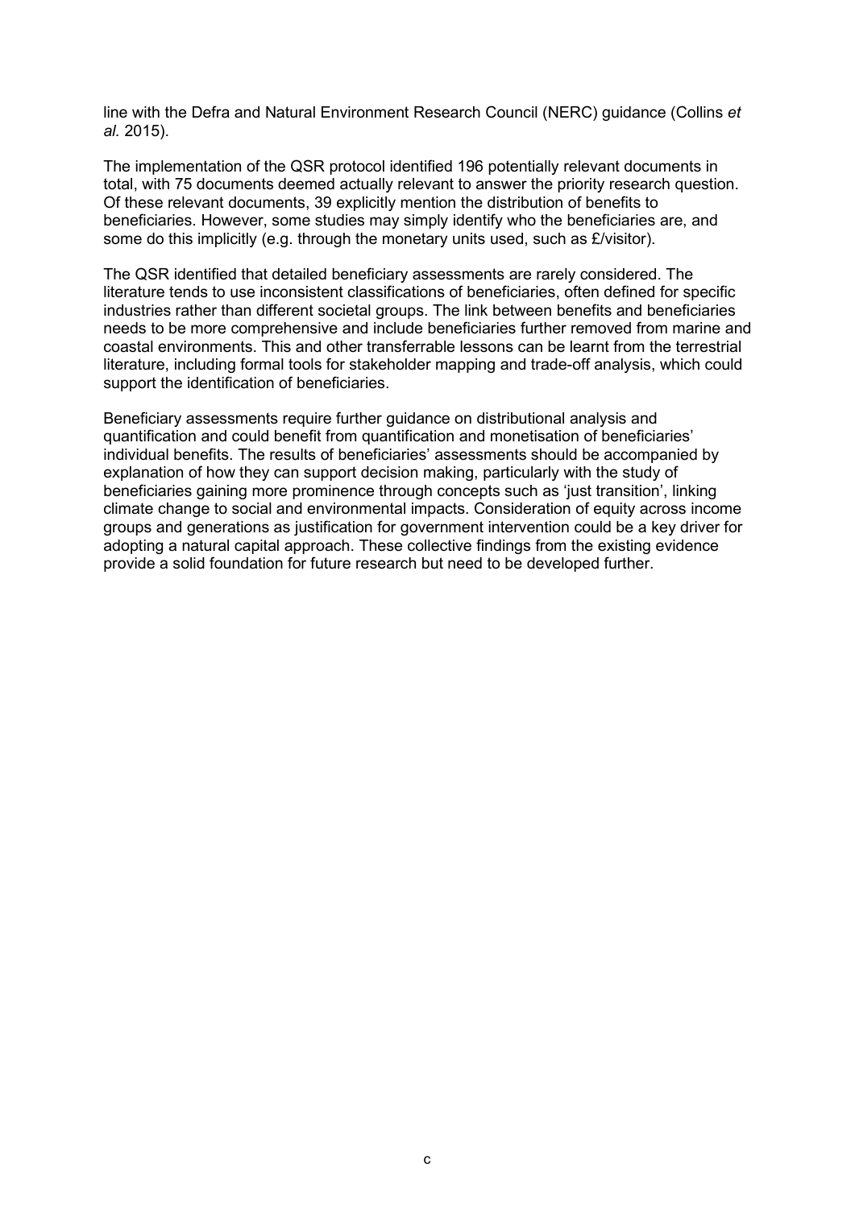line with the Defra and Natural Environment Research Council (NERC) guidance (Collins *et al.* 2015).

The implementation of the QSR protocol identified 196 potentially relevant documents in total, with 75 documents deemed actually relevant to answer the priority research question. Of these relevant documents, 39 explicitly mention the distribution of benefits to beneficiaries. However, some studies may simply identify who the beneficiaries are, and some do this implicitly (e.g. through the monetary units used, such as £/visitor).

The QSR identified that detailed beneficiary assessments are rarely considered. The literature tends to use inconsistent classifications of beneficiaries, often defined for specific industries rather than different societal groups. The link between benefits and beneficiaries needs to be more comprehensive and include beneficiaries further removed from marine and coastal environments. This and other transferrable lessons can be learnt from the terrestrial literature, including formal tools for stakeholder mapping and trade-off analysis, which could support the identification of beneficiaries.

Beneficiary assessments require further guidance on distributional analysis and quantification and could benefit from quantification and monetisation of beneficiaries' individual benefits. The results of beneficiaries' assessments should be accompanied by explanation of how they can support decision making, particularly with the study of beneficiaries gaining more prominence through concepts such as 'just transition', linking climate change to social and environmental impacts. Consideration of equity across income groups and generations as justification for government intervention could be a key driver for adopting a natural capital approach. These collective findings from the existing evidence provide a solid foundation for future research but need to be developed further.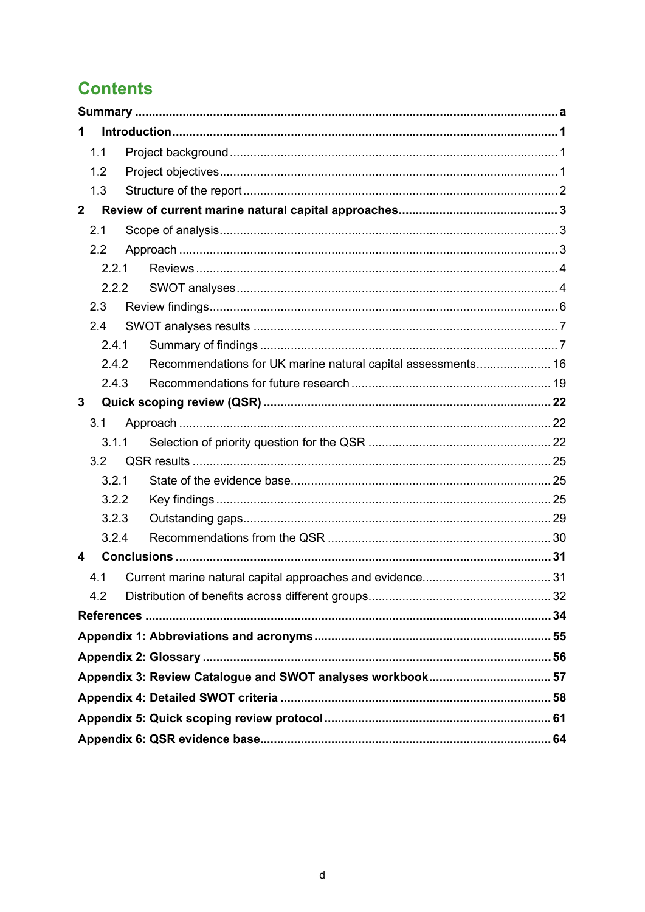# Contents

**Summary** ..... a

**1 Introduction** ..... 1

- 1.1 Project background ..... 1
- 1.2 Project objectives ..... 1
- 1.3 Structure of the report ..... 2

**2 Review of current marine natural capital approaches** ..... 3

- 2.1 Scope of analysis ..... 3
- 2.2 Approach ..... 3
  - 2.2.1 Reviews ..... 4
  - 2.2.2 SWOT analyses ..... 4
- 2.3 Review findings ..... 6
- 2.4 SWOT analyses results ..... 7
  - 2.4.1 Summary of findings ..... 7
  - 2.4.2 Recommendations for UK marine natural capital assessments ..... 16
  - 2.4.3 Recommendations for future research ..... 19

**3 Quick scoping review (QSR)** ..... 22

- 3.1 Approach ..... 22
  - 3.1.1 Selection of priority question for the QSR ..... 22
- 3.2 QSR results ..... 25
  - 3.2.1 State of the evidence base ..... 25
  - 3.2.2 Key findings ..... 25
  - 3.2.3 Outstanding gaps ..... 29
  - 3.2.4 Recommendations from the QSR ..... 30

**4 Conclusions** ..... 31

- 4.1 Current marine natural capital approaches and evidence ..... 31
- 4.2 Distribution of benefits across different groups ..... 32

**References** ..... 34

**Appendix 1: Abbreviations and acronyms** ..... 55

**Appendix 2: Glossary** ..... 56

**Appendix 3: Review Catalogue and SWOT analyses workbook** ..... 57

**Appendix 4: Detailed SWOT criteria** ..... 58

**Appendix 5: Quick scoping review protocol** ..... 61

**Appendix 6: QSR evidence base** ..... 64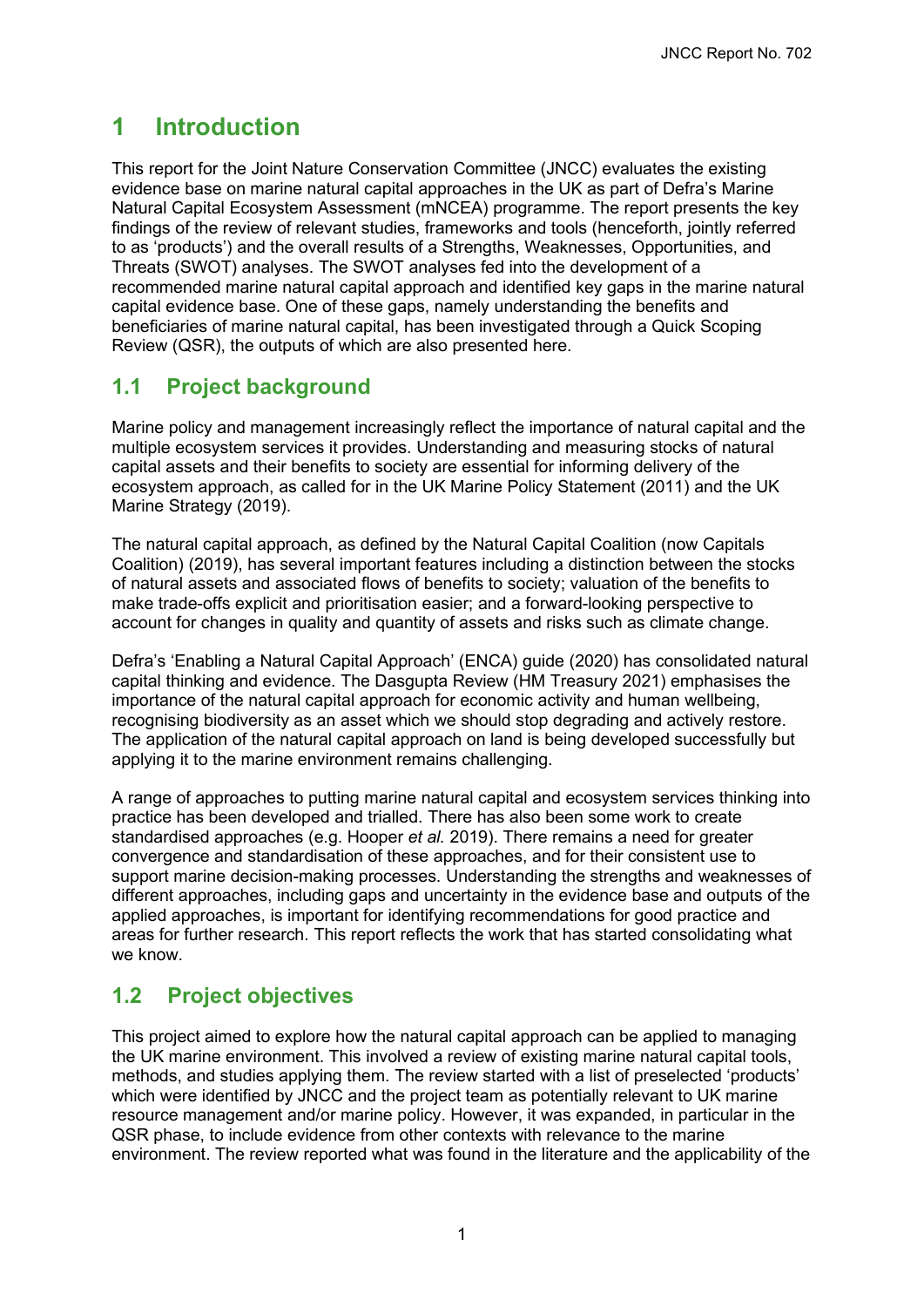# 1 Introduction

This report for the Joint Nature Conservation Committee (JNCC) evaluates the existing evidence base on marine natural capital approaches in the UK as part of Defra's Marine Natural Capital Ecosystem Assessment (mNCEA) programme. The report presents the key findings of the review of relevant studies, frameworks and tools (henceforth, jointly referred to as 'products') and the overall results of a Strengths, Weaknesses, Opportunities, and Threats (SWOT) analyses. The SWOT analyses fed into the development of a recommended marine natural capital approach and identified key gaps in the marine natural capital evidence base. One of these gaps, namely understanding the benefits and beneficiaries of marine natural capital, has been investigated through a Quick Scoping Review (QSR), the outputs of which are also presented here.

## 1.1 Project background

Marine policy and management increasingly reflect the importance of natural capital and the multiple ecosystem services it provides. Understanding and measuring stocks of natural capital assets and their benefits to society are essential for informing delivery of the ecosystem approach, as called for in the UK Marine Policy Statement (2011) and the UK Marine Strategy (2019).

The natural capital approach, as defined by the Natural Capital Coalition (now Capitals Coalition) (2019), has several important features including a distinction between the stocks of natural assets and associated flows of benefits to society; valuation of the benefits to make trade-offs explicit and prioritisation easier; and a forward-looking perspective to account for changes in quality and quantity of assets and risks such as climate change.

Defra's 'Enabling a Natural Capital Approach' (ENCA) guide (2020) has consolidated natural capital thinking and evidence. The Dasgupta Review (HM Treasury 2021) emphasises the importance of the natural capital approach for economic activity and human wellbeing, recognising biodiversity as an asset which we should stop degrading and actively restore. The application of the natural capital approach on land is being developed successfully but applying it to the marine environment remains challenging.

A range of approaches to putting marine natural capital and ecosystem services thinking into practice has been developed and trialled. There has also been some work to create standardised approaches (e.g. Hooper *et al.* 2019). There remains a need for greater convergence and standardisation of these approaches, and for their consistent use to support marine decision-making processes. Understanding the strengths and weaknesses of different approaches, including gaps and uncertainty in the evidence base and outputs of the applied approaches, is important for identifying recommendations for good practice and areas for further research. This report reflects the work that has started consolidating what we know.

## 1.2 Project objectives

This project aimed to explore how the natural capital approach can be applied to managing the UK marine environment. This involved a review of existing marine natural capital tools, methods, and studies applying them. The review started with a list of preselected 'products' which were identified by JNCC and the project team as potentially relevant to UK marine resource management and/or marine policy. However, it was expanded, in particular in the QSR phase, to include evidence from other contexts with relevance to the marine environment. The review reported what was found in the literature and the applicability of the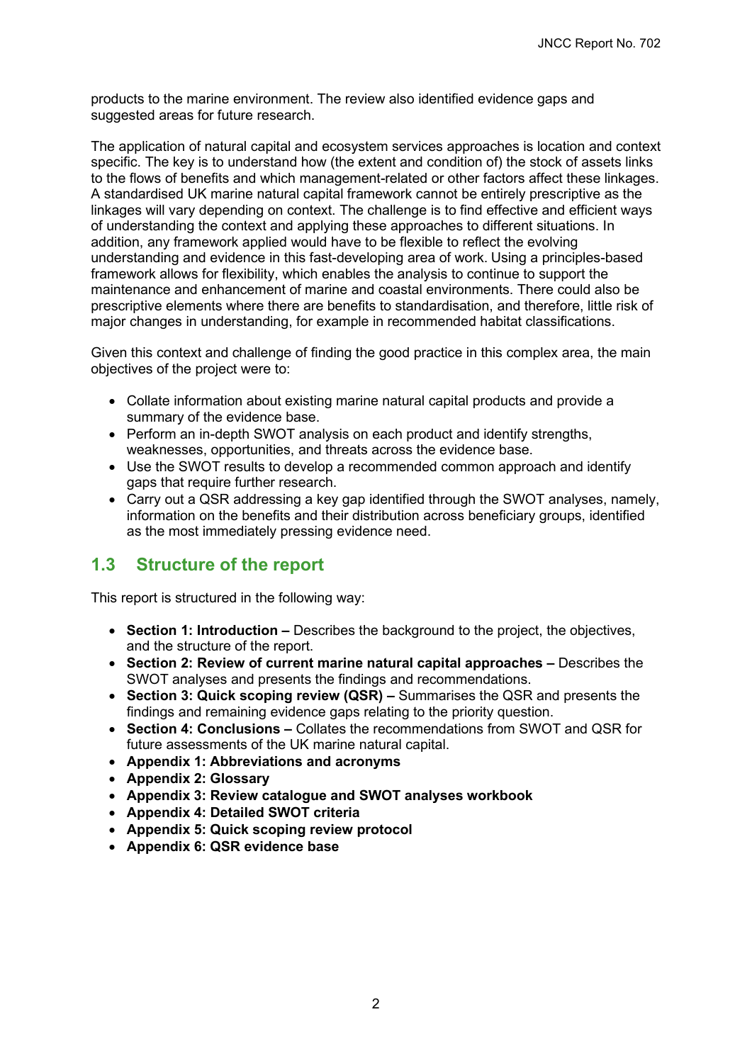products to the marine environment. The review also identified evidence gaps and suggested areas for future research.

The application of natural capital and ecosystem services approaches is location and context specific. The key is to understand how (the extent and condition of) the stock of assets links to the flows of benefits and which management-related or other factors affect these linkages. A standardised UK marine natural capital framework cannot be entirely prescriptive as the linkages will vary depending on context. The challenge is to find effective and efficient ways of understanding the context and applying these approaches to different situations. In addition, any framework applied would have to be flexible to reflect the evolving understanding and evidence in this fast-developing area of work. Using a principles-based framework allows for flexibility, which enables the analysis to continue to support the maintenance and enhancement of marine and coastal environments. There could also be prescriptive elements where there are benefits to standardisation, and therefore, little risk of major changes in understanding, for example in recommended habitat classifications.

Given this context and challenge of finding the good practice in this complex area, the main objectives of the project were to:

- Collate information about existing marine natural capital products and provide a summary of the evidence base.
- Perform an in-depth SWOT analysis on each product and identify strengths, weaknesses, opportunities, and threats across the evidence base.
- Use the SWOT results to develop a recommended common approach and identify gaps that require further research.
- Carry out a QSR addressing a key gap identified through the SWOT analyses, namely, information on the benefits and their distribution across beneficiary groups, identified as the most immediately pressing evidence need.

## 1.3 Structure of the report

This report is structured in the following way:

- **Section 1: Introduction –** Describes the background to the project, the objectives, and the structure of the report.
- **Section 2: Review of current marine natural capital approaches –** Describes the SWOT analyses and presents the findings and recommendations.
- **Section 3: Quick scoping review (QSR) –** Summarises the QSR and presents the findings and remaining evidence gaps relating to the priority question.
- **Section 4: Conclusions –** Collates the recommendations from SWOT and QSR for future assessments of the UK marine natural capital.
- **Appendix 1: Abbreviations and acronyms**
- **Appendix 2: Glossary**
- **Appendix 3: Review catalogue and SWOT analyses workbook**
- **Appendix 4: Detailed SWOT criteria**
- **Appendix 5: Quick scoping review protocol**
- **Appendix 6: QSR evidence base**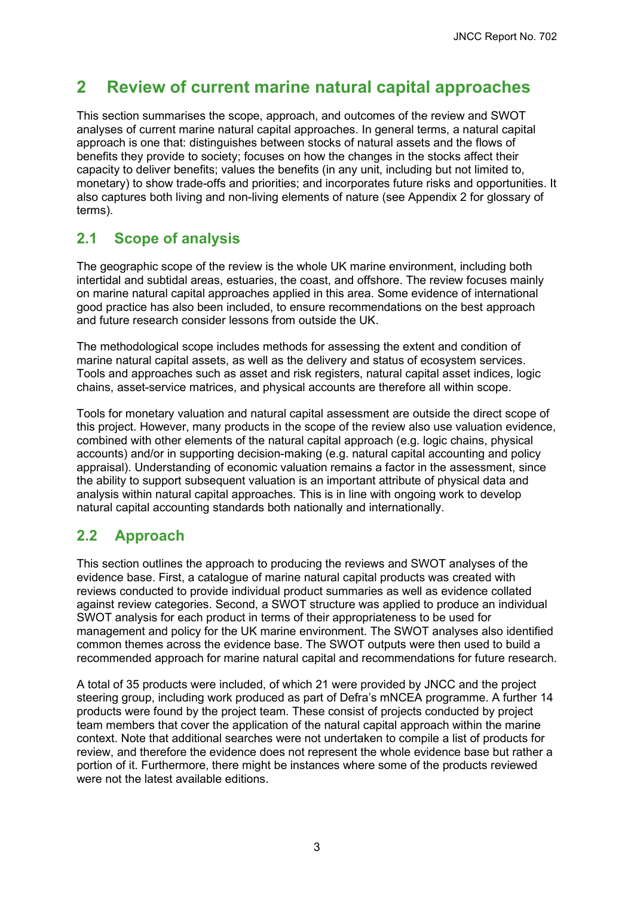# 2 Review of current marine natural capital approaches

This section summarises the scope, approach, and outcomes of the review and SWOT analyses of current marine natural capital approaches. In general terms, a natural capital approach is one that: distinguishes between stocks of natural assets and the flows of benefits they provide to society; focuses on how the changes in the stocks affect their capacity to deliver benefits; values the benefits (in any unit, including but not limited to, monetary) to show trade-offs and priorities; and incorporates future risks and opportunities. It also captures both living and non-living elements of nature (see Appendix 2 for glossary of terms).

## 2.1 Scope of analysis

The geographic scope of the review is the whole UK marine environment, including both intertidal and subtidal areas, estuaries, the coast, and offshore. The review focuses mainly on marine natural capital approaches applied in this area. Some evidence of international good practice has also been included, to ensure recommendations on the best approach and future research consider lessons from outside the UK.

The methodological scope includes methods for assessing the extent and condition of marine natural capital assets, as well as the delivery and status of ecosystem services. Tools and approaches such as asset and risk registers, natural capital asset indices, logic chains, asset-service matrices, and physical accounts are therefore all within scope.

Tools for monetary valuation and natural capital assessment are outside the direct scope of this project. However, many products in the scope of the review also use valuation evidence, combined with other elements of the natural capital approach (e.g. logic chains, physical accounts) and/or in supporting decision-making (e.g. natural capital accounting and policy appraisal). Understanding of economic valuation remains a factor in the assessment, since the ability to support subsequent valuation is an important attribute of physical data and analysis within natural capital approaches. This is in line with ongoing work to develop natural capital accounting standards both nationally and internationally.

## 2.2 Approach

This section outlines the approach to producing the reviews and SWOT analyses of the evidence base. First, a catalogue of marine natural capital products was created with reviews conducted to provide individual product summaries as well as evidence collated against review categories. Second, a SWOT structure was applied to produce an individual SWOT analysis for each product in terms of their appropriateness to be used for management and policy for the UK marine environment. The SWOT analyses also identified common themes across the evidence base. The SWOT outputs were then used to build a recommended approach for marine natural capital and recommendations for future research.

A total of 35 products were included, of which 21 were provided by JNCC and the project steering group, including work produced as part of Defra's mNCEA programme. A further 14 products were found by the project team. These consist of projects conducted by project team members that cover the application of the natural capital approach within the marine context. Note that additional searches were not undertaken to compile a list of products for review, and therefore the evidence does not represent the whole evidence base but rather a portion of it. Furthermore, there might be instances where some of the products reviewed were not the latest available editions.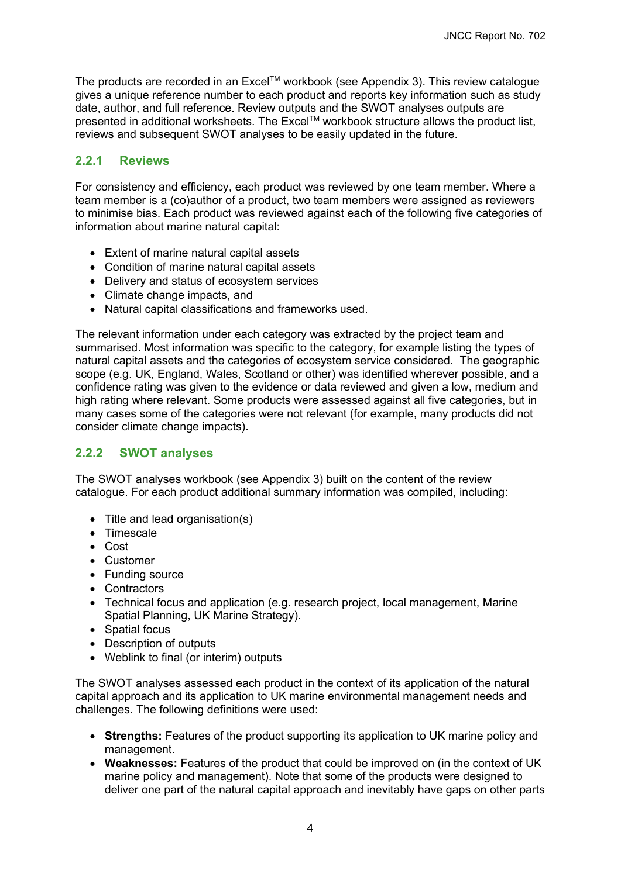The products are recorded in an Excel™ workbook (see Appendix 3). This review catalogue gives a unique reference number to each product and reports key information such as study date, author, and full reference. Review outputs and the SWOT analyses outputs are presented in additional worksheets. The Excel™ workbook structure allows the product list, reviews and subsequent SWOT analyses to be easily updated in the future.

### 2.2.1 Reviews

For consistency and efficiency, each product was reviewed by one team member. Where a team member is a (co)author of a product, two team members were assigned as reviewers to minimise bias. Each product was reviewed against each of the following five categories of information about marine natural capital:

- Extent of marine natural capital assets
- Condition of marine natural capital assets
- Delivery and status of ecosystem services
- Climate change impacts, and
- Natural capital classifications and frameworks used.

The relevant information under each category was extracted by the project team and summarised. Most information was specific to the category, for example listing the types of natural capital assets and the categories of ecosystem service considered. The geographic scope (e.g. UK, England, Wales, Scotland or other) was identified wherever possible, and a confidence rating was given to the evidence or data reviewed and given a low, medium and high rating where relevant. Some products were assessed against all five categories, but in many cases some of the categories were not relevant (for example, many products did not consider climate change impacts).

### 2.2.2 SWOT analyses

The SWOT analyses workbook (see Appendix 3) built on the content of the review catalogue. For each product additional summary information was compiled, including:

- Title and lead organisation(s)
- Timescale
- Cost
- Customer
- Funding source
- Contractors
- Technical focus and application (e.g. research project, local management, Marine Spatial Planning, UK Marine Strategy).
- Spatial focus
- Description of outputs
- Weblink to final (or interim) outputs

The SWOT analyses assessed each product in the context of its application of the natural capital approach and its application to UK marine environmental management needs and challenges. The following definitions were used:

- **Strengths:** Features of the product supporting its application to UK marine policy and management.
- **Weaknesses:** Features of the product that could be improved on (in the context of UK marine policy and management). Note that some of the products were designed to deliver one part of the natural capital approach and inevitably have gaps on other parts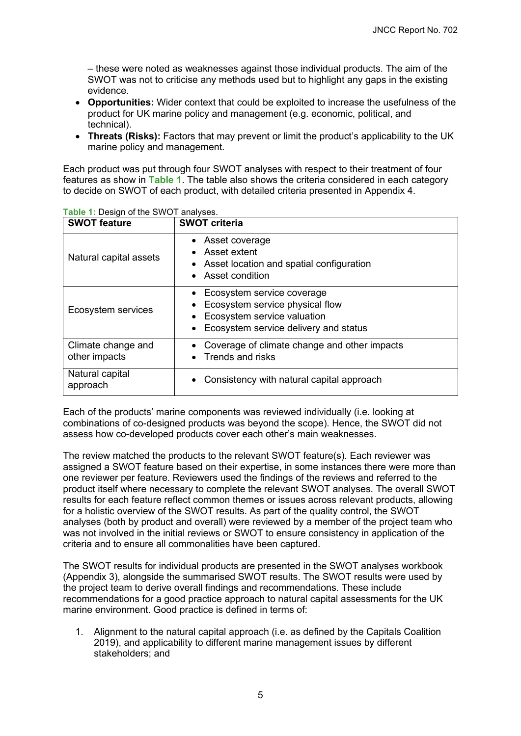– these were noted as weaknesses against those individual products. The aim of the SWOT was not to criticise any methods used but to highlight any gaps in the existing evidence.

- **Opportunities:** Wider context that could be exploited to increase the usefulness of the product for UK marine policy and management (e.g. economic, political, and technical).
- **Threats (Risks):** Factors that may prevent or limit the product's applicability to the UK marine policy and management.

Each product was put through four SWOT analyses with respect to their treatment of four features as show in **Table 1**. The table also shows the criteria considered in each category to decide on SWOT of each product, with detailed criteria presented in Appendix 4.

**Table 1:** Design of the SWOT analyses.

| SWOT feature | SWOT criteria |
|---|---|
| Natural capital assets | • Asset coverage<br>• Asset extent<br>• Asset location and spatial configuration<br>• Asset condition |
| Ecosystem services | • Ecosystem service coverage<br>• Ecosystem service physical flow<br>• Ecosystem service valuation<br>• Ecosystem service delivery and status |
| Climate change and other impacts | • Coverage of climate change and other impacts<br>• Trends and risks |
| Natural capital approach | • Consistency with natural capital approach |

Each of the products' marine components was reviewed individually (i.e. looking at combinations of co-designed products was beyond the scope). Hence, the SWOT did not assess how co-developed products cover each other's main weaknesses.

The review matched the products to the relevant SWOT feature(s). Each reviewer was assigned a SWOT feature based on their expertise, in some instances there were more than one reviewer per feature. Reviewers used the findings of the reviews and referred to the product itself where necessary to complete the relevant SWOT analyses. The overall SWOT results for each feature reflect common themes or issues across relevant products, allowing for a holistic overview of the SWOT results. As part of the quality control, the SWOT analyses (both by product and overall) were reviewed by a member of the project team who was not involved in the initial reviews or SWOT to ensure consistency in application of the criteria and to ensure all commonalities have been captured.

The SWOT results for individual products are presented in the SWOT analyses workbook (Appendix 3), alongside the summarised SWOT results. The SWOT results were used by the project team to derive overall findings and recommendations. These include recommendations for a good practice approach to natural capital assessments for the UK marine environment. Good practice is defined in terms of:

1. Alignment to the natural capital approach (i.e. as defined by the Capitals Coalition 2019), and applicability to different marine management issues by different stakeholders; and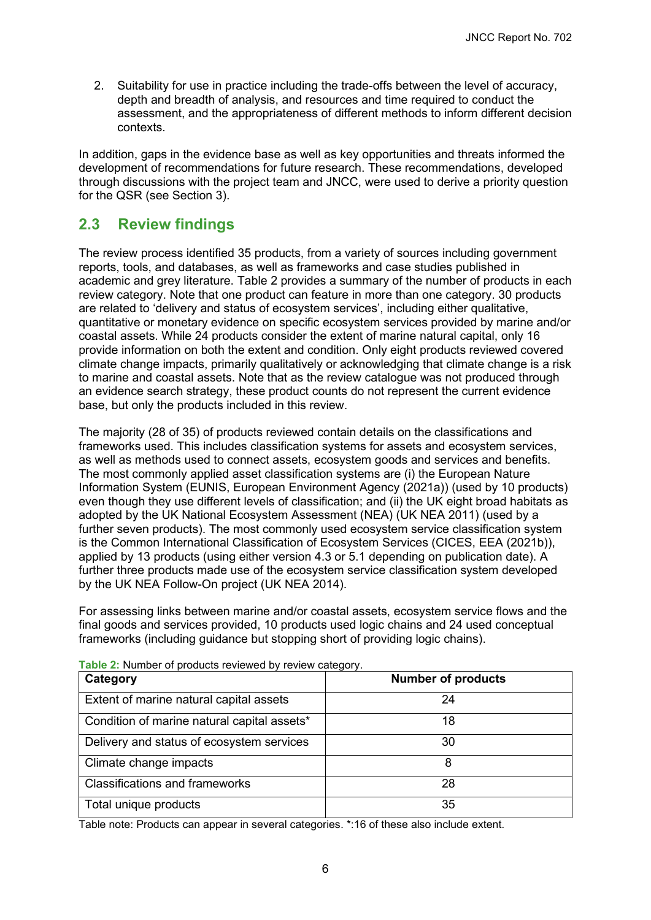2. Suitability for use in practice including the trade-offs between the level of accuracy, depth and breadth of analysis, and resources and time required to conduct the assessment, and the appropriateness of different methods to inform different decision contexts.

In addition, gaps in the evidence base as well as key opportunities and threats informed the development of recommendations for future research. These recommendations, developed through discussions with the project team and JNCC, were used to derive a priority question for the QSR (see Section 3).

## 2.3 Review findings

The review process identified 35 products, from a variety of sources including government reports, tools, and databases, as well as frameworks and case studies published in academic and grey literature. Table 2 provides a summary of the number of products in each review category. Note that one product can feature in more than one category. 30 products are related to 'delivery and status of ecosystem services', including either qualitative, quantitative or monetary evidence on specific ecosystem services provided by marine and/or coastal assets. While 24 products consider the extent of marine natural capital, only 16 provide information on both the extent and condition. Only eight products reviewed covered climate change impacts, primarily qualitatively or acknowledging that climate change is a risk to marine and coastal assets. Note that as the review catalogue was not produced through an evidence search strategy, these product counts do not represent the current evidence base, but only the products included in this review.

The majority (28 of 35) of products reviewed contain details on the classifications and frameworks used. This includes classification systems for assets and ecosystem services, as well as methods used to connect assets, ecosystem goods and services and benefits. The most commonly applied asset classification systems are (i) the European Nature Information System (EUNIS, European Environment Agency (2021a)) (used by 10 products) even though they use different levels of classification; and (ii) the UK eight broad habitats as adopted by the UK National Ecosystem Assessment (NEA) (UK NEA 2011) (used by a further seven products). The most commonly used ecosystem service classification system is the Common International Classification of Ecosystem Services (CICES, EEA (2021b)), applied by 13 products (using either version 4.3 or 5.1 depending on publication date). A further three products made use of the ecosystem service classification system developed by the UK NEA Follow-On project (UK NEA 2014).

For assessing links between marine and/or coastal assets, ecosystem service flows and the final goods and services provided, 10 products used logic chains and 24 used conceptual frameworks (including guidance but stopping short of providing logic chains).

**Table 2:** Number of products reviewed by review category.

| Category | Number of products |
|---|---|
| Extent of marine natural capital assets | 24 |
| Condition of marine natural capital assets* | 18 |
| Delivery and status of ecosystem services | 30 |
| Climate change impacts | 8 |
| Classifications and frameworks | 28 |
| Total unique products | 35 |

Table note: Products can appear in several categories. *:16 of these also include extent.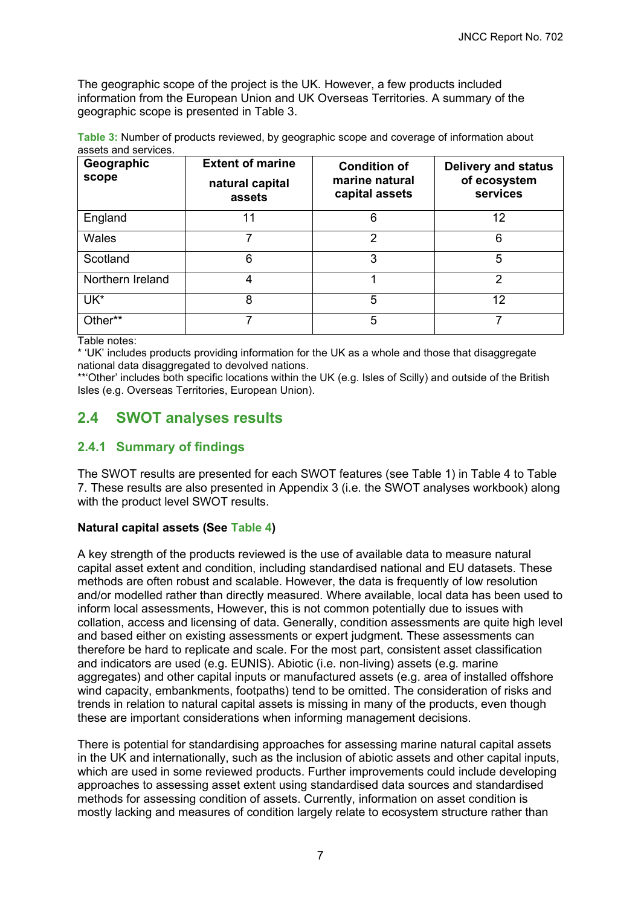The geographic scope of the project is the UK. However, a few products included information from the European Union and UK Overseas Territories. A summary of the geographic scope is presented in Table 3.

**Table 3:** Number of products reviewed, by geographic scope and coverage of information about assets and services.

| Geographic scope | Extent of marine natural capital assets | Condition of marine natural capital assets | Delivery and status of ecosystem services |
|---|---|---|---|
| England | 11 | 6 | 12 |
| Wales | 7 | 2 | 6 |
| Scotland | 6 | 3 | 5 |
| Northern Ireland | 4 | 1 | 2 |
| UK* | 8 | 5 | 12 |
| Other** | 7 | 5 | 7 |

Table notes:
* 'UK' includes products providing information for the UK as a whole and those that disaggregate national data disaggregated to devolved nations.
**'Other' includes both specific locations within the UK (e.g. Isles of Scilly) and outside of the British Isles (e.g. Overseas Territories, European Union).

## 2.4 SWOT analyses results

### 2.4.1 Summary of findings

The SWOT results are presented for each SWOT features (see Table 1) in Table 4 to Table 7. These results are also presented in Appendix 3 (i.e. the SWOT analyses workbook) along with the product level SWOT results.

**Natural capital assets (See Table 4)**

A key strength of the products reviewed is the use of available data to measure natural capital asset extent and condition, including standardised national and EU datasets. These methods are often robust and scalable. However, the data is frequently of low resolution and/or modelled rather than directly measured. Where available, local data has been used to inform local assessments, However, this is not common potentially due to issues with collation, access and licensing of data. Generally, condition assessments are quite high level and based either on existing assessments or expert judgment. These assessments can therefore be hard to replicate and scale. For the most part, consistent asset classification and indicators are used (e.g. EUNIS). Abiotic (i.e. non-living) assets (e.g. marine aggregates) and other capital inputs or manufactured assets (e.g. area of installed offshore wind capacity, embankments, footpaths) tend to be omitted. The consideration of risks and trends in relation to natural capital assets is missing in many of the products, even though these are important considerations when informing management decisions.

There is potential for standardising approaches for assessing marine natural capital assets in the UK and internationally, such as the inclusion of abiotic assets and other capital inputs, which are used in some reviewed products. Further improvements could include developing approaches to assessing asset extent using standardised data sources and standardised methods for assessing condition of assets. Currently, information on asset condition is mostly lacking and measures of condition largely relate to ecosystem structure rather than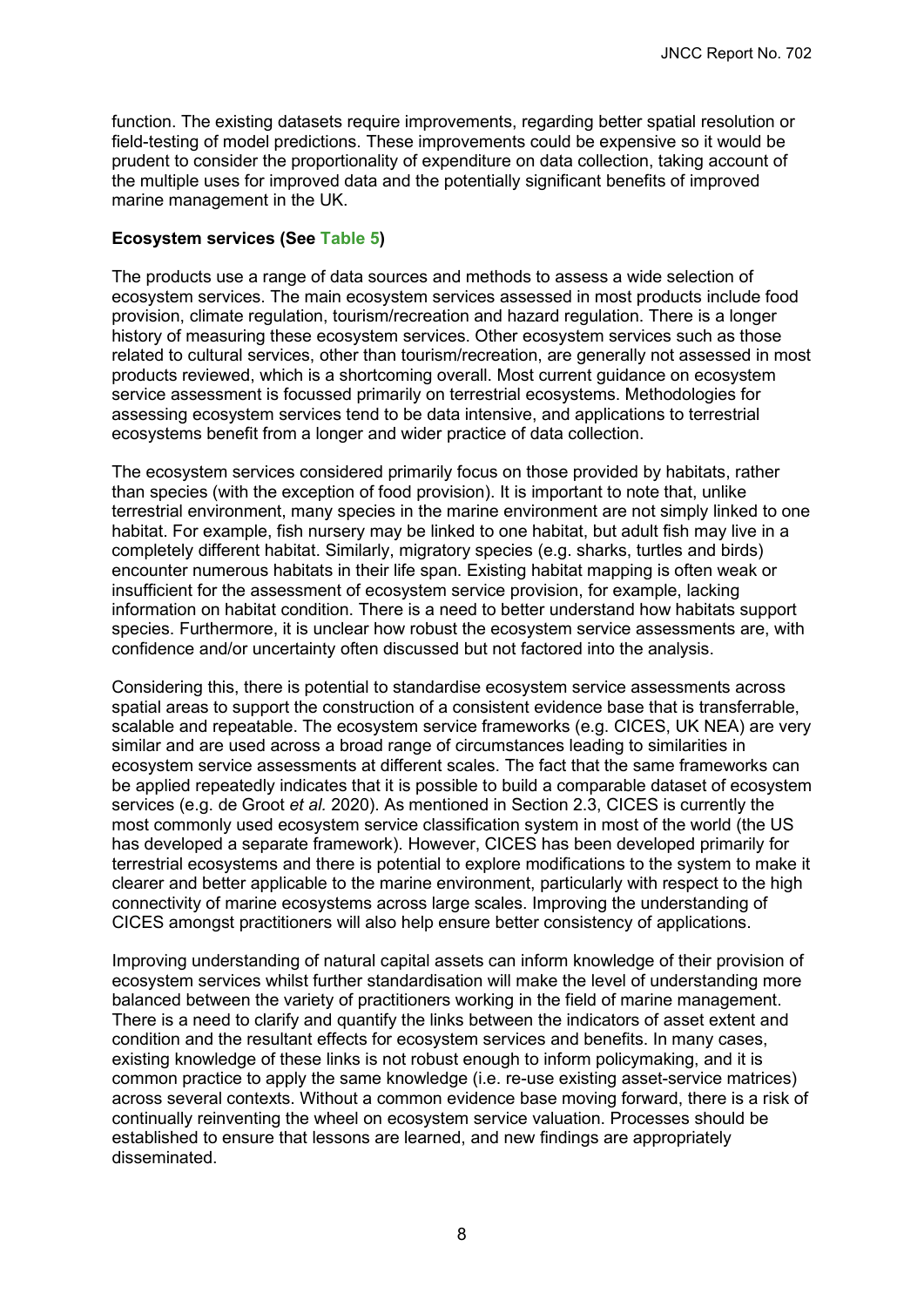function. The existing datasets require improvements, regarding better spatial resolution or field-testing of model predictions. These improvements could be expensive so it would be prudent to consider the proportionality of expenditure on data collection, taking account of the multiple uses for improved data and the potentially significant benefits of improved marine management in the UK.

**Ecosystem services (See Table 5)**

The products use a range of data sources and methods to assess a wide selection of ecosystem services. The main ecosystem services assessed in most products include food provision, climate regulation, tourism/recreation and hazard regulation. There is a longer history of measuring these ecosystem services. Other ecosystem services such as those related to cultural services, other than tourism/recreation, are generally not assessed in most products reviewed, which is a shortcoming overall. Most current guidance on ecosystem service assessment is focussed primarily on terrestrial ecosystems. Methodologies for assessing ecosystem services tend to be data intensive, and applications to terrestrial ecosystems benefit from a longer and wider practice of data collection.

The ecosystem services considered primarily focus on those provided by habitats, rather than species (with the exception of food provision). It is important to note that, unlike terrestrial environment, many species in the marine environment are not simply linked to one habitat. For example, fish nursery may be linked to one habitat, but adult fish may live in a completely different habitat. Similarly, migratory species (e.g. sharks, turtles and birds) encounter numerous habitats in their life span. Existing habitat mapping is often weak or insufficient for the assessment of ecosystem service provision, for example, lacking information on habitat condition. There is a need to better understand how habitats support species. Furthermore, it is unclear how robust the ecosystem service assessments are, with confidence and/or uncertainty often discussed but not factored into the analysis.

Considering this, there is potential to standardise ecosystem service assessments across spatial areas to support the construction of a consistent evidence base that is transferrable, scalable and repeatable. The ecosystem service frameworks (e.g. CICES, UK NEA) are very similar and are used across a broad range of circumstances leading to similarities in ecosystem service assessments at different scales. The fact that the same frameworks can be applied repeatedly indicates that it is possible to build a comparable dataset of ecosystem services (e.g. de Groot *et al.* 2020). As mentioned in Section 2.3, CICES is currently the most commonly used ecosystem service classification system in most of the world (the US has developed a separate framework). However, CICES has been developed primarily for terrestrial ecosystems and there is potential to explore modifications to the system to make it clearer and better applicable to the marine environment, particularly with respect to the high connectivity of marine ecosystems across large scales. Improving the understanding of CICES amongst practitioners will also help ensure better consistency of applications.

Improving understanding of natural capital assets can inform knowledge of their provision of ecosystem services whilst further standardisation will make the level of understanding more balanced between the variety of practitioners working in the field of marine management. There is a need to clarify and quantify the links between the indicators of asset extent and condition and the resultant effects for ecosystem services and benefits. In many cases, existing knowledge of these links is not robust enough to inform policymaking, and it is common practice to apply the same knowledge (i.e. re-use existing asset-service matrices) across several contexts. Without a common evidence base moving forward, there is a risk of continually reinventing the wheel on ecosystem service valuation. Processes should be established to ensure that lessons are learned, and new findings are appropriately disseminated.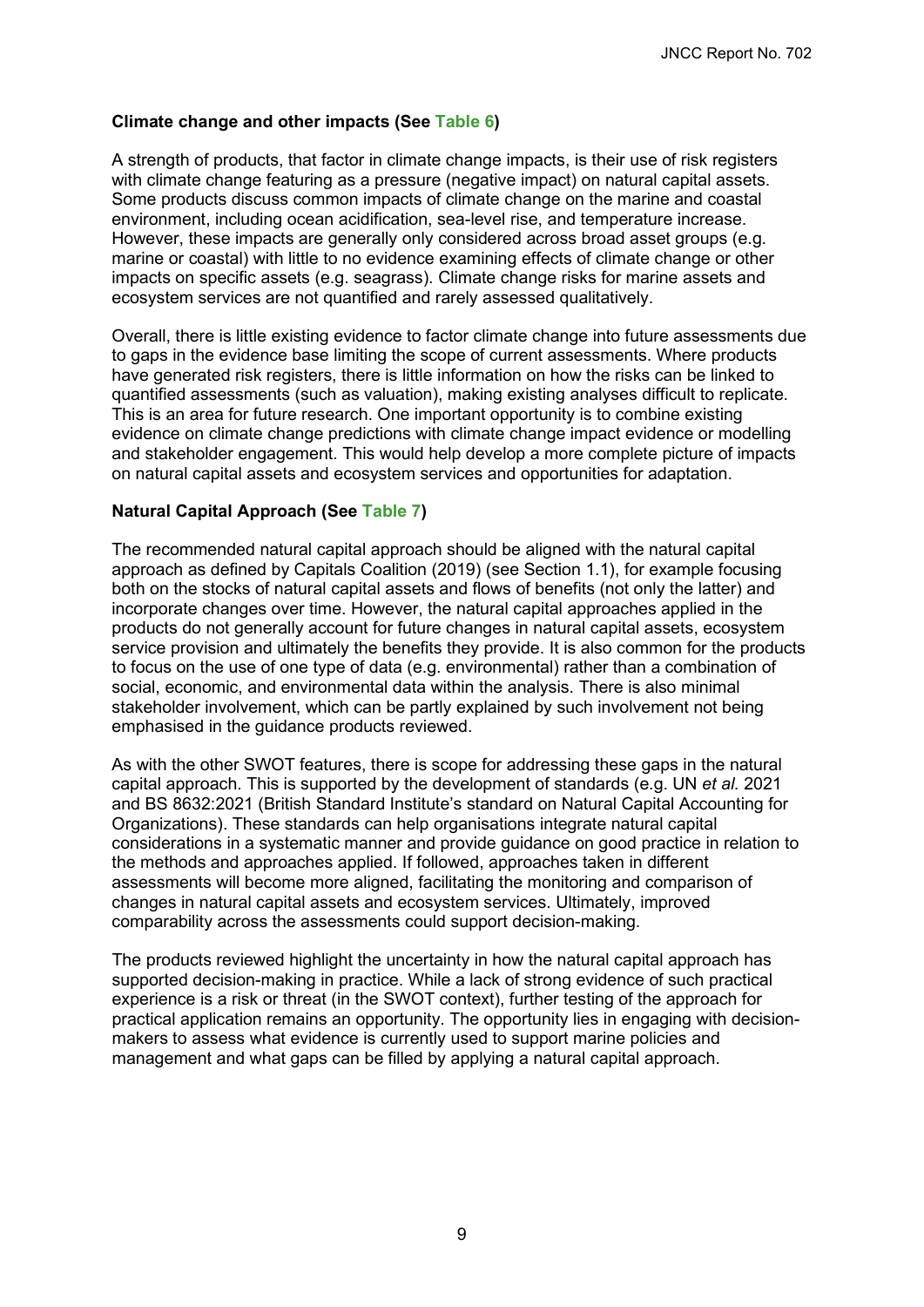**Climate change and other impacts (See Table 6)**

A strength of products, that factor in climate change impacts, is their use of risk registers with climate change featuring as a pressure (negative impact) on natural capital assets. Some products discuss common impacts of climate change on the marine and coastal environment, including ocean acidification, sea-level rise, and temperature increase. However, these impacts are generally only considered across broad asset groups (e.g. marine or coastal) with little to no evidence examining effects of climate change or other impacts on specific assets (e.g. seagrass). Climate change risks for marine assets and ecosystem services are not quantified and rarely assessed qualitatively.

Overall, there is little existing evidence to factor climate change into future assessments due to gaps in the evidence base limiting the scope of current assessments. Where products have generated risk registers, there is little information on how the risks can be linked to quantified assessments (such as valuation), making existing analyses difficult to replicate. This is an area for future research. One important opportunity is to combine existing evidence on climate change predictions with climate change impact evidence or modelling and stakeholder engagement. This would help develop a more complete picture of impacts on natural capital assets and ecosystem services and opportunities for adaptation.

**Natural Capital Approach (See Table 7)**

The recommended natural capital approach should be aligned with the natural capital approach as defined by Capitals Coalition (2019) (see Section 1.1), for example focusing both on the stocks of natural capital assets and flows of benefits (not only the latter) and incorporate changes over time. However, the natural capital approaches applied in the products do not generally account for future changes in natural capital assets, ecosystem service provision and ultimately the benefits they provide. It is also common for the products to focus on the use of one type of data (e.g. environmental) rather than a combination of social, economic, and environmental data within the analysis. There is also minimal stakeholder involvement, which can be partly explained by such involvement not being emphasised in the guidance products reviewed.

As with the other SWOT features, there is scope for addressing these gaps in the natural capital approach. This is supported by the development of standards (e.g. UN *et al.* 2021 and BS 8632:2021 (British Standard Institute's standard on Natural Capital Accounting for Organizations). These standards can help organisations integrate natural capital considerations in a systematic manner and provide guidance on good practice in relation to the methods and approaches applied. If followed, approaches taken in different assessments will become more aligned, facilitating the monitoring and comparison of changes in natural capital assets and ecosystem services. Ultimately, improved comparability across the assessments could support decision-making.

The products reviewed highlight the uncertainty in how the natural capital approach has supported decision-making in practice. While a lack of strong evidence of such practical experience is a risk or threat (in the SWOT context), further testing of the approach for practical application remains an opportunity. The opportunity lies in engaging with decision-makers to assess what evidence is currently used to support marine policies and management and what gaps can be filled by applying a natural capital approach.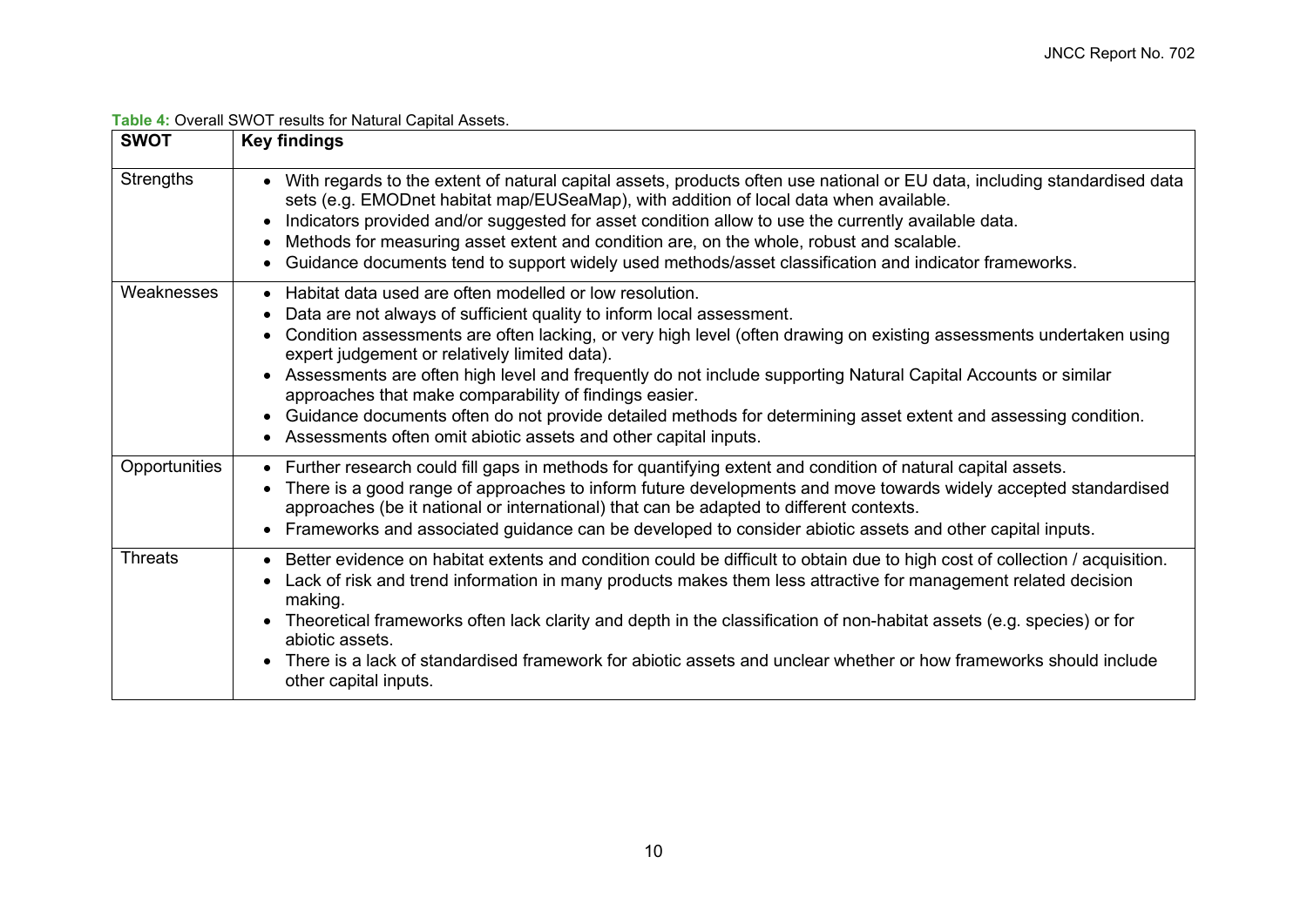**Table 4:** Overall SWOT results for Natural Capital Assets.

| SWOT | Key findings |
|---|---|
| Strengths | • With regards to the extent of natural capital assets, products often use national or EU data, including standardised data sets (e.g. EMODnet habitat map/EUSeaMap), with addition of local data when available.<br>• Indicators provided and/or suggested for asset condition allow to use the currently available data.<br>• Methods for measuring asset extent and condition are, on the whole, robust and scalable.<br>• Guidance documents tend to support widely used methods/asset classification and indicator frameworks. |
| Weaknesses | • Habitat data used are often modelled or low resolution.<br>• Data are not always of sufficient quality to inform local assessment.<br>• Condition assessments are often lacking, or very high level (often drawing on existing assessments undertaken using expert judgement or relatively limited data).<br>• Assessments are often high level and frequently do not include supporting Natural Capital Accounts or similar approaches that make comparability of findings easier.<br>• Guidance documents often do not provide detailed methods for determining asset extent and assessing condition.<br>• Assessments often omit abiotic assets and other capital inputs. |
| Opportunities | • Further research could fill gaps in methods for quantifying extent and condition of natural capital assets.<br>• There is a good range of approaches to inform future developments and move towards widely accepted standardised approaches (be it national or international) that can be adapted to different contexts.<br>• Frameworks and associated guidance can be developed to consider abiotic assets and other capital inputs. |
| Threats | • Better evidence on habitat extents and condition could be difficult to obtain due to high cost of collection / acquisition.<br>• Lack of risk and trend information in many products makes them less attractive for management related decision making.<br>• Theoretical frameworks often lack clarity and depth in the classification of non-habitat assets (e.g. species) or for abiotic assets.<br>• There is a lack of standardised framework for abiotic assets and unclear whether or how frameworks should include other capital inputs. |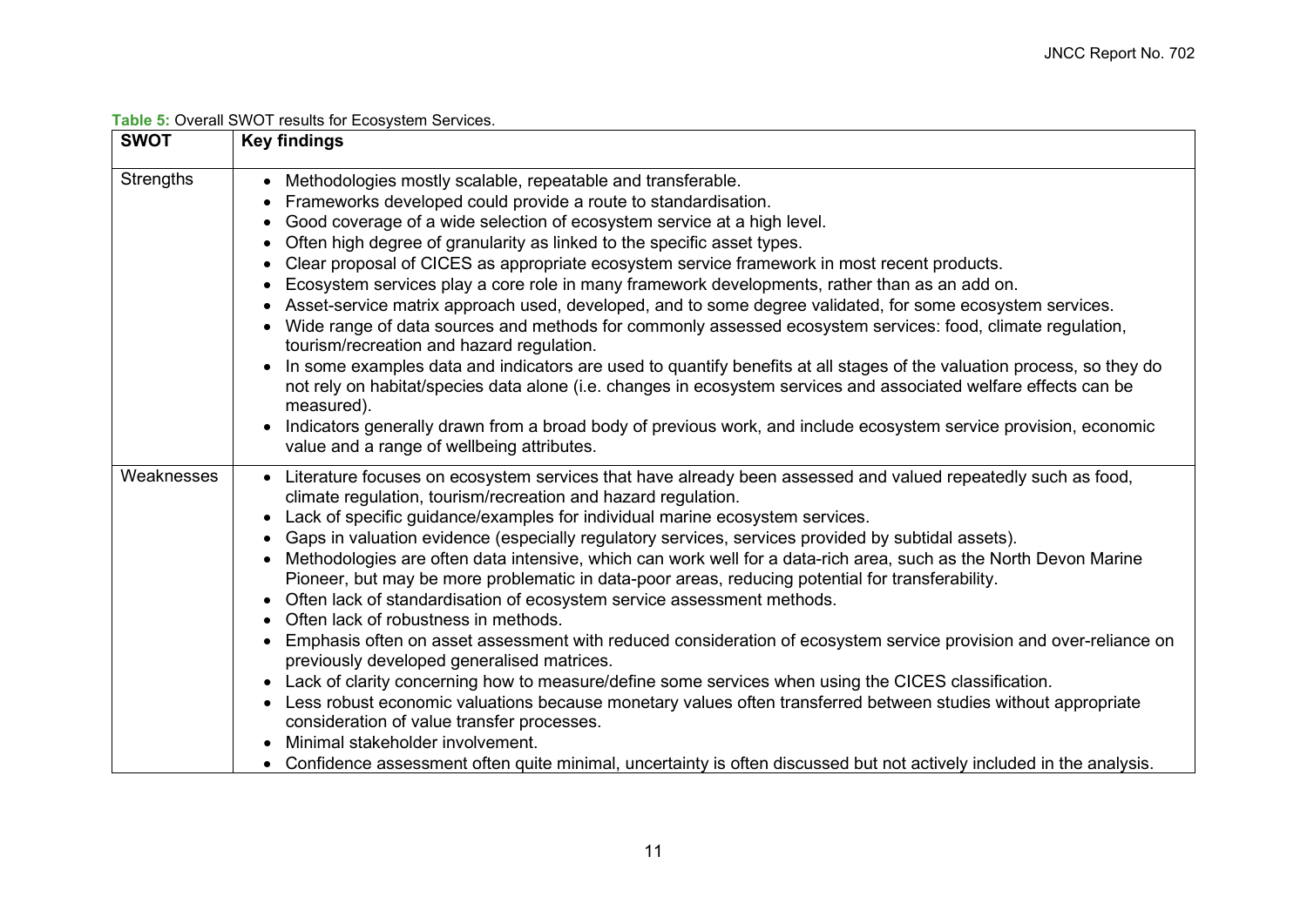**Table 5:** Overall SWOT results for Ecosystem Services.

| SWOT | Key findings |
|---|---|
| Strengths | • Methodologies mostly scalable, repeatable and transferable.<br>• Frameworks developed could provide a route to standardisation.<br>• Good coverage of a wide selection of ecosystem service at a high level.<br>• Often high degree of granularity as linked to the specific asset types.<br>• Clear proposal of CICES as appropriate ecosystem service framework in most recent products.<br>• Ecosystem services play a core role in many framework developments, rather than as an add on.<br>• Asset-service matrix approach used, developed, and to some degree validated, for some ecosystem services.<br>• Wide range of data sources and methods for commonly assessed ecosystem services: food, climate regulation, tourism/recreation and hazard regulation.<br>• In some examples data and indicators are used to quantify benefits at all stages of the valuation process, so they do not rely on habitat/species data alone (i.e. changes in ecosystem services and associated welfare effects can be measured).<br>• Indicators generally drawn from a broad body of previous work, and include ecosystem service provision, economic value and a range of wellbeing attributes. |
| Weaknesses | • Literature focuses on ecosystem services that have already been assessed and valued repeatedly such as food, climate regulation, tourism/recreation and hazard regulation.<br>• Lack of specific guidance/examples for individual marine ecosystem services.<br>• Gaps in valuation evidence (especially regulatory services, services provided by subtidal assets).<br>• Methodologies are often data intensive, which can work well for a data-rich area, such as the North Devon Marine Pioneer, but may be more problematic in data-poor areas, reducing potential for transferability.<br>• Often lack of standardisation of ecosystem service assessment methods.<br>• Often lack of robustness in methods.<br>• Emphasis often on asset assessment with reduced consideration of ecosystem service provision and over-reliance on previously developed generalised matrices.<br>• Lack of clarity concerning how to measure/define some services when using the CICES classification.<br>• Less robust economic valuations because monetary values often transferred between studies without appropriate consideration of value transfer processes.<br>• Minimal stakeholder involvement.<br>• Confidence assessment often quite minimal, uncertainty is often discussed but not actively included in the analysis. |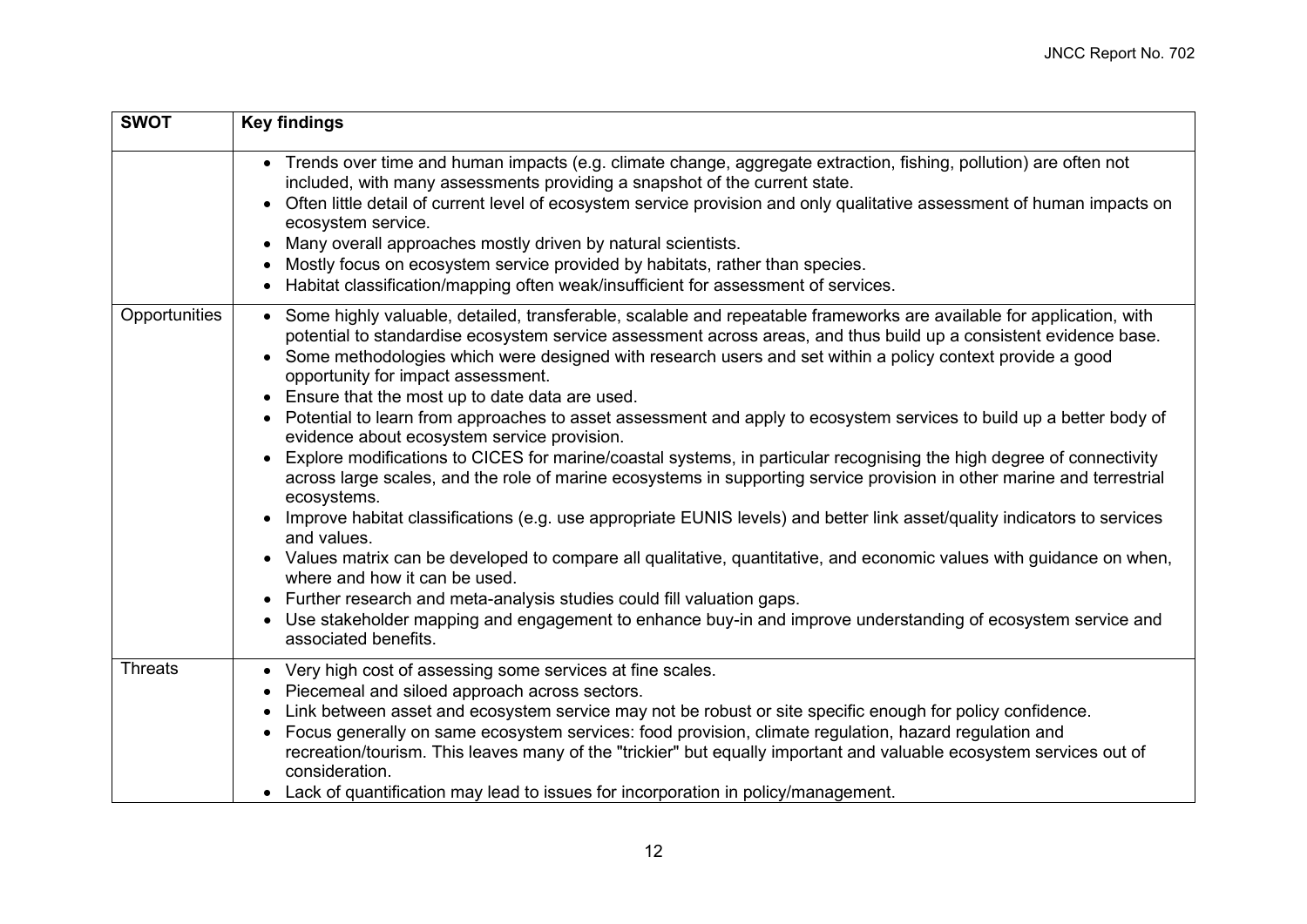| SWOT | Key findings |
|---|---|
| | • Trends over time and human impacts (e.g. climate change, aggregate extraction, fishing, pollution) are often not included, with many assessments providing a snapshot of the current state.<br>• Often little detail of current level of ecosystem service provision and only qualitative assessment of human impacts on ecosystem service.<br>• Many overall approaches mostly driven by natural scientists.<br>• Mostly focus on ecosystem service provided by habitats, rather than species.<br>• Habitat classification/mapping often weak/insufficient for assessment of services. |
| Opportunities | • Some highly valuable, detailed, transferable, scalable and repeatable frameworks are available for application, with potential to standardise ecosystem service assessment across areas, and thus build up a consistent evidence base.<br>• Some methodologies which were designed with research users and set within a policy context provide a good opportunity for impact assessment.<br>• Ensure that the most up to date data are used.<br>• Potential to learn from approaches to asset assessment and apply to ecosystem services to build up a better body of evidence about ecosystem service provision.<br>• Explore modifications to CICES for marine/coastal systems, in particular recognising the high degree of connectivity across large scales, and the role of marine ecosystems in supporting service provision in other marine and terrestrial ecosystems.<br>• Improve habitat classifications (e.g. use appropriate EUNIS levels) and better link asset/quality indicators to services and values.<br>• Values matrix can be developed to compare all qualitative, quantitative, and economic values with guidance on when, where and how it can be used.<br>• Further research and meta-analysis studies could fill valuation gaps.<br>• Use stakeholder mapping and engagement to enhance buy-in and improve understanding of ecosystem service and associated benefits. |
| Threats | • Very high cost of assessing some services at fine scales.<br>• Piecemeal and siloed approach across sectors.<br>• Link between asset and ecosystem service may not be robust or site specific enough for policy confidence.<br>• Focus generally on same ecosystem services: food provision, climate regulation, hazard regulation and recreation/tourism. This leaves many of the "trickier" but equally important and valuable ecosystem services out of consideration.<br>• Lack of quantification may lead to issues for incorporation in policy/management. |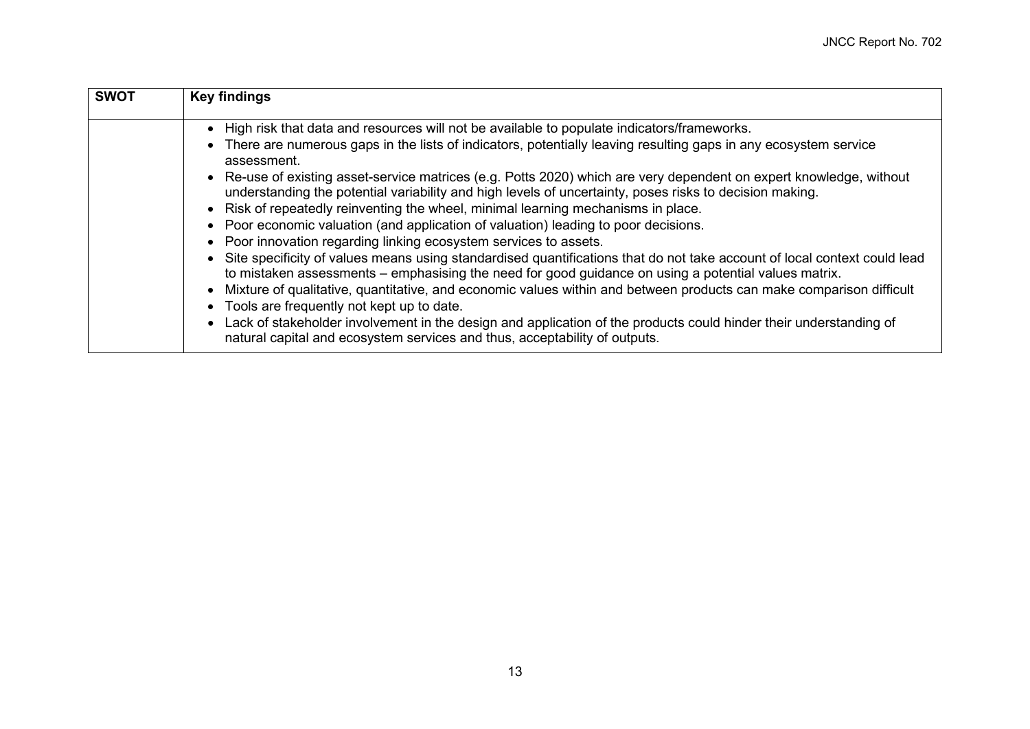| SWOT | Key findings |
|---|---|
| | • High risk that data and resources will not be available to populate indicators/frameworks.<br>• There are numerous gaps in the lists of indicators, potentially leaving resulting gaps in any ecosystem service assessment.<br>• Re-use of existing asset-service matrices (e.g. Potts 2020) which are very dependent on expert knowledge, without understanding the potential variability and high levels of uncertainty, poses risks to decision making.<br>• Risk of repeatedly reinventing the wheel, minimal learning mechanisms in place.<br>• Poor economic valuation (and application of valuation) leading to poor decisions.<br>• Poor innovation regarding linking ecosystem services to assets.<br>• Site specificity of values means using standardised quantifications that do not take account of local context could lead to mistaken assessments – emphasising the need for good guidance on using a potential values matrix.<br>• Mixture of qualitative, quantitative, and economic values within and between products can make comparison difficult<br>• Tools are frequently not kept up to date.<br>• Lack of stakeholder involvement in the design and application of the products could hinder their understanding of natural capital and ecosystem services and thus, acceptability of outputs. |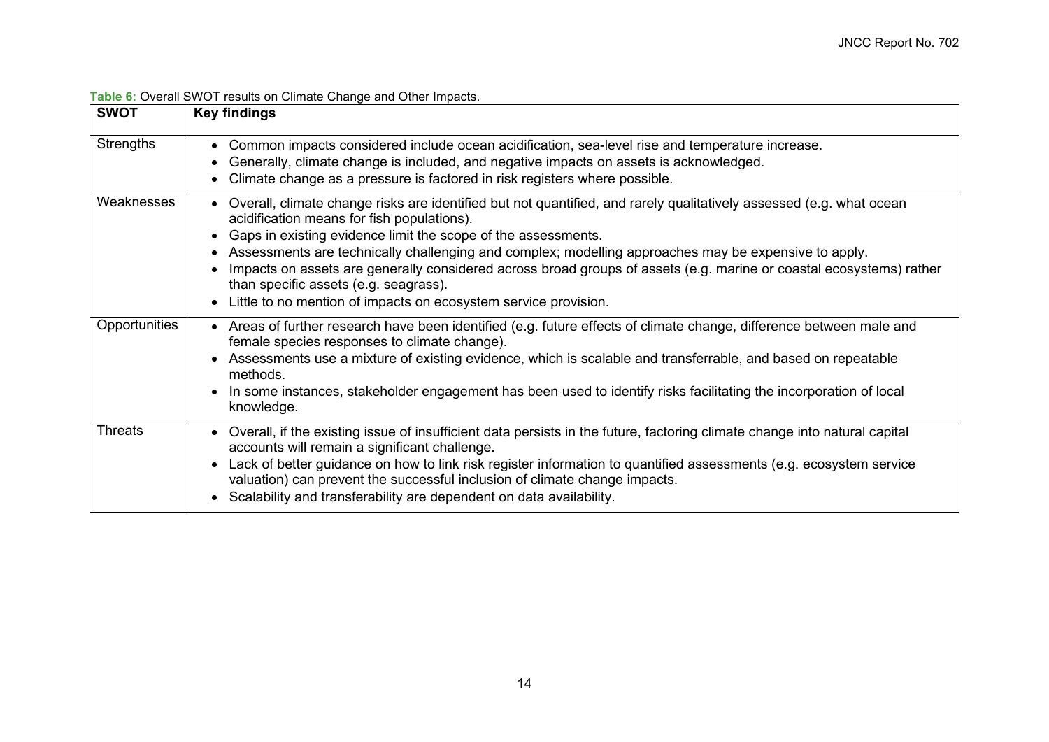**Table 6:** Overall SWOT results on Climate Change and Other Impacts.

| SWOT | Key findings |
| --- | --- |
| Strengths | • Common impacts considered include ocean acidification, sea-level rise and temperature increase.<br>• Generally, climate change is included, and negative impacts on assets is acknowledged.<br>• Climate change as a pressure is factored in risk registers where possible. |
| Weaknesses | • Overall, climate change risks are identified but not quantified, and rarely qualitatively assessed (e.g. what ocean acidification means for fish populations).<br>• Gaps in existing evidence limit the scope of the assessments.<br>• Assessments are technically challenging and complex; modelling approaches may be expensive to apply.<br>• Impacts on assets are generally considered across broad groups of assets (e.g. marine or coastal ecosystems) rather than specific assets (e.g. seagrass).<br>• Little to no mention of impacts on ecosystem service provision. |
| Opportunities | • Areas of further research have been identified (e.g. future effects of climate change, difference between male and female species responses to climate change).<br>• Assessments use a mixture of existing evidence, which is scalable and transferrable, and based on repeatable methods.<br>• In some instances, stakeholder engagement has been used to identify risks facilitating the incorporation of local knowledge. |
| Threats | • Overall, if the existing issue of insufficient data persists in the future, factoring climate change into natural capital accounts will remain a significant challenge.<br>• Lack of better guidance on how to link risk register information to quantified assessments (e.g. ecosystem service valuation) can prevent the successful inclusion of climate change impacts.<br>• Scalability and transferability are dependent on data availability. |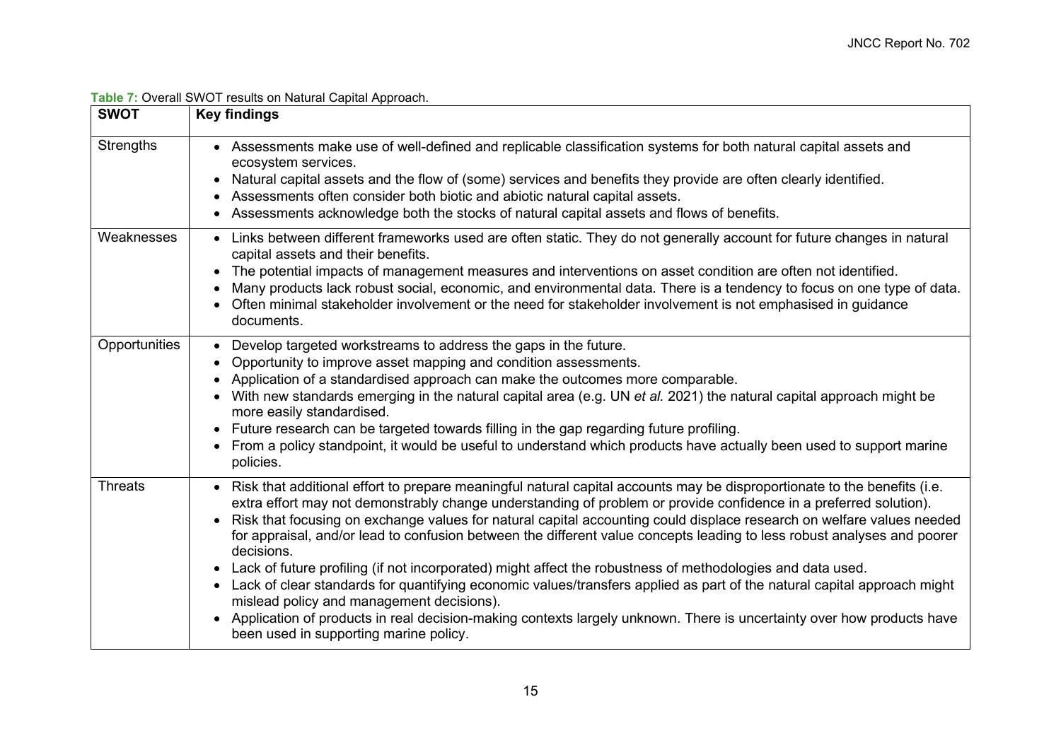**Table 7:** Overall SWOT results on Natural Capital Approach.

| SWOT | Key findings |
|---|---|
| Strengths | • Assessments make use of well-defined and replicable classification systems for both natural capital assets and ecosystem services.<br>• Natural capital assets and the flow of (some) services and benefits they provide are often clearly identified.<br>• Assessments often consider both biotic and abiotic natural capital assets.<br>• Assessments acknowledge both the stocks of natural capital assets and flows of benefits. |
| Weaknesses | • Links between different frameworks used are often static. They do not generally account for future changes in natural capital assets and their benefits.<br>• The potential impacts of management measures and interventions on asset condition are often not identified.<br>• Many products lack robust social, economic, and environmental data. There is a tendency to focus on one type of data.<br>• Often minimal stakeholder involvement or the need for stakeholder involvement is not emphasised in guidance documents. |
| Opportunities | • Develop targeted workstreams to address the gaps in the future.<br>• Opportunity to improve asset mapping and condition assessments.<br>• Application of a standardised approach can make the outcomes more comparable.<br>• With new standards emerging in the natural capital area (e.g. UN *et al.* 2021) the natural capital approach might be more easily standardised.<br>• Future research can be targeted towards filling in the gap regarding future profiling.<br>• From a policy standpoint, it would be useful to understand which products have actually been used to support marine policies. |
| Threats | • Risk that additional effort to prepare meaningful natural capital accounts may be disproportionate to the benefits (i.e. extra effort may not demonstrably change understanding of problem or provide confidence in a preferred solution).<br>• Risk that focusing on exchange values for natural capital accounting could displace research on welfare values needed for appraisal, and/or lead to confusion between the different value concepts leading to less robust analyses and poorer decisions.<br>• Lack of future profiling (if not incorporated) might affect the robustness of methodologies and data used.<br>• Lack of clear standards for quantifying economic values/transfers applied as part of the natural capital approach might mislead policy and management decisions).<br>• Application of products in real decision-making contexts largely unknown. There is uncertainty over how products have been used in supporting marine policy. |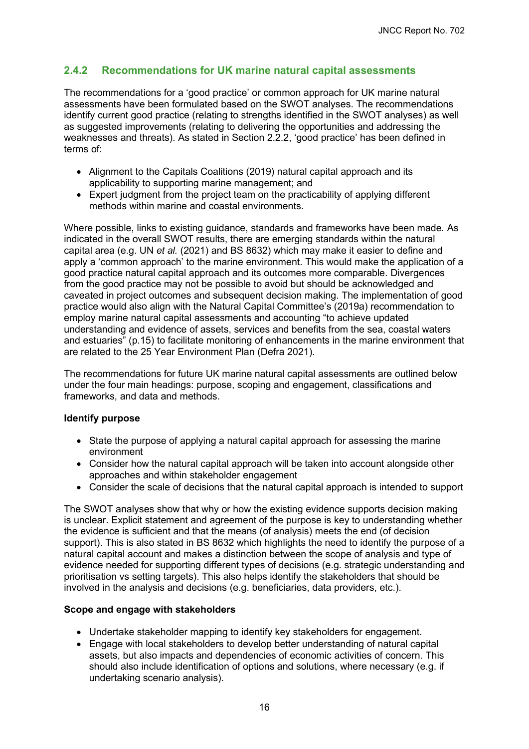### 2.4.2 Recommendations for UK marine natural capital assessments

The recommendations for a 'good practice' or common approach for UK marine natural assessments have been formulated based on the SWOT analyses. The recommendations identify current good practice (relating to strengths identified in the SWOT analyses) as well as suggested improvements (relating to delivering the opportunities and addressing the weaknesses and threats). As stated in Section 2.2.2, 'good practice' has been defined in terms of:

- Alignment to the Capitals Coalitions (2019) natural capital approach and its applicability to supporting marine management; and
- Expert judgment from the project team on the practicability of applying different methods within marine and coastal environments.

Where possible, links to existing guidance, standards and frameworks have been made. As indicated in the overall SWOT results, there are emerging standards within the natural capital area (e.g. UN *et al.* (2021) and BS 8632) which may make it easier to define and apply a 'common approach' to the marine environment. This would make the application of a good practice natural capital approach and its outcomes more comparable. Divergences from the good practice may not be possible to avoid but should be acknowledged and caveated in project outcomes and subsequent decision making. The implementation of good practice would also align with the Natural Capital Committee's (2019a) recommendation to employ marine natural capital assessments and accounting "to achieve updated understanding and evidence of assets, services and benefits from the sea, coastal waters and estuaries" (p.15) to facilitate monitoring of enhancements in the marine environment that are related to the 25 Year Environment Plan (Defra 2021).

The recommendations for future UK marine natural capital assessments are outlined below under the four main headings: purpose, scoping and engagement, classifications and frameworks, and data and methods.

**Identify purpose**

- State the purpose of applying a natural capital approach for assessing the marine environment
- Consider how the natural capital approach will be taken into account alongside other approaches and within stakeholder engagement
- Consider the scale of decisions that the natural capital approach is intended to support

The SWOT analyses show that why or how the existing evidence supports decision making is unclear. Explicit statement and agreement of the purpose is key to understanding whether the evidence is sufficient and that the means (of analysis) meets the end (of decision support). This is also stated in BS 8632 which highlights the need to identify the purpose of a natural capital account and makes a distinction between the scope of analysis and type of evidence needed for supporting different types of decisions (e.g. strategic understanding and prioritisation vs setting targets). This also helps identify the stakeholders that should be involved in the analysis and decisions (e.g. beneficiaries, data providers, etc.).

**Scope and engage with stakeholders**

- Undertake stakeholder mapping to identify key stakeholders for engagement.
- Engage with local stakeholders to develop better understanding of natural capital assets, but also impacts and dependencies of economic activities of concern. This should also include identification of options and solutions, where necessary (e.g. if undertaking scenario analysis).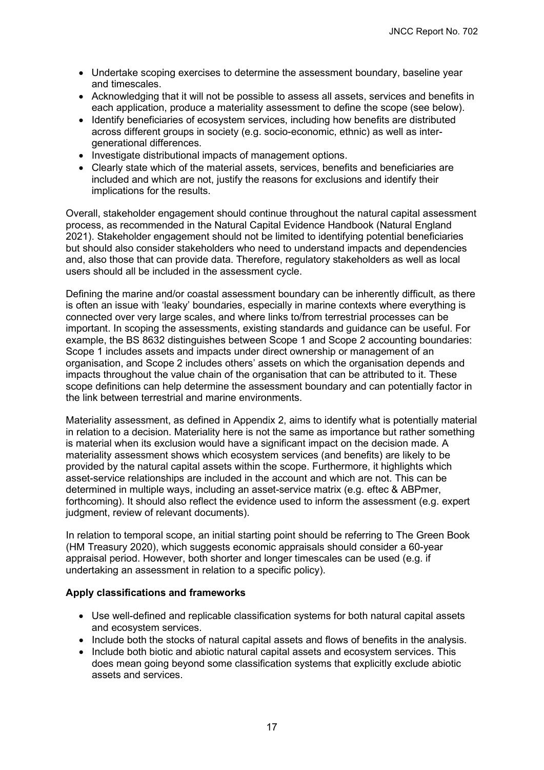- Undertake scoping exercises to determine the assessment boundary, baseline year and timescales.
- Acknowledging that it will not be possible to assess all assets, services and benefits in each application, produce a materiality assessment to define the scope (see below).
- Identify beneficiaries of ecosystem services, including how benefits are distributed across different groups in society (e.g. socio-economic, ethnic) as well as inter-generational differences.
- Investigate distributional impacts of management options.
- Clearly state which of the material assets, services, benefits and beneficiaries are included and which are not, justify the reasons for exclusions and identify their implications for the results.

Overall, stakeholder engagement should continue throughout the natural capital assessment process, as recommended in the Natural Capital Evidence Handbook (Natural England 2021). Stakeholder engagement should not be limited to identifying potential beneficiaries but should also consider stakeholders who need to understand impacts and dependencies and, also those that can provide data. Therefore, regulatory stakeholders as well as local users should all be included in the assessment cycle.

Defining the marine and/or coastal assessment boundary can be inherently difficult, as there is often an issue with 'leaky' boundaries, especially in marine contexts where everything is connected over very large scales, and where links to/from terrestrial processes can be important. In scoping the assessments, existing standards and guidance can be useful. For example, the BS 8632 distinguishes between Scope 1 and Scope 2 accounting boundaries: Scope 1 includes assets and impacts under direct ownership or management of an organisation, and Scope 2 includes others' assets on which the organisation depends and impacts throughout the value chain of the organisation that can be attributed to it. These scope definitions can help determine the assessment boundary and can potentially factor in the link between terrestrial and marine environments.

Materiality assessment, as defined in Appendix 2, aims to identify what is potentially material in relation to a decision. Materiality here is not the same as importance but rather something is material when its exclusion would have a significant impact on the decision made. A materiality assessment shows which ecosystem services (and benefits) are likely to be provided by the natural capital assets within the scope. Furthermore, it highlights which asset-service relationships are included in the account and which are not. This can be determined in multiple ways, including an asset-service matrix (e.g. eftec & ABPmer, forthcoming). It should also reflect the evidence used to inform the assessment (e.g. expert judgment, review of relevant documents).

In relation to temporal scope, an initial starting point should be referring to The Green Book (HM Treasury 2020), which suggests economic appraisals should consider a 60-year appraisal period. However, both shorter and longer timescales can be used (e.g. if undertaking an assessment in relation to a specific policy).

**Apply classifications and frameworks**

- Use well-defined and replicable classification systems for both natural capital assets and ecosystem services.
- Include both the stocks of natural capital assets and flows of benefits in the analysis.
- Include both biotic and abiotic natural capital assets and ecosystem services. This does mean going beyond some classification systems that explicitly exclude abiotic assets and services.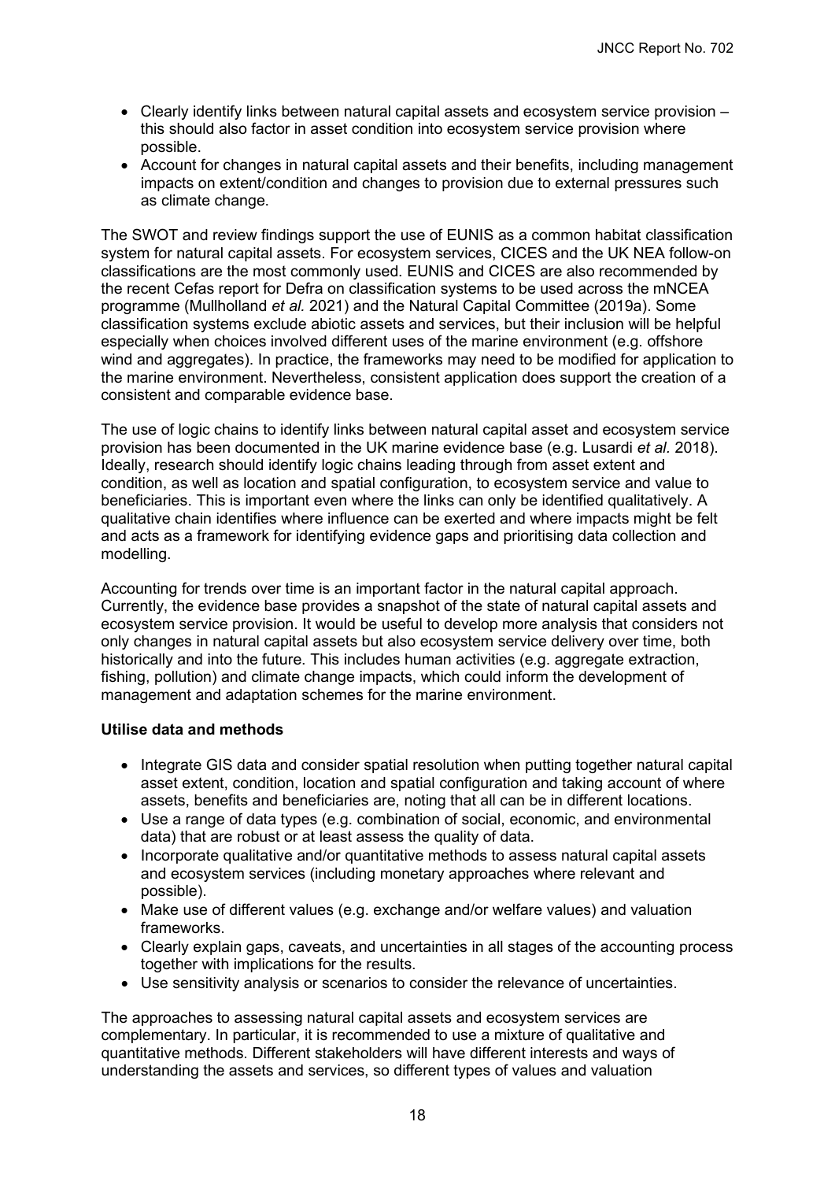- Clearly identify links between natural capital assets and ecosystem service provision – this should also factor in asset condition into ecosystem service provision where possible.
- Account for changes in natural capital assets and their benefits, including management impacts on extent/condition and changes to provision due to external pressures such as climate change.

The SWOT and review findings support the use of EUNIS as a common habitat classification system for natural capital assets. For ecosystem services, CICES and the UK NEA follow-on classifications are the most commonly used. EUNIS and CICES are also recommended by the recent Cefas report for Defra on classification systems to be used across the mNCEA programme (Mullholland *et al.* 2021) and the Natural Capital Committee (2019a). Some classification systems exclude abiotic assets and services, but their inclusion will be helpful especially when choices involved different uses of the marine environment (e.g. offshore wind and aggregates). In practice, the frameworks may need to be modified for application to the marine environment. Nevertheless, consistent application does support the creation of a consistent and comparable evidence base.

The use of logic chains to identify links between natural capital asset and ecosystem service provision has been documented in the UK marine evidence base (e.g. Lusardi *et al.* 2018). Ideally, research should identify logic chains leading through from asset extent and condition, as well as location and spatial configuration, to ecosystem service and value to beneficiaries. This is important even where the links can only be identified qualitatively. A qualitative chain identifies where influence can be exerted and where impacts might be felt and acts as a framework for identifying evidence gaps and prioritising data collection and modelling.

Accounting for trends over time is an important factor in the natural capital approach. Currently, the evidence base provides a snapshot of the state of natural capital assets and ecosystem service provision. It would be useful to develop more analysis that considers not only changes in natural capital assets but also ecosystem service delivery over time, both historically and into the future. This includes human activities (e.g. aggregate extraction, fishing, pollution) and climate change impacts, which could inform the development of management and adaptation schemes for the marine environment.

**Utilise data and methods**

- Integrate GIS data and consider spatial resolution when putting together natural capital asset extent, condition, location and spatial configuration and taking account of where assets, benefits and beneficiaries are, noting that all can be in different locations.
- Use a range of data types (e.g. combination of social, economic, and environmental data) that are robust or at least assess the quality of data.
- Incorporate qualitative and/or quantitative methods to assess natural capital assets and ecosystem services (including monetary approaches where relevant and possible).
- Make use of different values (e.g. exchange and/or welfare values) and valuation frameworks.
- Clearly explain gaps, caveats, and uncertainties in all stages of the accounting process together with implications for the results.
- Use sensitivity analysis or scenarios to consider the relevance of uncertainties.

The approaches to assessing natural capital assets and ecosystem services are complementary. In particular, it is recommended to use a mixture of qualitative and quantitative methods. Different stakeholders will have different interests and ways of understanding the assets and services, so different types of values and valuation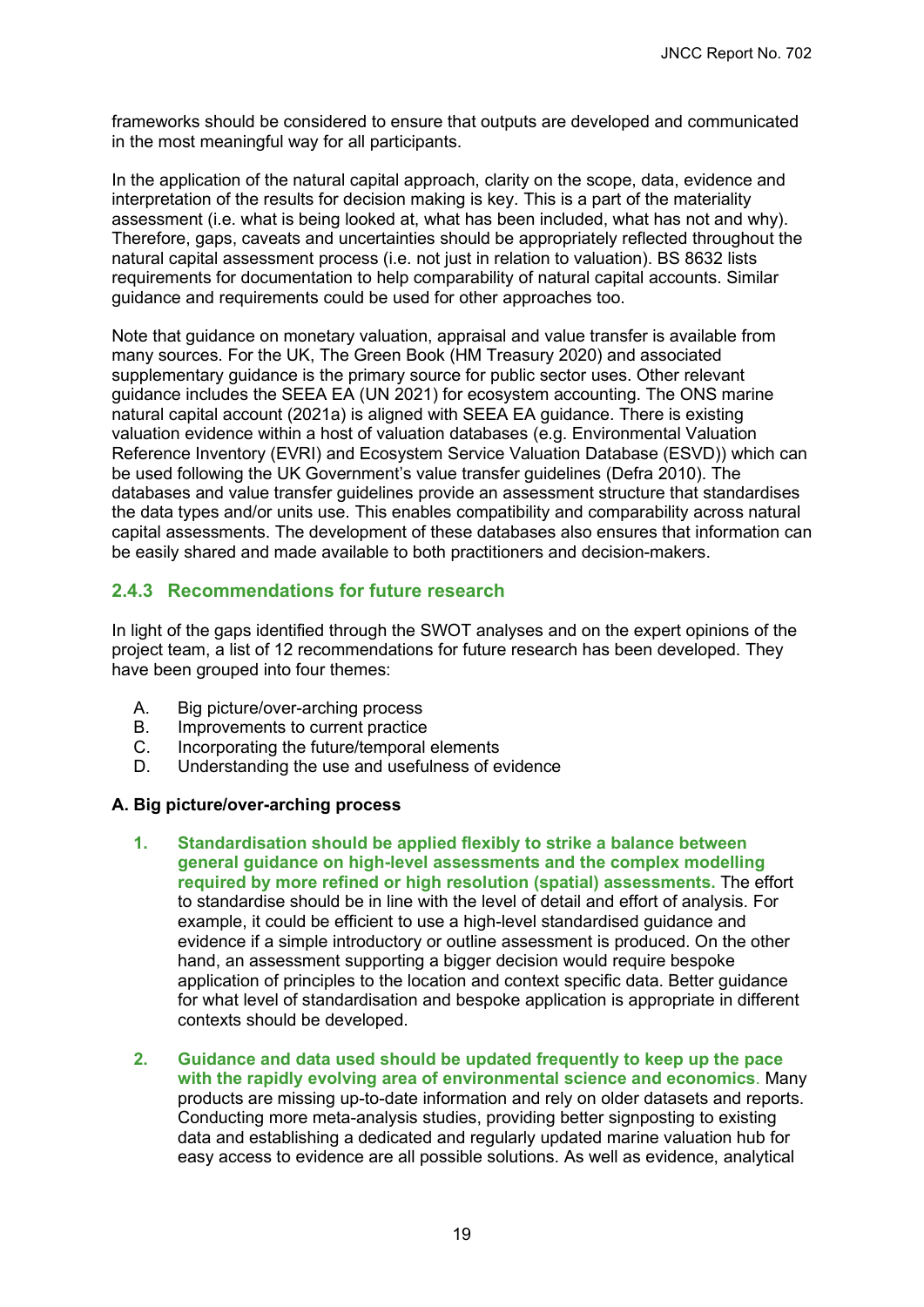frameworks should be considered to ensure that outputs are developed and communicated in the most meaningful way for all participants.

In the application of the natural capital approach, clarity on the scope, data, evidence and interpretation of the results for decision making is key. This is a part of the materiality assessment (i.e. what is being looked at, what has been included, what has not and why). Therefore, gaps, caveats and uncertainties should be appropriately reflected throughout the natural capital assessment process (i.e. not just in relation to valuation). BS 8632 lists requirements for documentation to help comparability of natural capital accounts. Similar guidance and requirements could be used for other approaches too.

Note that guidance on monetary valuation, appraisal and value transfer is available from many sources. For the UK, The Green Book (HM Treasury 2020) and associated supplementary guidance is the primary source for public sector uses. Other relevant guidance includes the SEEA EA (UN 2021) for ecosystem accounting. The ONS marine natural capital account (2021a) is aligned with SEEA EA guidance. There is existing valuation evidence within a host of valuation databases (e.g. Environmental Valuation Reference Inventory (EVRI) and Ecosystem Service Valuation Database (ESVD)) which can be used following the UK Government's value transfer guidelines (Defra 2010). The databases and value transfer guidelines provide an assessment structure that standardises the data types and/or units use. This enables compatibility and comparability across natural capital assessments. The development of these databases also ensures that information can be easily shared and made available to both practitioners and decision-makers.

### 2.4.3 Recommendations for future research

In light of the gaps identified through the SWOT analyses and on the expert opinions of the project team, a list of 12 recommendations for future research has been developed. They have been grouped into four themes:

A. Big picture/over-arching process
B. Improvements to current practice
C. Incorporating the future/temporal elements
D. Understanding the use and usefulness of evidence

**A. Big picture/over-arching process**

1. **Standardisation should be applied flexibly to strike a balance between general guidance on high-level assessments and the complex modelling required by more refined or high resolution (spatial) assessments.** The effort to standardise should be in line with the level of detail and effort of analysis. For example, it could be efficient to use a high-level standardised guidance and evidence if a simple introductory or outline assessment is produced. On the other hand, an assessment supporting a bigger decision would require bespoke application of principles to the location and context specific data. Better guidance for what level of standardisation and bespoke application is appropriate in different contexts should be developed.

2. **Guidance and data used should be updated frequently to keep up the pace with the rapidly evolving area of environmental science and economics**. Many products are missing up-to-date information and rely on older datasets and reports. Conducting more meta-analysis studies, providing better signposting to existing data and establishing a dedicated and regularly updated marine valuation hub for easy access to evidence are all possible solutions. As well as evidence, analytical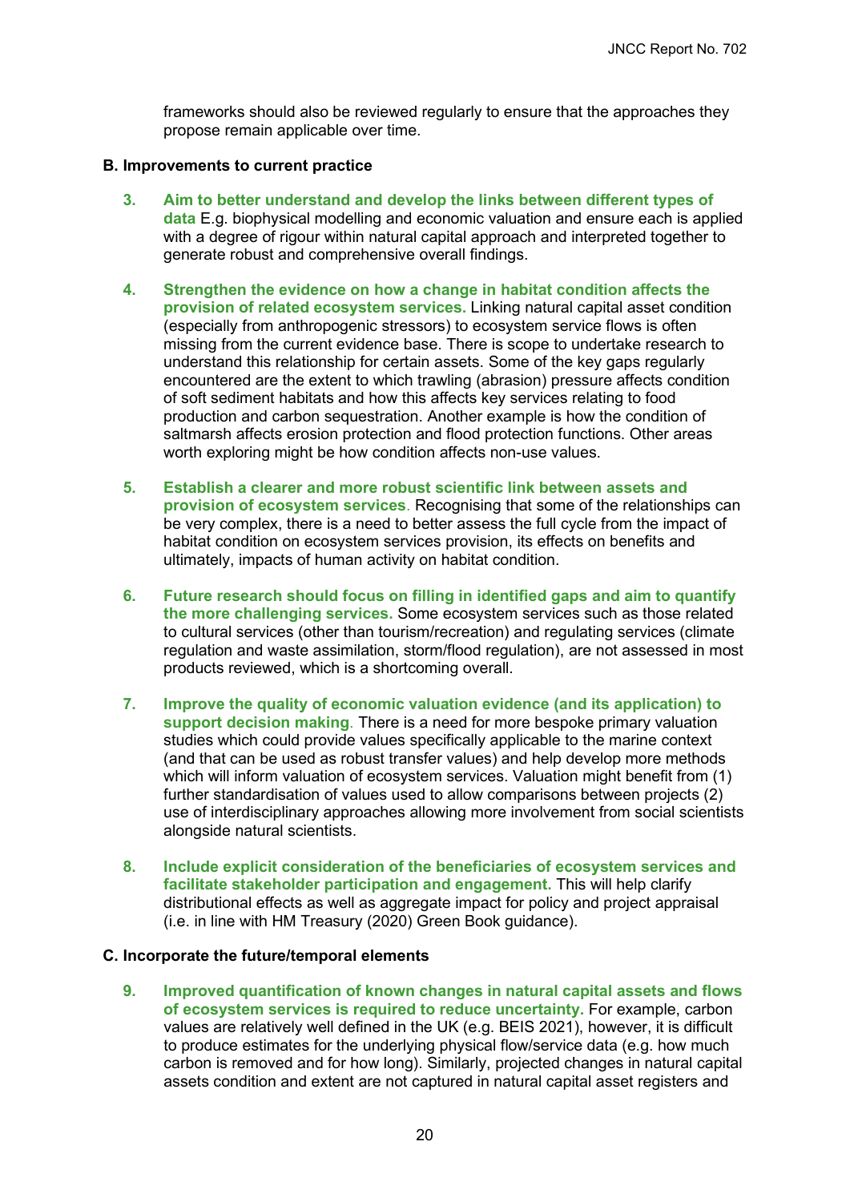frameworks should also be reviewed regularly to ensure that the approaches they propose remain applicable over time.

**B. Improvements to current practice**

3. **Aim to better understand and develop the links between different types of data** E.g. biophysical modelling and economic valuation and ensure each is applied with a degree of rigour within natural capital approach and interpreted together to generate robust and comprehensive overall findings.

4. **Strengthen the evidence on how a change in habitat condition affects the provision of related ecosystem services.** Linking natural capital asset condition (especially from anthropogenic stressors) to ecosystem service flows is often missing from the current evidence base. There is scope to undertake research to understand this relationship for certain assets. Some of the key gaps regularly encountered are the extent to which trawling (abrasion) pressure affects condition of soft sediment habitats and how this affects key services relating to food production and carbon sequestration. Another example is how the condition of saltmarsh affects erosion protection and flood protection functions. Other areas worth exploring might be how condition affects non-use values.

5. **Establish a clearer and more robust scientific link between assets and provision of ecosystem services**. Recognising that some of the relationships can be very complex, there is a need to better assess the full cycle from the impact of habitat condition on ecosystem services provision, its effects on benefits and ultimately, impacts of human activity on habitat condition.

6. **Future research should focus on filling in identified gaps and aim to quantify the more challenging services.** Some ecosystem services such as those related to cultural services (other than tourism/recreation) and regulating services (climate regulation and waste assimilation, storm/flood regulation), are not assessed in most products reviewed, which is a shortcoming overall.

7. **Improve the quality of economic valuation evidence (and its application) to support decision making**. There is a need for more bespoke primary valuation studies which could provide values specifically applicable to the marine context (and that can be used as robust transfer values) and help develop more methods which will inform valuation of ecosystem services. Valuation might benefit from (1) further standardisation of values used to allow comparisons between projects (2) use of interdisciplinary approaches allowing more involvement from social scientists alongside natural scientists.

8. **Include explicit consideration of the beneficiaries of ecosystem services and facilitate stakeholder participation and engagement.** This will help clarify distributional effects as well as aggregate impact for policy and project appraisal (i.e. in line with HM Treasury (2020) Green Book guidance).

**C. Incorporate the future/temporal elements**

9. **Improved quantification of known changes in natural capital assets and flows of ecosystem services is required to reduce uncertainty.** For example, carbon values are relatively well defined in the UK (e.g. BEIS 2021), however, it is difficult to produce estimates for the underlying physical flow/service data (e.g. how much carbon is removed and for how long). Similarly, projected changes in natural capital assets condition and extent are not captured in natural capital asset registers and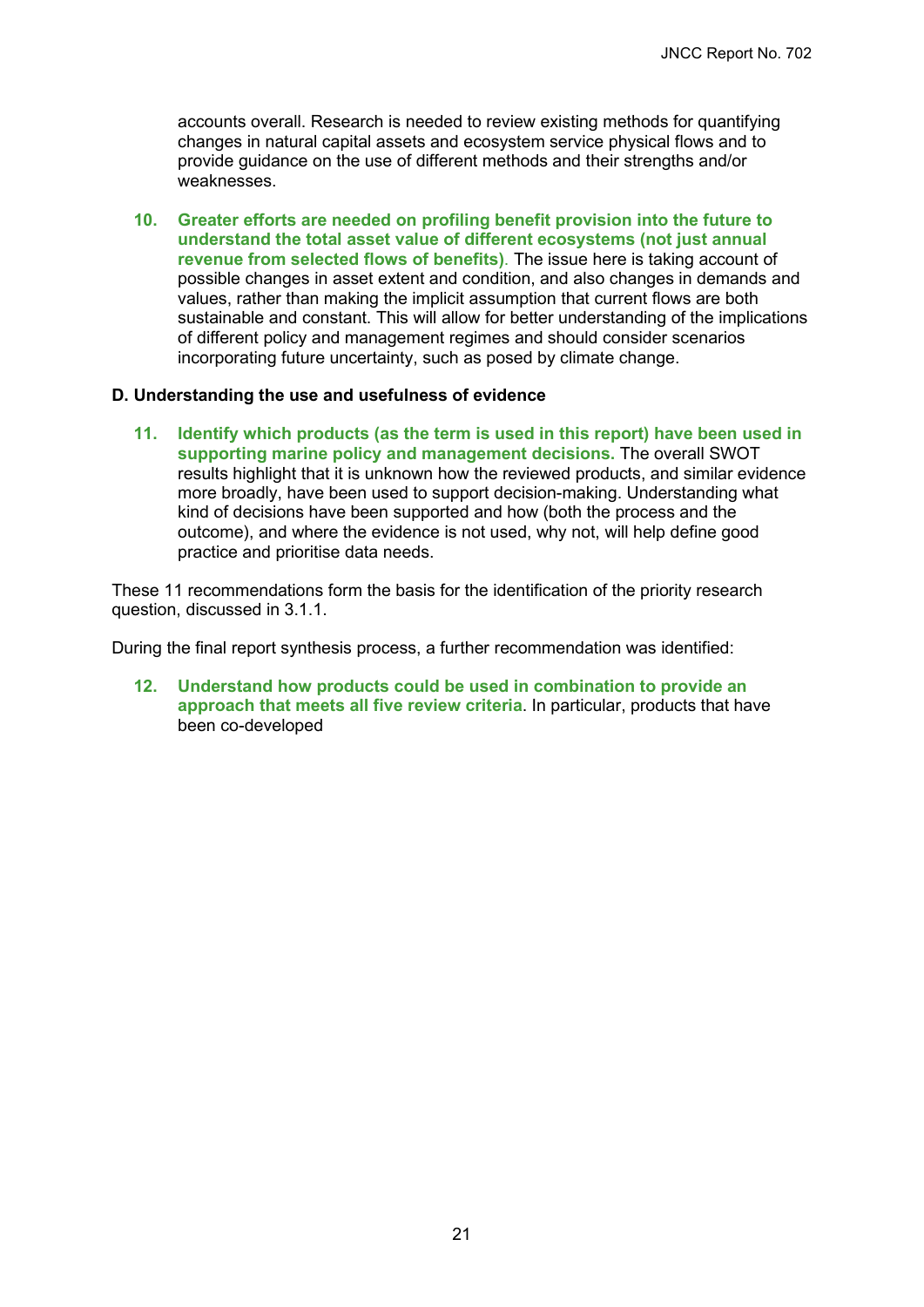accounts overall. Research is needed to review existing methods for quantifying changes in natural capital assets and ecosystem service physical flows and to provide guidance on the use of different methods and their strengths and/or weaknesses.

10. **Greater efforts are needed on profiling benefit provision into the future to understand the total asset value of different ecosystems (not just annual revenue from selected flows of benefits)**. The issue here is taking account of possible changes in asset extent and condition, and also changes in demands and values, rather than making the implicit assumption that current flows are both sustainable and constant. This will allow for better understanding of the implications of different policy and management regimes and should consider scenarios incorporating future uncertainty, such as posed by climate change.

**D. Understanding the use and usefulness of evidence**

11. **Identify which products (as the term is used in this report) have been used in supporting marine policy and management decisions.** The overall SWOT results highlight that it is unknown how the reviewed products, and similar evidence more broadly, have been used to support decision-making. Understanding what kind of decisions have been supported and how (both the process and the outcome), and where the evidence is not used, why not, will help define good practice and prioritise data needs.

These 11 recommendations form the basis for the identification of the priority research question, discussed in 3.1.1.

During the final report synthesis process, a further recommendation was identified:

12. **Understand how products could be used in combination to provide an approach that meets all five review criteria.** In particular, products that have been co-developed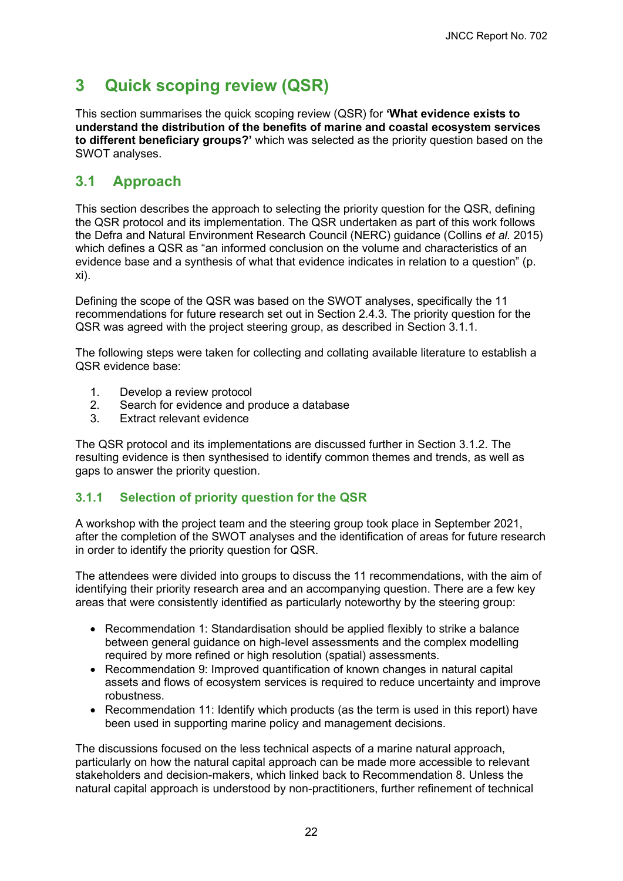# 3 Quick scoping review (QSR)

This section summarises the quick scoping review (QSR) for **'What evidence exists to understand the distribution of the benefits of marine and coastal ecosystem services to different beneficiary groups?'** which was selected as the priority question based on the SWOT analyses.

## 3.1 Approach

This section describes the approach to selecting the priority question for the QSR, defining the QSR protocol and its implementation. The QSR undertaken as part of this work follows the Defra and Natural Environment Research Council (NERC) guidance (Collins *et al.* 2015) which defines a QSR as "an informed conclusion on the volume and characteristics of an evidence base and a synthesis of what that evidence indicates in relation to a question" (p. xi).

Defining the scope of the QSR was based on the SWOT analyses, specifically the 11 recommendations for future research set out in Section 2.4.3. The priority question for the QSR was agreed with the project steering group, as described in Section 3.1.1.

The following steps were taken for collecting and collating available literature to establish a QSR evidence base:

1. Develop a review protocol
2. Search for evidence and produce a database
3. Extract relevant evidence

The QSR protocol and its implementations are discussed further in Section 3.1.2. The resulting evidence is then synthesised to identify common themes and trends, as well as gaps to answer the priority question.

### 3.1.1 Selection of priority question for the QSR

A workshop with the project team and the steering group took place in September 2021, after the completion of the SWOT analyses and the identification of areas for future research in order to identify the priority question for QSR.

The attendees were divided into groups to discuss the 11 recommendations, with the aim of identifying their priority research area and an accompanying question. There are a few key areas that were consistently identified as particularly noteworthy by the steering group:

- Recommendation 1: Standardisation should be applied flexibly to strike a balance between general guidance on high-level assessments and the complex modelling required by more refined or high resolution (spatial) assessments.
- Recommendation 9: Improved quantification of known changes in natural capital assets and flows of ecosystem services is required to reduce uncertainty and improve robustness.
- Recommendation 11: Identify which products (as the term is used in this report) have been used in supporting marine policy and management decisions.

The discussions focused on the less technical aspects of a marine natural approach, particularly on how the natural capital approach can be made more accessible to relevant stakeholders and decision-makers, which linked back to Recommendation 8. Unless the natural capital approach is understood by non-practitioners, further refinement of technical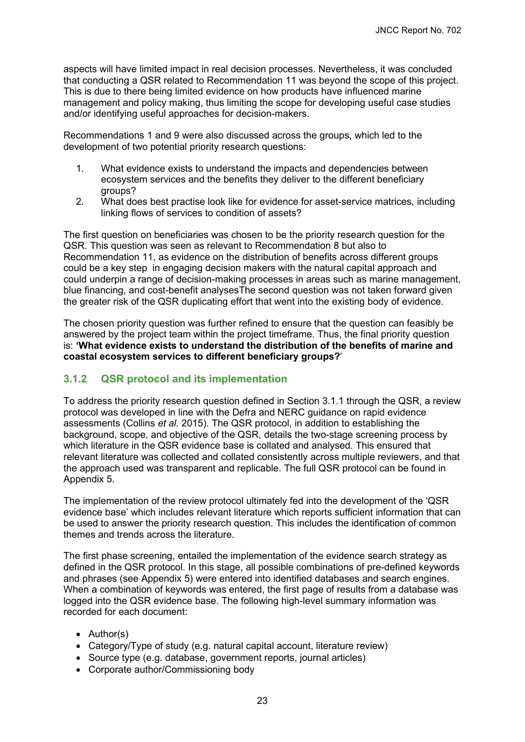aspects will have limited impact in real decision processes. Nevertheless, it was concluded that conducting a QSR related to Recommendation 11 was beyond the scope of this project. This is due to there being limited evidence on how products have influenced marine management and policy making, thus limiting the scope for developing useful case studies and/or identifying useful approaches for decision-makers.

Recommendations 1 and 9 were also discussed across the groups, which led to the development of two potential priority research questions:

1. What evidence exists to understand the impacts and dependencies between ecosystem services and the benefits they deliver to the different beneficiary groups?
2. What does best practise look like for evidence for asset-service matrices, including linking flows of services to condition of assets?

The first question on beneficiaries was chosen to be the priority research question for the QSR. This question was seen as relevant to Recommendation 8 but also to Recommendation 11, as evidence on the distribution of benefits across different groups could be a key step in engaging decision makers with the natural capital approach and could underpin a range of decision-making processes in areas such as marine management, blue financing, and cost-benefit analysesThe second question was not taken forward given the greater risk of the QSR duplicating effort that went into the existing body of evidence.

The chosen priority question was further refined to ensure that the question can feasibly be answered by the project team within the project timeframe. Thus, the final priority question is: **'What evidence exists to understand the distribution of the benefits of marine and coastal ecosystem services to different beneficiary groups?**'

### 3.1.2 QSR protocol and its implementation

To address the priority research question defined in Section 3.1.1 through the QSR, a review protocol was developed in line with the Defra and NERC guidance on rapid evidence assessments (Collins *et al.* 2015). The QSR protocol, in addition to establishing the background, scope, and objective of the QSR, details the two-stage screening process by which literature in the QSR evidence base is collated and analysed. This ensured that relevant literature was collected and collated consistently across multiple reviewers, and that the approach used was transparent and replicable. The full QSR protocol can be found in Appendix 5.

The implementation of the review protocol ultimately fed into the development of the 'QSR evidence base' which includes relevant literature which reports sufficient information that can be used to answer the priority research question. This includes the identification of common themes and trends across the literature.

The first phase screening, entailed the implementation of the evidence search strategy as defined in the QSR protocol. In this stage, all possible combinations of pre-defined keywords and phrases (see Appendix 5) were entered into identified databases and search engines. When a combination of keywords was entered, the first page of results from a database was logged into the QSR evidence base. The following high-level summary information was recorded for each document:

- Author(s)
- Category/Type of study (e.g. natural capital account, literature review)
- Source type (e.g. database, government reports, journal articles)
- Corporate author/Commissioning body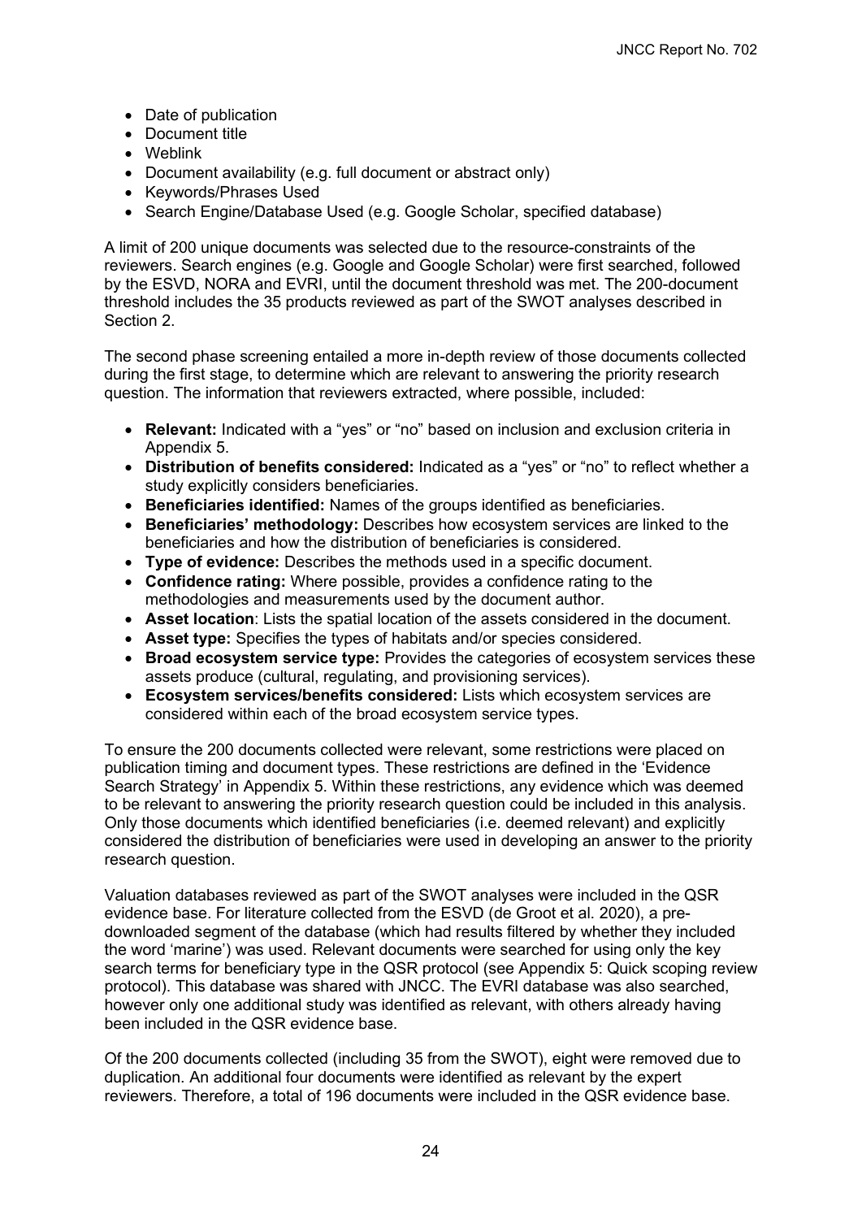- Date of publication
- Document title
- Weblink
- Document availability (e.g. full document or abstract only)
- Keywords/Phrases Used
- Search Engine/Database Used (e.g. Google Scholar, specified database)

A limit of 200 unique documents was selected due to the resource-constraints of the reviewers. Search engines (e.g. Google and Google Scholar) were first searched, followed by the ESVD, NORA and EVRI, until the document threshold was met. The 200-document threshold includes the 35 products reviewed as part of the SWOT analyses described in Section 2.

The second phase screening entailed a more in-depth review of those documents collected during the first stage, to determine which are relevant to answering the priority research question. The information that reviewers extracted, where possible, included:

- **Relevant:** Indicated with a "yes" or "no" based on inclusion and exclusion criteria in Appendix 5.
- **Distribution of benefits considered:** Indicated as a "yes" or "no" to reflect whether a study explicitly considers beneficiaries.
- **Beneficiaries identified:** Names of the groups identified as beneficiaries.
- **Beneficiaries' methodology:** Describes how ecosystem services are linked to the beneficiaries and how the distribution of beneficiaries is considered.
- **Type of evidence:** Describes the methods used in a specific document.
- **Confidence rating:** Where possible, provides a confidence rating to the methodologies and measurements used by the document author.
- **Asset location**: Lists the spatial location of the assets considered in the document.
- **Asset type:** Specifies the types of habitats and/or species considered.
- **Broad ecosystem service type:** Provides the categories of ecosystem services these assets produce (cultural, regulating, and provisioning services).
- **Ecosystem services/benefits considered:** Lists which ecosystem services are considered within each of the broad ecosystem service types.

To ensure the 200 documents collected were relevant, some restrictions were placed on publication timing and document types. These restrictions are defined in the 'Evidence Search Strategy' in Appendix 5. Within these restrictions, any evidence which was deemed to be relevant to answering the priority research question could be included in this analysis. Only those documents which identified beneficiaries (i.e. deemed relevant) and explicitly considered the distribution of beneficiaries were used in developing an answer to the priority research question.

Valuation databases reviewed as part of the SWOT analyses were included in the QSR evidence base. For literature collected from the ESVD (de Groot et al. 2020), a pre-downloaded segment of the database (which had results filtered by whether they included the word 'marine') was used. Relevant documents were searched for using only the key search terms for beneficiary type in the QSR protocol (see Appendix 5: Quick scoping review protocol). This database was shared with JNCC. The EVRI database was also searched, however only one additional study was identified as relevant, with others already having been included in the QSR evidence base.

Of the 200 documents collected (including 35 from the SWOT), eight were removed due to duplication. An additional four documents were identified as relevant by the expert reviewers. Therefore, a total of 196 documents were included in the QSR evidence base.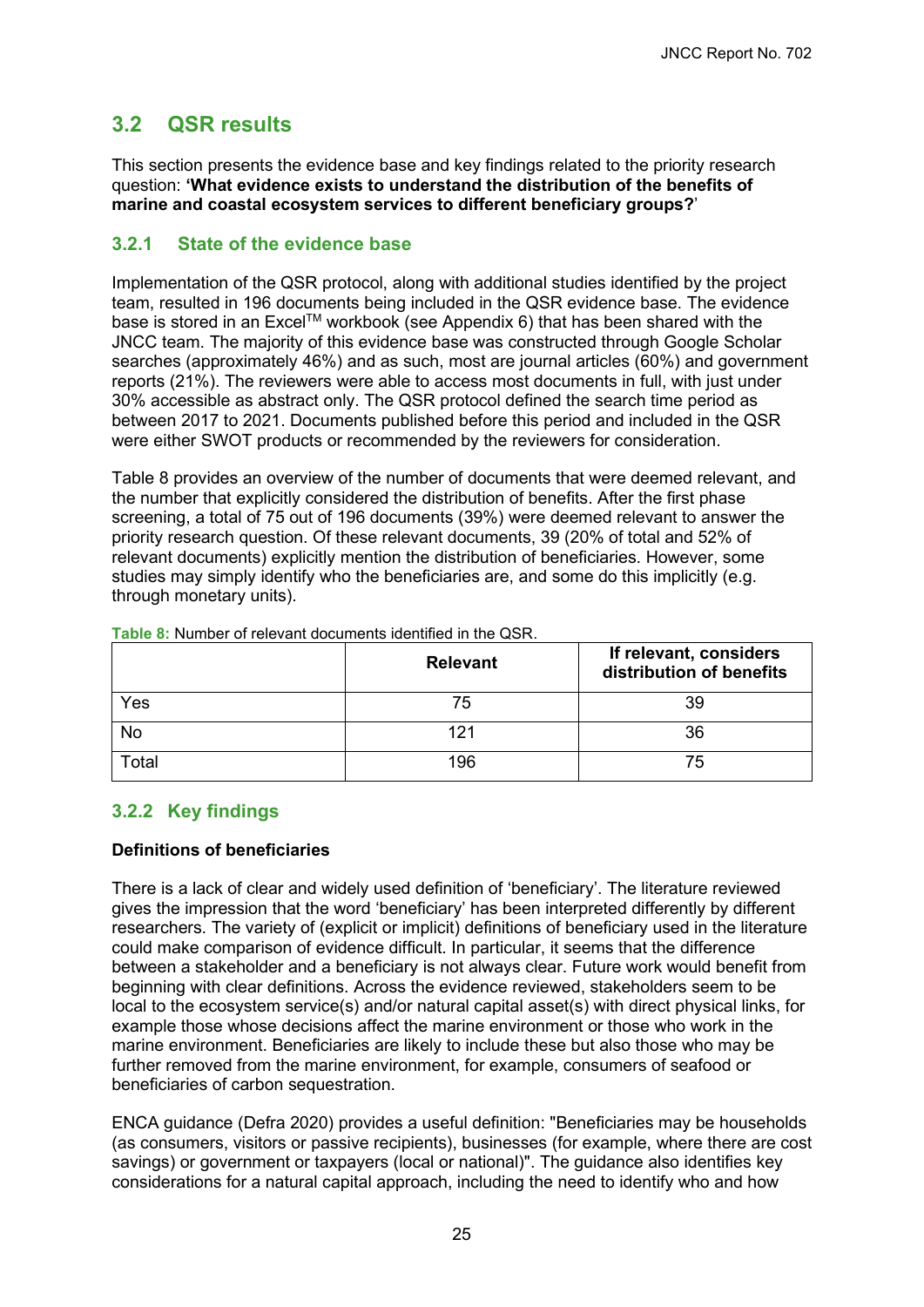## 3.2 QSR results

This section presents the evidence base and key findings related to the priority research question: **'What evidence exists to understand the distribution of the benefits of marine and coastal ecosystem services to different beneficiary groups?**'

### 3.2.1 State of the evidence base

Implementation of the QSR protocol, along with additional studies identified by the project team, resulted in 196 documents being included in the QSR evidence base. The evidence base is stored in an Excel™ workbook (see Appendix 6) that has been shared with the JNCC team. The majority of this evidence base was constructed through Google Scholar searches (approximately 46%) and as such, most are journal articles (60%) and government reports (21%). The reviewers were able to access most documents in full, with just under 30% accessible as abstract only. The QSR protocol defined the search time period as between 2017 to 2021. Documents published before this period and included in the QSR were either SWOT products or recommended by the reviewers for consideration.

Table 8 provides an overview of the number of documents that were deemed relevant, and the number that explicitly considered the distribution of benefits. After the first phase screening, a total of 75 out of 196 documents (39%) were deemed relevant to answer the priority research question. Of these relevant documents, 39 (20% of total and 52% of relevant documents) explicitly mention the distribution of beneficiaries. However, some studies may simply identify who the beneficiaries are, and some do this implicitly (e.g. through monetary units).

**Table 8:** Number of relevant documents identified in the QSR.

| | Relevant | If relevant, considers distribution of benefits |
|---|---|---|
| Yes | 75 | 39 |
| No | 121 | 36 |
| Total | 196 | 75 |

### 3.2.2 Key findings

**Definitions of beneficiaries**

There is a lack of clear and widely used definition of 'beneficiary'. The literature reviewed gives the impression that the word 'beneficiary' has been interpreted differently by different researchers. The variety of (explicit or implicit) definitions of beneficiary used in the literature could make comparison of evidence difficult. In particular, it seems that the difference between a stakeholder and a beneficiary is not always clear. Future work would benefit from beginning with clear definitions. Across the evidence reviewed, stakeholders seem to be local to the ecosystem service(s) and/or natural capital asset(s) with direct physical links, for example those whose decisions affect the marine environment or those who work in the marine environment. Beneficiaries are likely to include these but also those who may be further removed from the marine environment, for example, consumers of seafood or beneficiaries of carbon sequestration.

ENCA guidance (Defra 2020) provides a useful definition: "Beneficiaries may be households (as consumers, visitors or passive recipients), businesses (for example, where there are cost savings) or government or taxpayers (local or national)". The guidance also identifies key considerations for a natural capital approach, including the need to identify who and how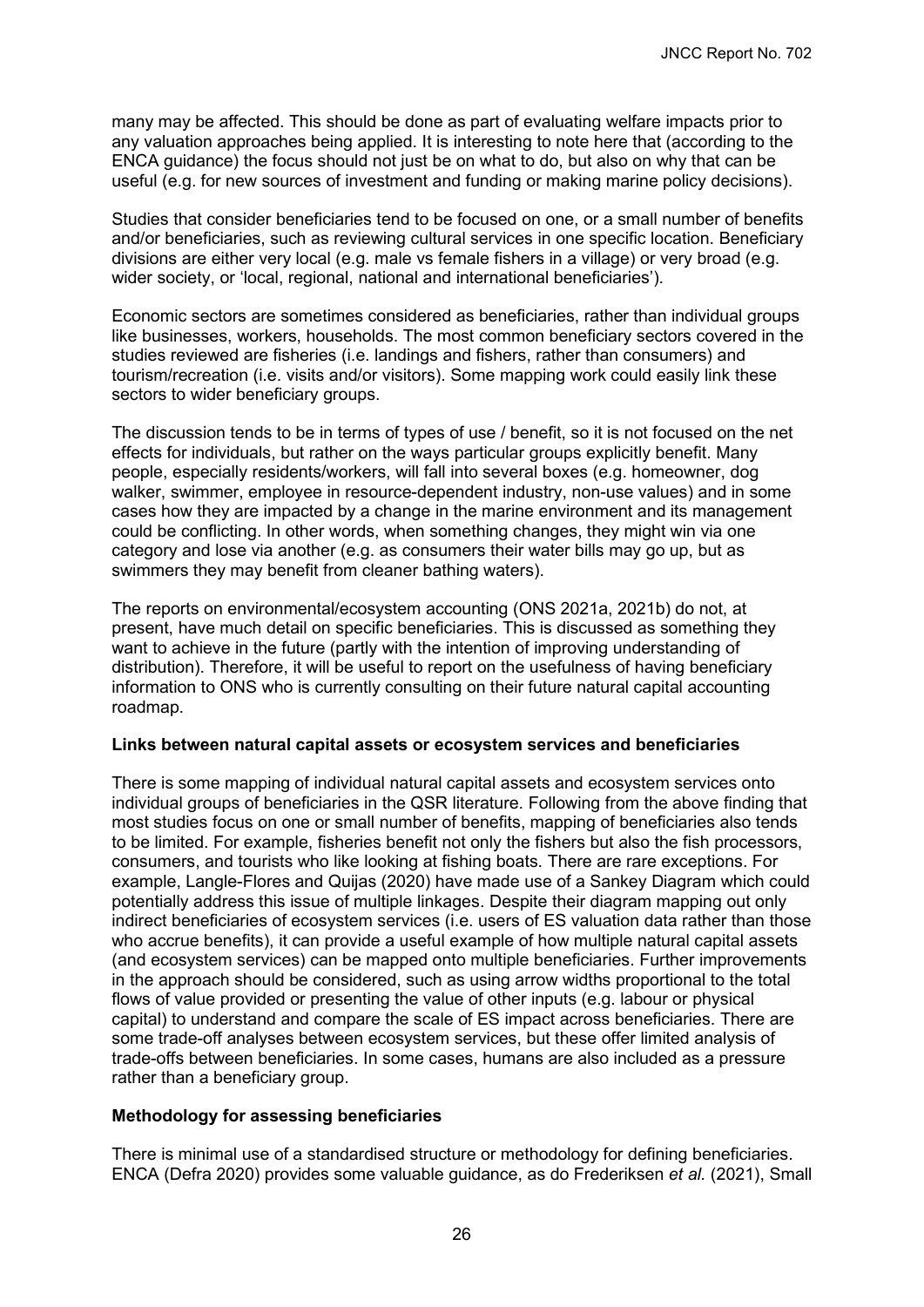many may be affected. This should be done as part of evaluating welfare impacts prior to any valuation approaches being applied. It is interesting to note here that (according to the ENCA guidance) the focus should not just be on what to do, but also on why that can be useful (e.g. for new sources of investment and funding or making marine policy decisions).

Studies that consider beneficiaries tend to be focused on one, or a small number of benefits and/or beneficiaries, such as reviewing cultural services in one specific location. Beneficiary divisions are either very local (e.g. male vs female fishers in a village) or very broad (e.g. wider society, or 'local, regional, national and international beneficiaries').

Economic sectors are sometimes considered as beneficiaries, rather than individual groups like businesses, workers, households. The most common beneficiary sectors covered in the studies reviewed are fisheries (i.e. landings and fishers, rather than consumers) and tourism/recreation (i.e. visits and/or visitors). Some mapping work could easily link these sectors to wider beneficiary groups.

The discussion tends to be in terms of types of use / benefit, so it is not focused on the net effects for individuals, but rather on the ways particular groups explicitly benefit. Many people, especially residents/workers, will fall into several boxes (e.g. homeowner, dog walker, swimmer, employee in resource-dependent industry, non-use values) and in some cases how they are impacted by a change in the marine environment and its management could be conflicting. In other words, when something changes, they might win via one category and lose via another (e.g. as consumers their water bills may go up, but as swimmers they may benefit from cleaner bathing waters).

The reports on environmental/ecosystem accounting (ONS 2021a, 2021b) do not, at present, have much detail on specific beneficiaries. This is discussed as something they want to achieve in the future (partly with the intention of improving understanding of distribution). Therefore, it will be useful to report on the usefulness of having beneficiary information to ONS who is currently consulting on their future natural capital accounting roadmap.

**Links between natural capital assets or ecosystem services and beneficiaries**

There is some mapping of individual natural capital assets and ecosystem services onto individual groups of beneficiaries in the QSR literature. Following from the above finding that most studies focus on one or small number of benefits, mapping of beneficiaries also tends to be limited. For example, fisheries benefit not only the fishers but also the fish processors, consumers, and tourists who like looking at fishing boats. There are rare exceptions. For example, Langle-Flores and Quijas (2020) have made use of a Sankey Diagram which could potentially address this issue of multiple linkages. Despite their diagram mapping out only indirect beneficiaries of ecosystem services (i.e. users of ES valuation data rather than those who accrue benefits), it can provide a useful example of how multiple natural capital assets (and ecosystem services) can be mapped onto multiple beneficiaries. Further improvements in the approach should be considered, such as using arrow widths proportional to the total flows of value provided or presenting the value of other inputs (e.g. labour or physical capital) to understand and compare the scale of ES impact across beneficiaries. There are some trade-off analyses between ecosystem services, but these offer limited analysis of trade-offs between beneficiaries. In some cases, humans are also included as a pressure rather than a beneficiary group.

**Methodology for assessing beneficiaries**

There is minimal use of a standardised structure or methodology for defining beneficiaries. ENCA (Defra 2020) provides some valuable guidance, as do Frederiksen *et al.* (2021), Small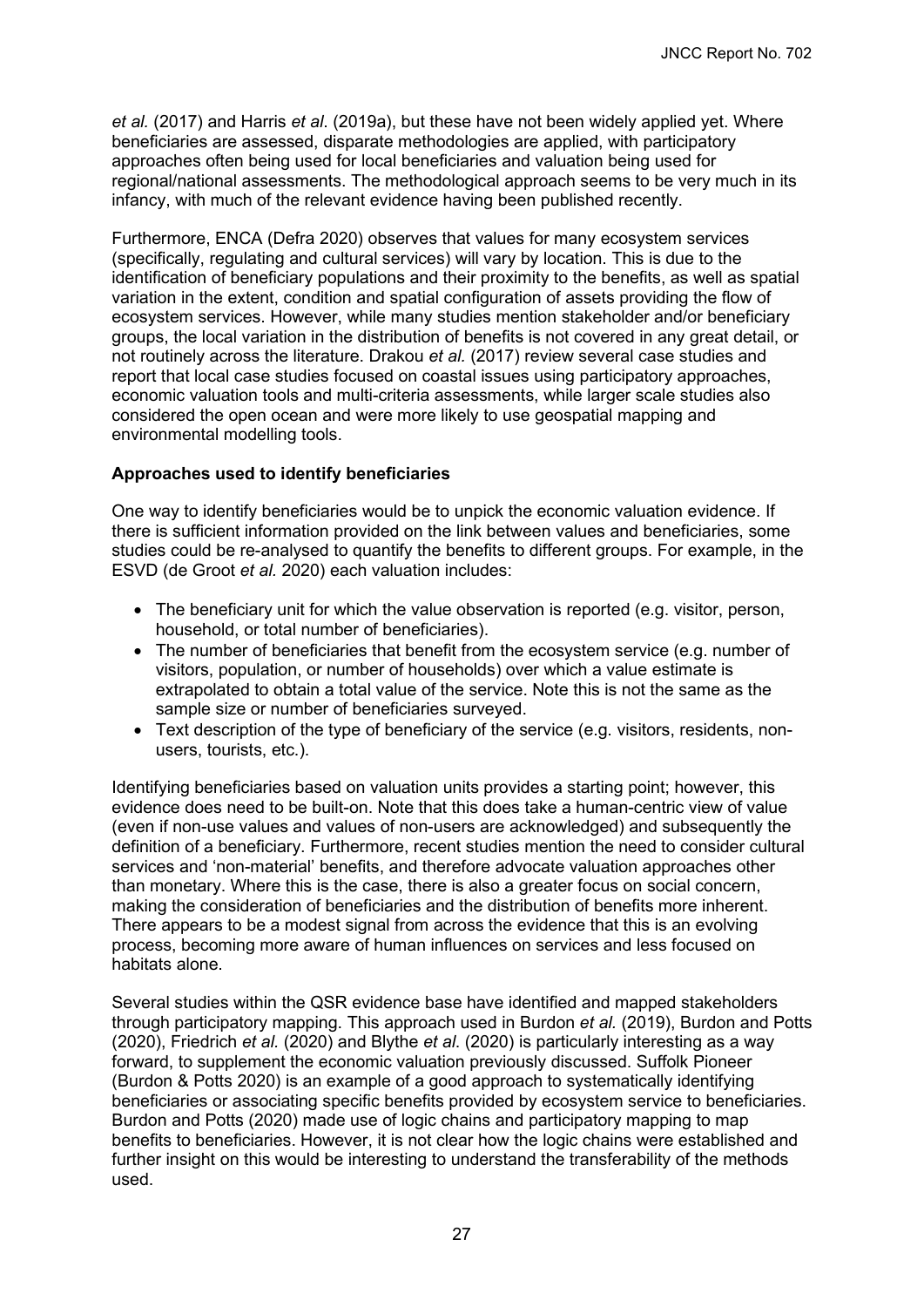*et al.* (2017) and Harris *et al*. (2019a), but these have not been widely applied yet. Where beneficiaries are assessed, disparate methodologies are applied, with participatory approaches often being used for local beneficiaries and valuation being used for regional/national assessments. The methodological approach seems to be very much in its infancy, with much of the relevant evidence having been published recently.

Furthermore, ENCA (Defra 2020) observes that values for many ecosystem services (specifically, regulating and cultural services) will vary by location. This is due to the identification of beneficiary populations and their proximity to the benefits, as well as spatial variation in the extent, condition and spatial configuration of assets providing the flow of ecosystem services. However, while many studies mention stakeholder and/or beneficiary groups, the local variation in the distribution of benefits is not covered in any great detail, or not routinely across the literature. Drakou *et al.* (2017) review several case studies and report that local case studies focused on coastal issues using participatory approaches, economic valuation tools and multi-criteria assessments, while larger scale studies also considered the open ocean and were more likely to use geospatial mapping and environmental modelling tools.

**Approaches used to identify beneficiaries**

One way to identify beneficiaries would be to unpick the economic valuation evidence. If there is sufficient information provided on the link between values and beneficiaries, some studies could be re-analysed to quantify the benefits to different groups. For example, in the ESVD (de Groot *et al.* 2020) each valuation includes:

- The beneficiary unit for which the value observation is reported (e.g. visitor, person, household, or total number of beneficiaries).
- The number of beneficiaries that benefit from the ecosystem service (e.g. number of visitors, population, or number of households) over which a value estimate is extrapolated to obtain a total value of the service. Note this is not the same as the sample size or number of beneficiaries surveyed.
- Text description of the type of beneficiary of the service (e.g. visitors, residents, non-users, tourists, etc.).

Identifying beneficiaries based on valuation units provides a starting point; however, this evidence does need to be built-on. Note that this does take a human-centric view of value (even if non-use values and values of non-users are acknowledged) and subsequently the definition of a beneficiary. Furthermore, recent studies mention the need to consider cultural services and 'non-material' benefits, and therefore advocate valuation approaches other than monetary. Where this is the case, there is also a greater focus on social concern, making the consideration of beneficiaries and the distribution of benefits more inherent. There appears to be a modest signal from across the evidence that this is an evolving process, becoming more aware of human influences on services and less focused on habitats alone.

Several studies within the QSR evidence base have identified and mapped stakeholders through participatory mapping. This approach used in Burdon *et al.* (2019), Burdon and Potts (2020), Friedrich *et al.* (2020) and Blythe *et al.* (2020) is particularly interesting as a way forward, to supplement the economic valuation previously discussed. Suffolk Pioneer (Burdon & Potts 2020) is an example of a good approach to systematically identifying beneficiaries or associating specific benefits provided by ecosystem service to beneficiaries. Burdon and Potts (2020) made use of logic chains and participatory mapping to map benefits to beneficiaries. However, it is not clear how the logic chains were established and further insight on this would be interesting to understand the transferability of the methods used.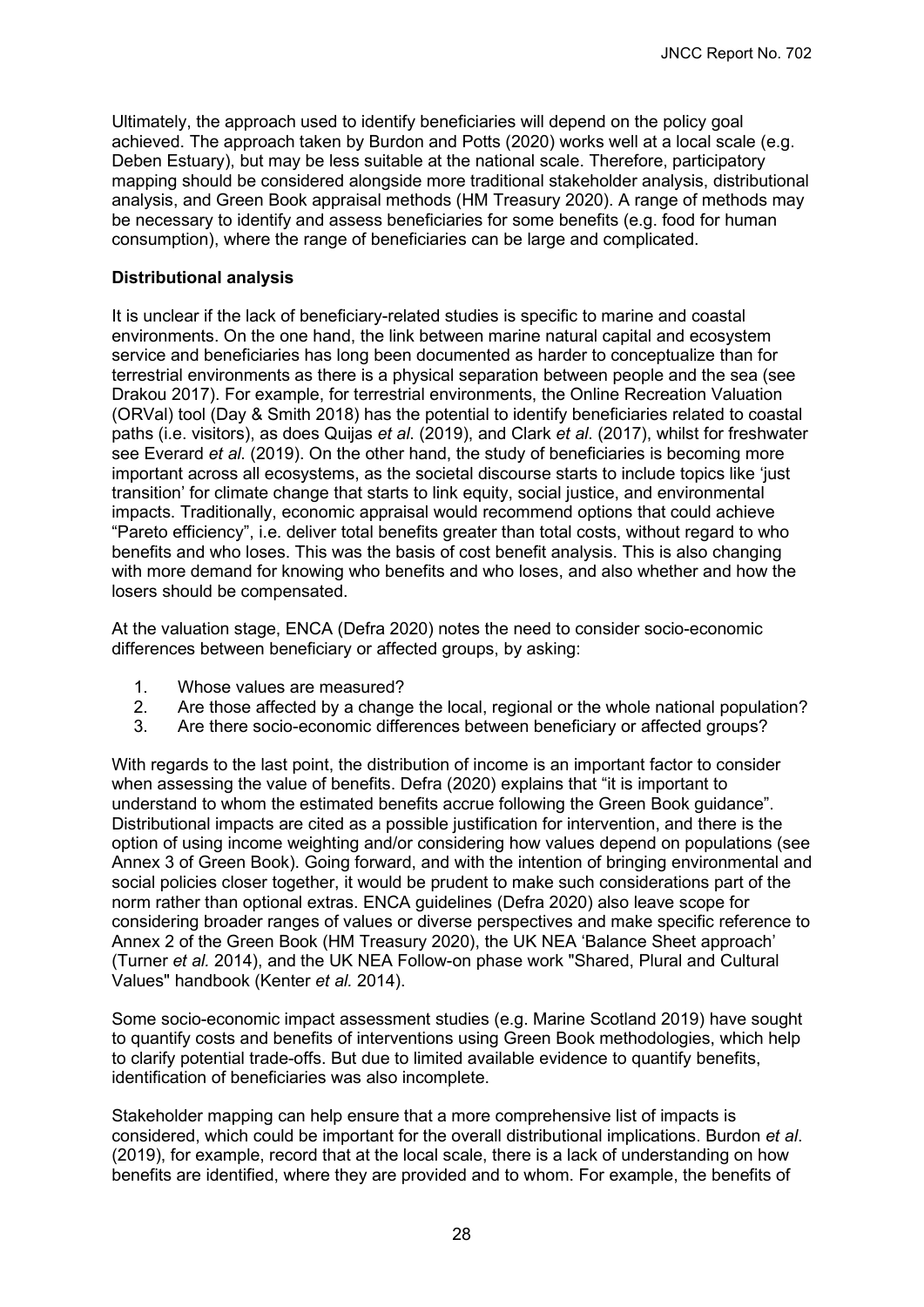Ultimately, the approach used to identify beneficiaries will depend on the policy goal achieved. The approach taken by Burdon and Potts (2020) works well at a local scale (e.g. Deben Estuary), but may be less suitable at the national scale. Therefore, participatory mapping should be considered alongside more traditional stakeholder analysis, distributional analysis, and Green Book appraisal methods (HM Treasury 2020). A range of methods may be necessary to identify and assess beneficiaries for some benefits (e.g. food for human consumption), where the range of beneficiaries can be large and complicated.

**Distributional analysis**

It is unclear if the lack of beneficiary-related studies is specific to marine and coastal environments. On the one hand, the link between marine natural capital and ecosystem service and beneficiaries has long been documented as harder to conceptualize than for terrestrial environments as there is a physical separation between people and the sea (see Drakou 2017). For example, for terrestrial environments, the Online Recreation Valuation (ORVal) tool (Day & Smith 2018) has the potential to identify beneficiaries related to coastal paths (i.e. visitors), as does Quijas *et al*. (2019), and Clark *et al*. (2017), whilst for freshwater see Everard *et al*. (2019). On the other hand, the study of beneficiaries is becoming more important across all ecosystems, as the societal discourse starts to include topics like 'just transition' for climate change that starts to link equity, social justice, and environmental impacts. Traditionally, economic appraisal would recommend options that could achieve "Pareto efficiency", i.e. deliver total benefits greater than total costs, without regard to who benefits and who loses. This was the basis of cost benefit analysis. This is also changing with more demand for knowing who benefits and who loses, and also whether and how the losers should be compensated.

At the valuation stage, ENCA (Defra 2020) notes the need to consider socio-economic differences between beneficiary or affected groups, by asking:

1. Whose values are measured?
2. Are those affected by a change the local, regional or the whole national population?
3. Are there socio-economic differences between beneficiary or affected groups?

With regards to the last point, the distribution of income is an important factor to consider when assessing the value of benefits. Defra (2020) explains that "it is important to understand to whom the estimated benefits accrue following the Green Book guidance". Distributional impacts are cited as a possible justification for intervention, and there is the option of using income weighting and/or considering how values depend on populations (see Annex 3 of Green Book). Going forward, and with the intention of bringing environmental and social policies closer together, it would be prudent to make such considerations part of the norm rather than optional extras. ENCA guidelines (Defra 2020) also leave scope for considering broader ranges of values or diverse perspectives and make specific reference to Annex 2 of the Green Book (HM Treasury 2020), the UK NEA 'Balance Sheet approach' (Turner *et al.* 2014), and the UK NEA Follow-on phase work "Shared, Plural and Cultural Values" handbook (Kenter *et al.* 2014).

Some socio-economic impact assessment studies (e.g. Marine Scotland 2019) have sought to quantify costs and benefits of interventions using Green Book methodologies, which help to clarify potential trade-offs. But due to limited available evidence to quantify benefits, identification of beneficiaries was also incomplete.

Stakeholder mapping can help ensure that a more comprehensive list of impacts is considered, which could be important for the overall distributional implications. Burdon *et al*. (2019), for example, record that at the local scale, there is a lack of understanding on how benefits are identified, where they are provided and to whom. For example, the benefits of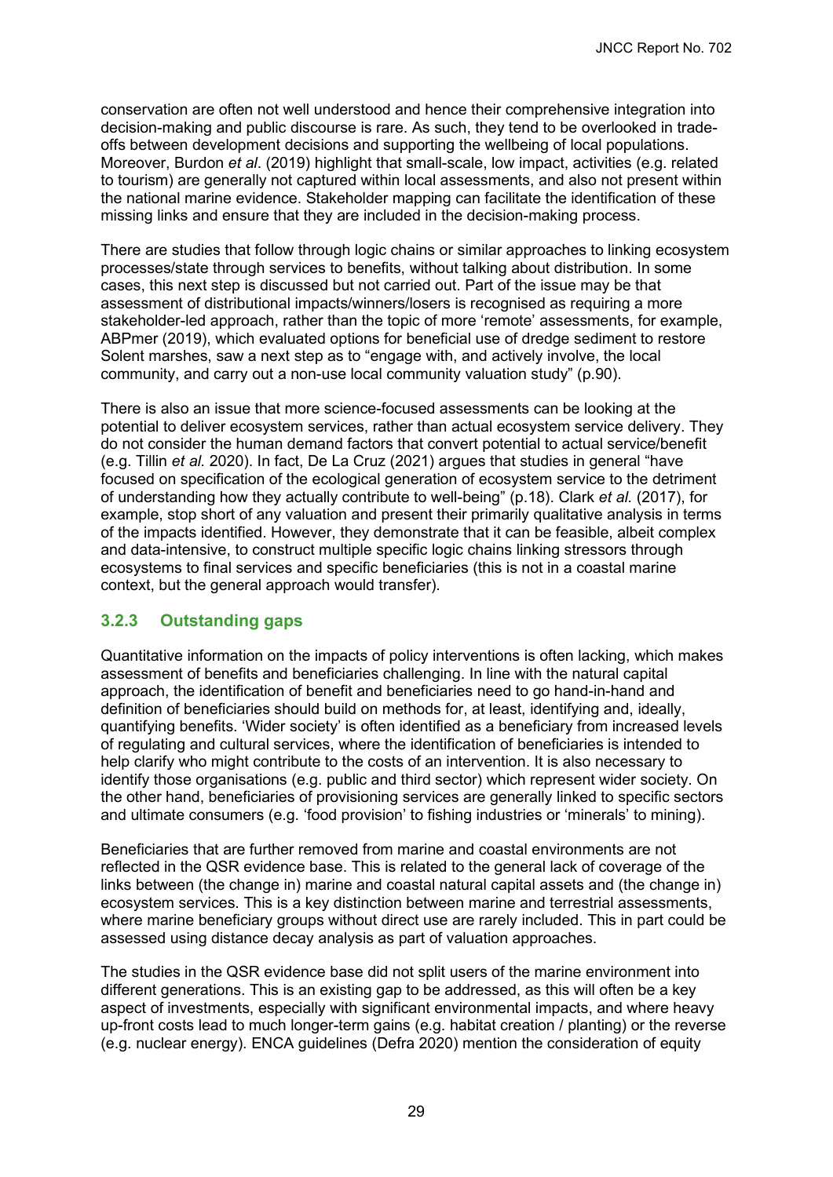conservation are often not well understood and hence their comprehensive integration into decision-making and public discourse is rare. As such, they tend to be overlooked in trade-offs between development decisions and supporting the wellbeing of local populations. Moreover, Burdon *et al*. (2019) highlight that small-scale, low impact, activities (e.g. related to tourism) are generally not captured within local assessments, and also not present within the national marine evidence. Stakeholder mapping can facilitate the identification of these missing links and ensure that they are included in the decision-making process.

There are studies that follow through logic chains or similar approaches to linking ecosystem processes/state through services to benefits, without talking about distribution. In some cases, this next step is discussed but not carried out. Part of the issue may be that assessment of distributional impacts/winners/losers is recognised as requiring a more stakeholder-led approach, rather than the topic of more 'remote' assessments, for example, ABPmer (2019), which evaluated options for beneficial use of dredge sediment to restore Solent marshes, saw a next step as to "engage with, and actively involve, the local community, and carry out a non-use local community valuation study" (p.90).

There is also an issue that more science-focused assessments can be looking at the potential to deliver ecosystem services, rather than actual ecosystem service delivery. They do not consider the human demand factors that convert potential to actual service/benefit (e.g. Tillin *et al.* 2020). In fact, De La Cruz (2021) argues that studies in general "have focused on specification of the ecological generation of ecosystem service to the detriment of understanding how they actually contribute to well-being" (p.18). Clark *et al.* (2017), for example, stop short of any valuation and present their primarily qualitative analysis in terms of the impacts identified. However, they demonstrate that it can be feasible, albeit complex and data-intensive, to construct multiple specific logic chains linking stressors through ecosystems to final services and specific beneficiaries (this is not in a coastal marine context, but the general approach would transfer).

### 3.2.3 Outstanding gaps

Quantitative information on the impacts of policy interventions is often lacking, which makes assessment of benefits and beneficiaries challenging. In line with the natural capital approach, the identification of benefit and beneficiaries need to go hand-in-hand and definition of beneficiaries should build on methods for, at least, identifying and, ideally, quantifying benefits. 'Wider society' is often identified as a beneficiary from increased levels of regulating and cultural services, where the identification of beneficiaries is intended to help clarify who might contribute to the costs of an intervention. It is also necessary to identify those organisations (e.g. public and third sector) which represent wider society. On the other hand, beneficiaries of provisioning services are generally linked to specific sectors and ultimate consumers (e.g. 'food provision' to fishing industries or 'minerals' to mining).

Beneficiaries that are further removed from marine and coastal environments are not reflected in the QSR evidence base. This is related to the general lack of coverage of the links between (the change in) marine and coastal natural capital assets and (the change in) ecosystem services. This is a key distinction between marine and terrestrial assessments, where marine beneficiary groups without direct use are rarely included. This in part could be assessed using distance decay analysis as part of valuation approaches.

The studies in the QSR evidence base did not split users of the marine environment into different generations. This is an existing gap to be addressed, as this will often be a key aspect of investments, especially with significant environmental impacts, and where heavy up-front costs lead to much longer-term gains (e.g. habitat creation / planting) or the reverse (e.g. nuclear energy). ENCA guidelines (Defra 2020) mention the consideration of equity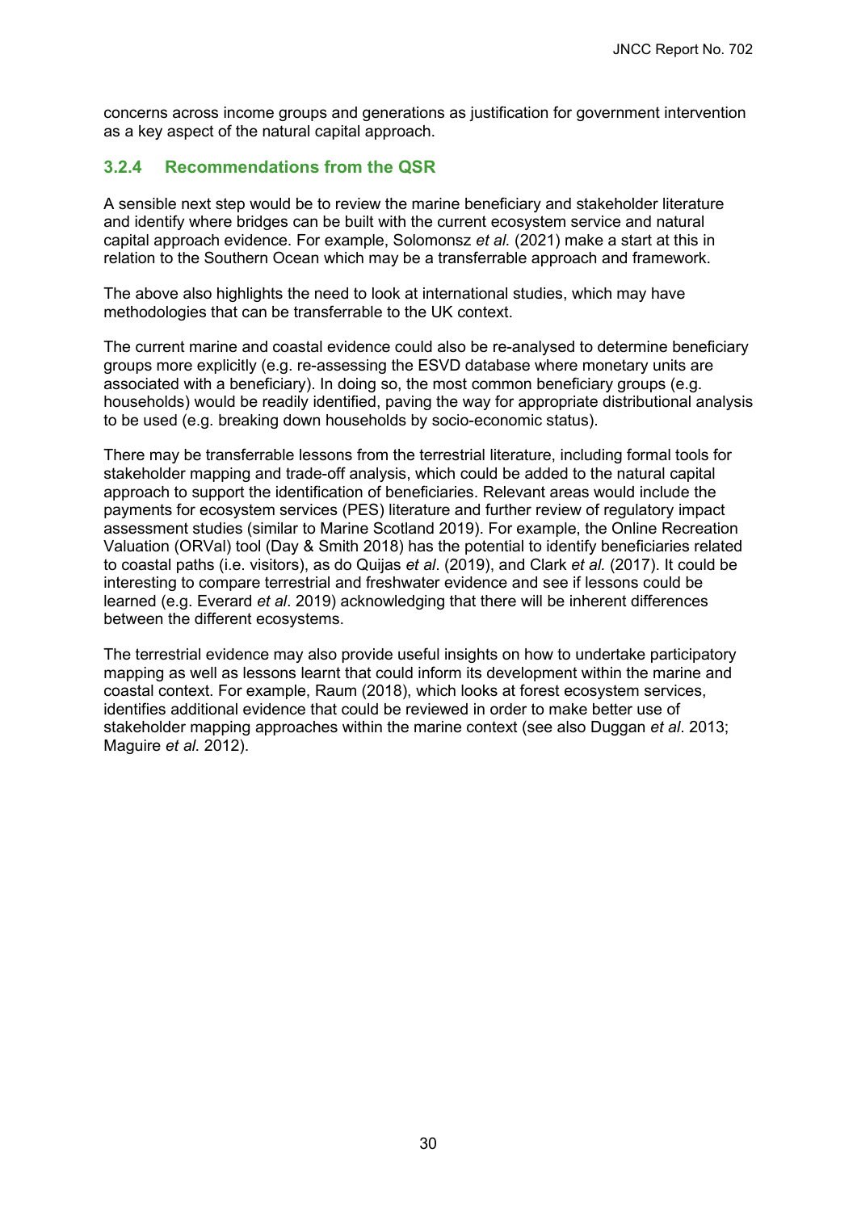concerns across income groups and generations as justification for government intervention as a key aspect of the natural capital approach.

### 3.2.4 Recommendations from the QSR

A sensible next step would be to review the marine beneficiary and stakeholder literature and identify where bridges can be built with the current ecosystem service and natural capital approach evidence. For example, Solomonsz *et al.* (2021) make a start at this in relation to the Southern Ocean which may be a transferrable approach and framework.

The above also highlights the need to look at international studies, which may have methodologies that can be transferrable to the UK context.

The current marine and coastal evidence could also be re-analysed to determine beneficiary groups more explicitly (e.g. re-assessing the ESVD database where monetary units are associated with a beneficiary). In doing so, the most common beneficiary groups (e.g. households) would be readily identified, paving the way for appropriate distributional analysis to be used (e.g. breaking down households by socio-economic status).

There may be transferrable lessons from the terrestrial literature, including formal tools for stakeholder mapping and trade-off analysis, which could be added to the natural capital approach to support the identification of beneficiaries. Relevant areas would include the payments for ecosystem services (PES) literature and further review of regulatory impact assessment studies (similar to Marine Scotland 2019). For example, the Online Recreation Valuation (ORVal) tool (Day & Smith 2018) has the potential to identify beneficiaries related to coastal paths (i.e. visitors), as do Quijas *et al*. (2019), and Clark *et al.* (2017). It could be interesting to compare terrestrial and freshwater evidence and see if lessons could be learned (e.g. Everard *et al*. 2019) acknowledging that there will be inherent differences between the different ecosystems.

The terrestrial evidence may also provide useful insights on how to undertake participatory mapping as well as lessons learnt that could inform its development within the marine and coastal context. For example, Raum (2018), which looks at forest ecosystem services, identifies additional evidence that could be reviewed in order to make better use of stakeholder mapping approaches within the marine context (see also Duggan *et al*. 2013; Maguire *et al*. 2012).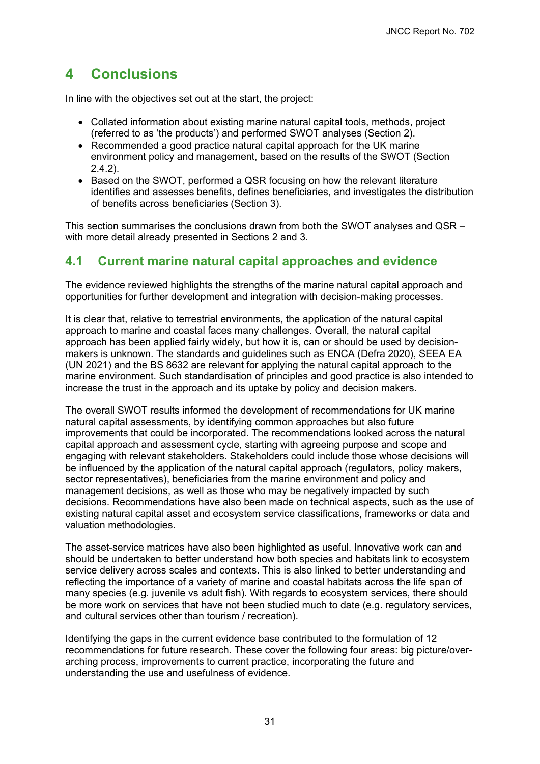# 4 Conclusions

In line with the objectives set out at the start, the project:

- Collated information about existing marine natural capital tools, methods, project (referred to as 'the products') and performed SWOT analyses (Section 2).
- Recommended a good practice natural capital approach for the UK marine environment policy and management, based on the results of the SWOT (Section 2.4.2).
- Based on the SWOT, performed a QSR focusing on how the relevant literature identifies and assesses benefits, defines beneficiaries, and investigates the distribution of benefits across beneficiaries (Section 3).

This section summarises the conclusions drawn from both the SWOT analyses and QSR – with more detail already presented in Sections 2 and 3.

## 4.1 Current marine natural capital approaches and evidence

The evidence reviewed highlights the strengths of the marine natural capital approach and opportunities for further development and integration with decision-making processes.

It is clear that, relative to terrestrial environments, the application of the natural capital approach to marine and coastal faces many challenges. Overall, the natural capital approach has been applied fairly widely, but how it is, can or should be used by decision-makers is unknown. The standards and guidelines such as ENCA (Defra 2020), SEEA EA (UN 2021) and the BS 8632 are relevant for applying the natural capital approach to the marine environment. Such standardisation of principles and good practice is also intended to increase the trust in the approach and its uptake by policy and decision makers.

The overall SWOT results informed the development of recommendations for UK marine natural capital assessments, by identifying common approaches but also future improvements that could be incorporated. The recommendations looked across the natural capital approach and assessment cycle, starting with agreeing purpose and scope and engaging with relevant stakeholders. Stakeholders could include those whose decisions will be influenced by the application of the natural capital approach (regulators, policy makers, sector representatives), beneficiaries from the marine environment and policy and management decisions, as well as those who may be negatively impacted by such decisions. Recommendations have also been made on technical aspects, such as the use of existing natural capital asset and ecosystem service classifications, frameworks or data and valuation methodologies.

The asset-service matrices have also been highlighted as useful. Innovative work can and should be undertaken to better understand how both species and habitats link to ecosystem service delivery across scales and contexts. This is also linked to better understanding and reflecting the importance of a variety of marine and coastal habitats across the life span of many species (e.g. juvenile vs adult fish). With regards to ecosystem services, there should be more work on services that have not been studied much to date (e.g. regulatory services, and cultural services other than tourism / recreation).

Identifying the gaps in the current evidence base contributed to the formulation of 12 recommendations for future research. These cover the following four areas: big picture/over-arching process, improvements to current practice, incorporating the future and understanding the use and usefulness of evidence.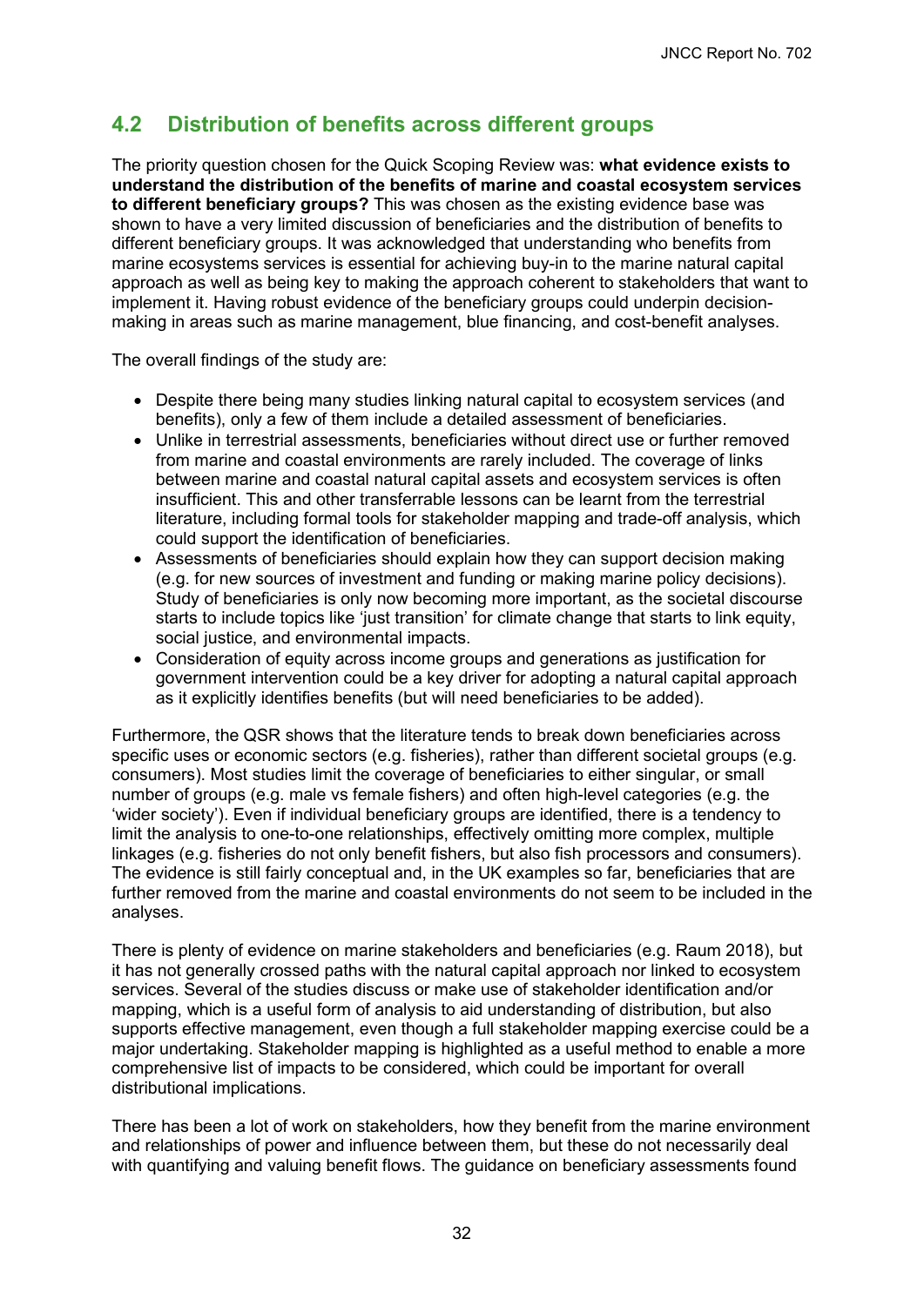## 4.2 Distribution of benefits across different groups

The priority question chosen for the Quick Scoping Review was: **what evidence exists to understand the distribution of the benefits of marine and coastal ecosystem services to different beneficiary groups?** This was chosen as the existing evidence base was shown to have a very limited discussion of beneficiaries and the distribution of benefits to different beneficiary groups. It was acknowledged that understanding who benefits from marine ecosystems services is essential for achieving buy-in to the marine natural capital approach as well as being key to making the approach coherent to stakeholders that want to implement it. Having robust evidence of the beneficiary groups could underpin decision-making in areas such as marine management, blue financing, and cost-benefit analyses.

The overall findings of the study are:

- Despite there being many studies linking natural capital to ecosystem services (and benefits), only a few of them include a detailed assessment of beneficiaries.
- Unlike in terrestrial assessments, beneficiaries without direct use or further removed from marine and coastal environments are rarely included. The coverage of links between marine and coastal natural capital assets and ecosystem services is often insufficient. This and other transferrable lessons can be learnt from the terrestrial literature, including formal tools for stakeholder mapping and trade-off analysis, which could support the identification of beneficiaries.
- Assessments of beneficiaries should explain how they can support decision making (e.g. for new sources of investment and funding or making marine policy decisions). Study of beneficiaries is only now becoming more important, as the societal discourse starts to include topics like 'just transition' for climate change that starts to link equity, social justice, and environmental impacts.
- Consideration of equity across income groups and generations as justification for government intervention could be a key driver for adopting a natural capital approach as it explicitly identifies benefits (but will need beneficiaries to be added).

Furthermore, the QSR shows that the literature tends to break down beneficiaries across specific uses or economic sectors (e.g. fisheries), rather than different societal groups (e.g. consumers). Most studies limit the coverage of beneficiaries to either singular, or small number of groups (e.g. male vs female fishers) and often high-level categories (e.g. the 'wider society'). Even if individual beneficiary groups are identified, there is a tendency to limit the analysis to one-to-one relationships, effectively omitting more complex, multiple linkages (e.g. fisheries do not only benefit fishers, but also fish processors and consumers). The evidence is still fairly conceptual and, in the UK examples so far, beneficiaries that are further removed from the marine and coastal environments do not seem to be included in the analyses.

There is plenty of evidence on marine stakeholders and beneficiaries (e.g. Raum 2018), but it has not generally crossed paths with the natural capital approach nor linked to ecosystem services. Several of the studies discuss or make use of stakeholder identification and/or mapping, which is a useful form of analysis to aid understanding of distribution, but also supports effective management, even though a full stakeholder mapping exercise could be a major undertaking. Stakeholder mapping is highlighted as a useful method to enable a more comprehensive list of impacts to be considered, which could be important for overall distributional implications.

There has been a lot of work on stakeholders, how they benefit from the marine environment and relationships of power and influence between them, but these do not necessarily deal with quantifying and valuing benefit flows. The guidance on beneficiary assessments found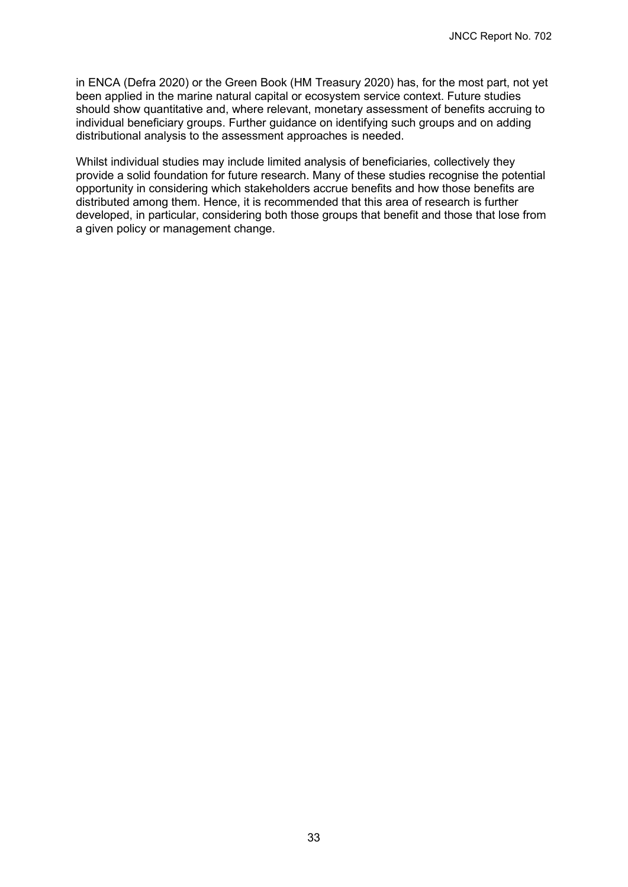in ENCA (Defra 2020) or the Green Book (HM Treasury 2020) has, for the most part, not yet been applied in the marine natural capital or ecosystem service context. Future studies should show quantitative and, where relevant, monetary assessment of benefits accruing to individual beneficiary groups. Further guidance on identifying such groups and on adding distributional analysis to the assessment approaches is needed.

Whilst individual studies may include limited analysis of beneficiaries, collectively they provide a solid foundation for future research. Many of these studies recognise the potential opportunity in considering which stakeholders accrue benefits and how those benefits are distributed among them. Hence, it is recommended that this area of research is further developed, in particular, considering both those groups that benefit and those that lose from a given policy or management change.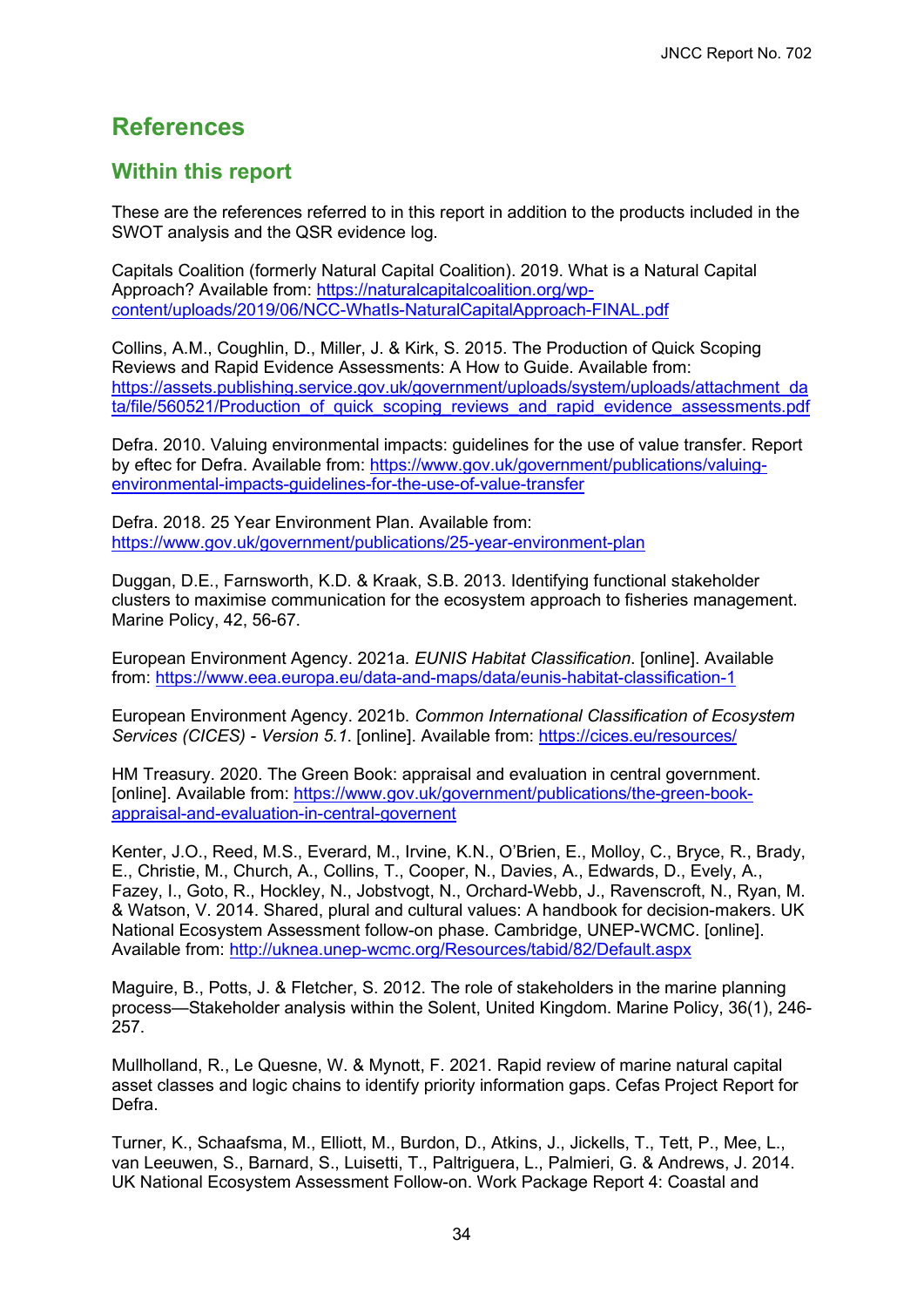# References

## Within this report

These are the references referred to in this report in addition to the products included in the SWOT analysis and the QSR evidence log.

Capitals Coalition (formerly Natural Capital Coalition). 2019. What is a Natural Capital Approach? Available from: https://naturalcapitalcoalition.org/wp-content/uploads/2019/06/NCC-WhatIs-NaturalCapitalApproach-FINAL.pdf

Collins, A.M., Coughlin, D., Miller, J. & Kirk, S. 2015. The Production of Quick Scoping Reviews and Rapid Evidence Assessments: A How to Guide. Available from: https://assets.publishing.service.gov.uk/government/uploads/system/uploads/attachment_data/file/560521/Production_of_quick_scoping_reviews_and_rapid_evidence_assessments.pdf

Defra. 2010. Valuing environmental impacts: guidelines for the use of value transfer. Report by eftec for Defra. Available from: https://www.gov.uk/government/publications/valuing-environmental-impacts-guidelines-for-the-use-of-value-transfer

Defra. 2018. 25 Year Environment Plan. Available from: https://www.gov.uk/government/publications/25-year-environment-plan

Duggan, D.E., Farnsworth, K.D. & Kraak, S.B. 2013. Identifying functional stakeholder clusters to maximise communication for the ecosystem approach to fisheries management. Marine Policy, 42, 56-67.

European Environment Agency. 2021a. *EUNIS Habitat Classification*. [online]. Available from: https://www.eea.europa.eu/data-and-maps/data/eunis-habitat-classification-1

European Environment Agency. 2021b. *Common International Classification of Ecosystem Services (CICES) - Version 5.1*. [online]. Available from: https://cices.eu/resources/

HM Treasury. 2020. The Green Book: appraisal and evaluation in central government. [online]. Available from: https://www.gov.uk/government/publications/the-green-book-appraisal-and-evaluation-in-central-governent

Kenter, J.O., Reed, M.S., Everard, M., Irvine, K.N., O'Brien, E., Molloy, C., Bryce, R., Brady, E., Christie, M., Church, A., Collins, T., Cooper, N., Davies, A., Edwards, D., Evely, A., Fazey, I., Goto, R., Hockley, N., Jobstvogt, N., Orchard-Webb, J., Ravenscroft, N., Ryan, M. & Watson, V. 2014. Shared, plural and cultural values: A handbook for decision-makers. UK National Ecosystem Assessment follow-on phase. Cambridge, UNEP-WCMC. [online]. Available from: http://uknea.unep-wcmc.org/Resources/tabid/82/Default.aspx

Maguire, B., Potts, J. & Fletcher, S. 2012. The role of stakeholders in the marine planning process—Stakeholder analysis within the Solent, United Kingdom. Marine Policy, 36(1), 246-257.

Mullholland, R., Le Quesne, W. & Mynott, F. 2021. Rapid review of marine natural capital asset classes and logic chains to identify priority information gaps. Cefas Project Report for Defra.

Turner, K., Schaafsma, M., Elliott, M., Burdon, D., Atkins, J., Jickells, T., Tett, P., Mee, L., van Leeuwen, S., Barnard, S., Luisetti, T., Paltriguera, L., Palmieri, G. & Andrews, J. 2014. UK National Ecosystem Assessment Follow-on. Work Package Report 4: Coastal and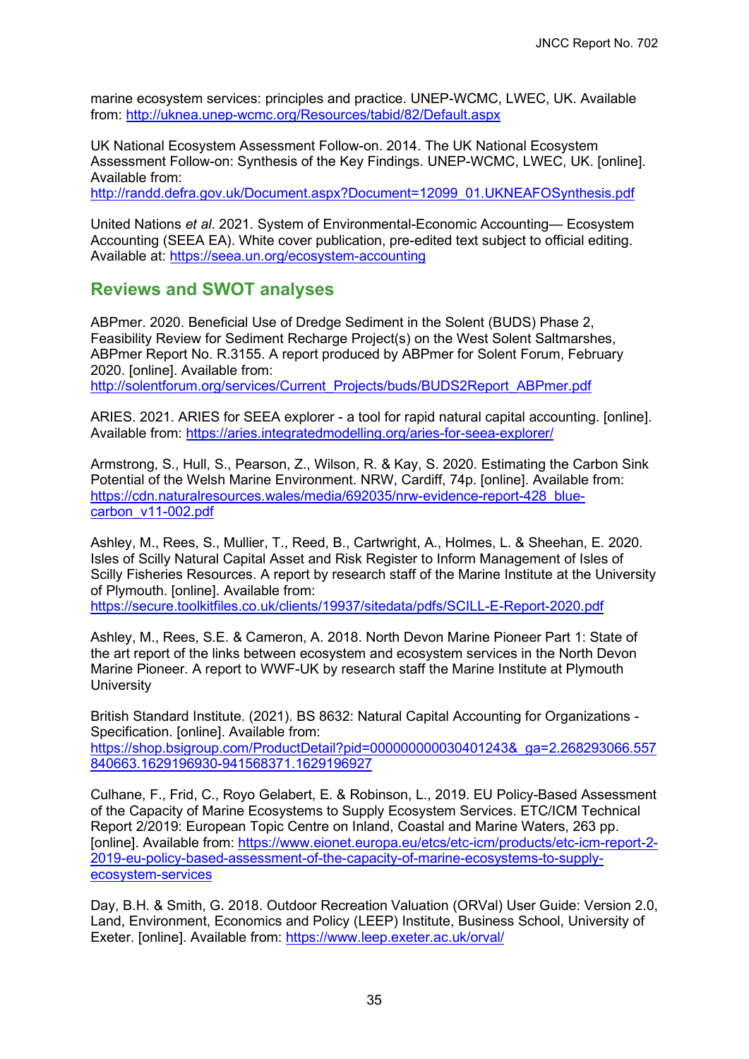marine ecosystem services: principles and practice. UNEP-WCMC, LWEC, UK. Available from: http://uknea.unep-wcmc.org/Resources/tabid/82/Default.aspx

UK National Ecosystem Assessment Follow-on. 2014. The UK National Ecosystem Assessment Follow-on: Synthesis of the Key Findings. UNEP-WCMC, LWEC, UK. [online]. Available from: http://randd.defra.gov.uk/Document.aspx?Document=12099_01.UKNEAFOSynthesis.pdf

United Nations *et al*. 2021. System of Environmental-Economic Accounting— Ecosystem Accounting (SEEA EA). White cover publication, pre-edited text subject to official editing. Available at: https://seea.un.org/ecosystem-accounting

## Reviews and SWOT analyses

ABPmer. 2020. Beneficial Use of Dredge Sediment in the Solent (BUDS) Phase 2, Feasibility Review for Sediment Recharge Project(s) on the West Solent Saltmarshes, ABPmer Report No. R.3155. A report produced by ABPmer for Solent Forum, February 2020. [online]. Available from: http://solentforum.org/services/Current_Projects/buds/BUDS2Report_ABPmer.pdf

ARIES. 2021. ARIES for SEEA explorer - a tool for rapid natural capital accounting. [online]. Available from: https://aries.integratedmodelling.org/aries-for-seea-explorer/

Armstrong, S., Hull, S., Pearson, Z., Wilson, R. & Kay, S. 2020. Estimating the Carbon Sink Potential of the Welsh Marine Environment. NRW, Cardiff, 74p. [online]. Available from: https://cdn.naturalresources.wales/media/692035/nrw-evidence-report-428_blue-carbon_v11-002.pdf

Ashley, M., Rees, S., Mullier, T., Reed, B., Cartwright, A., Holmes, L. & Sheehan, E. 2020. Isles of Scilly Natural Capital Asset and Risk Register to Inform Management of Isles of Scilly Fisheries Resources. A report by research staff of the Marine Institute at the University of Plymouth. [online]. Available from: https://secure.toolkitfiles.co.uk/clients/19937/sitedata/pdfs/SCILL-E-Report-2020.pdf

Ashley, M., Rees, S.E. & Cameron, A. 2018. North Devon Marine Pioneer Part 1: State of the art report of the links between ecosystem and ecosystem services in the North Devon Marine Pioneer. A report to WWF-UK by research staff the Marine Institute at Plymouth University

British Standard Institute. (2021). BS 8632: Natural Capital Accounting for Organizations - Specification. [online]. Available from: https://shop.bsigroup.com/ProductDetail?pid=000000000030401243&_ga=2.268293066.557840663.1629196930-941568371.1629196927

Culhane, F., Frid, C., Royo Gelabert, E. & Robinson, L., 2019. EU Policy-Based Assessment of the Capacity of Marine Ecosystems to Supply Ecosystem Services. ETC/ICM Technical Report 2/2019: European Topic Centre on Inland, Coastal and Marine Waters, 263 pp. [online]. Available from: https://www.eionet.europa.eu/etcs/etc-icm/products/etc-icm-report-2-2019-eu-policy-based-assessment-of-the-capacity-of-marine-ecosystems-to-supply-ecosystem-services

Day, B.H. & Smith, G. 2018. Outdoor Recreation Valuation (ORVal) User Guide: Version 2.0, Land, Environment, Economics and Policy (LEEP) Institute, Business School, University of Exeter. [online]. Available from: https://www.leep.exeter.ac.uk/orval/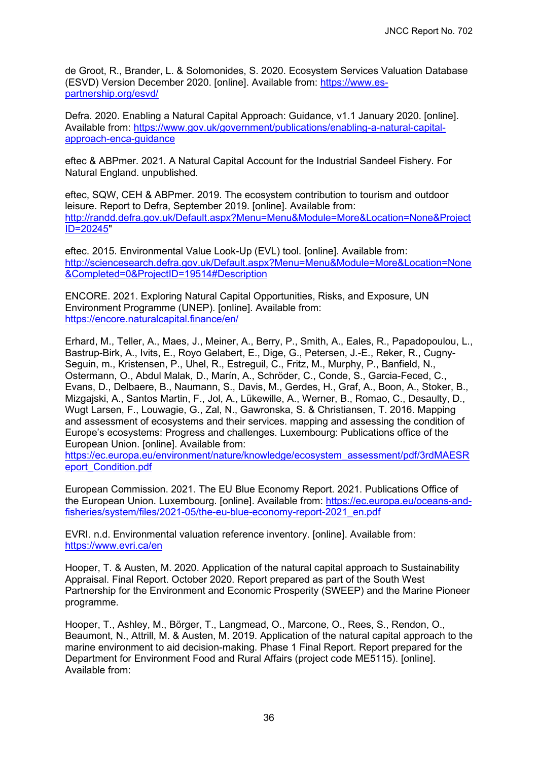de Groot, R., Brander, L. & Solomonides, S. 2020. Ecosystem Services Valuation Database (ESVD) Version December 2020. [online]. Available from: https://www.es-partnership.org/esvd/

Defra. 2020. Enabling a Natural Capital Approach: Guidance, v1.1 January 2020. [online]. Available from: https://www.gov.uk/government/publications/enabling-a-natural-capital-approach-enca-guidance

eftec & ABPmer. 2021. A Natural Capital Account for the Industrial Sandeel Fishery. For Natural England. unpublished.

eftec, SQW, CEH & ABPmer. 2019. The ecosystem contribution to tourism and outdoor leisure. Report to Defra, September 2019. [online]. Available from: http://randd.defra.gov.uk/Default.aspx?Menu=Menu&Module=More&Location=None&ProjectID=20245"

eftec. 2015. Environmental Value Look-Up (EVL) tool. [online]. Available from: http://sciencesearch.defra.gov.uk/Default.aspx?Menu=Menu&Module=More&Location=None&Completed=0&ProjectID=19514#Description

ENCORE. 2021. Exploring Natural Capital Opportunities, Risks, and Exposure, UN Environment Programme (UNEP). [online]. Available from: https://encore.naturalcapital.finance/en/

Erhard, M., Teller, A., Maes, J., Meiner, A., Berry, P., Smith, A., Eales, R., Papadopoulou, L., Bastrup-Birk, A., Ivits, E., Royo Gelabert, E., Dige, G., Petersen, J.-E., Reker, R., Cugny-Seguin, m., Kristensen, P., Uhel, R., Estreguil, C., Fritz, M., Murphy, P., Banfield, N., Ostermann, O., Abdul Malak, D., Marín, A., Schröder, C., Conde, S., Garcia-Feced, C., Evans, D., Delbaere, B., Naumann, S., Davis, M., Gerdes, H., Graf, A., Boon, A., Stoker, B., Mizgajski, A., Santos Martin, F., Jol, A., Lükewille, A., Werner, B., Romao, C., Desaulty, D., Wugt Larsen, F., Louwagie, G., Zal, N., Gawronska, S. & Christiansen, T. 2016. Mapping and assessment of ecosystems and their services. mapping and assessing the condition of Europe's ecosystems: Progress and challenges. Luxembourg: Publications office of the European Union. [online]. Available from: https://ec.europa.eu/environment/nature/knowledge/ecosystem_assessment/pdf/3rdMAESReport_Condition.pdf

European Commission. 2021. The EU Blue Economy Report. 2021. Publications Office of the European Union. Luxembourg. [online]. Available from: https://ec.europa.eu/oceans-and-fisheries/system/files/2021-05/the-eu-blue-economy-report-2021_en.pdf

EVRI. n.d. Environmental valuation reference inventory. [online]. Available from: https://www.evri.ca/en

Hooper, T. & Austen, M. 2020. Application of the natural capital approach to Sustainability Appraisal. Final Report. October 2020. Report prepared as part of the South West Partnership for the Environment and Economic Prosperity (SWEEP) and the Marine Pioneer programme.

Hooper, T., Ashley, M., Börger, T., Langmead, O., Marcone, O., Rees, S., Rendon, O., Beaumont, N., Attrill, M. & Austen, M. 2019. Application of the natural capital approach to the marine environment to aid decision-making. Phase 1 Final Report. Report prepared for the Department for Environment Food and Rural Affairs (project code ME5115). [online]. Available from: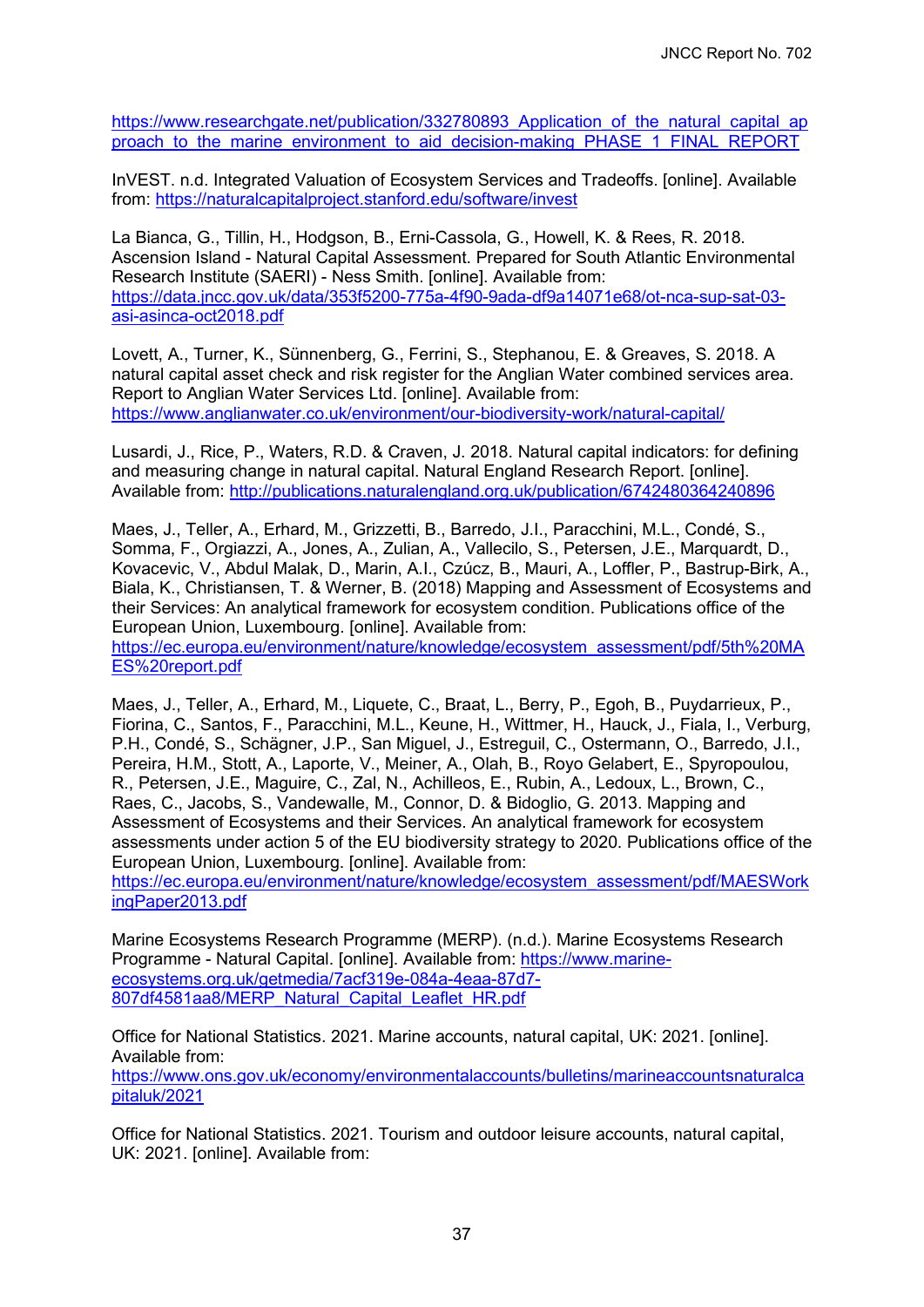https://www.researchgate.net/publication/332780893_Application_of_the_natural_capital_approach_to_the_marine_environment_to_aid_decision-making_PHASE_1_FINAL_REPORT

InVEST. n.d. Integrated Valuation of Ecosystem Services and Tradeoffs. [online]. Available from: https://naturalcapitalproject.stanford.edu/software/invest

La Bianca, G., Tillin, H., Hodgson, B., Erni-Cassola, G., Howell, K. & Rees, R. 2018. Ascension Island - Natural Capital Assessment. Prepared for South Atlantic Environmental Research Institute (SAERI) - Ness Smith. [online]. Available from: https://data.jncc.gov.uk/data/353f5200-775a-4f90-9ada-df9a14071e68/ot-nca-sup-sat-03-asi-asinca-oct2018.pdf

Lovett, A., Turner, K., Sünnenberg, G., Ferrini, S., Stephanou, E. & Greaves, S. 2018. A natural capital asset check and risk register for the Anglian Water combined services area. Report to Anglian Water Services Ltd. [online]. Available from: https://www.anglianwater.co.uk/environment/our-biodiversity-work/natural-capital/

Lusardi, J., Rice, P., Waters, R.D. & Craven, J. 2018. Natural capital indicators: for defining and measuring change in natural capital. Natural England Research Report. [online]. Available from: http://publications.naturalengland.org.uk/publication/6742480364240896

Maes, J., Teller, A., Erhard, M., Grizzetti, B., Barredo, J.I., Paracchini, M.L., Condé, S., Somma, F., Orgiazzi, A., Jones, A., Zulian, A., Vallecilo, S., Petersen, J.E., Marquardt, D., Kovacevic, V., Abdul Malak, D., Marin, A.I., Czúcz, B., Mauri, A., Loffler, P., Bastrup-Birk, A., Biala, K., Christiansen, T. & Werner, B. (2018) Mapping and Assessment of Ecosystems and their Services: An analytical framework for ecosystem condition. Publications office of the European Union, Luxembourg. [online]. Available from: https://ec.europa.eu/environment/nature/knowledge/ecosystem_assessment/pdf/5th%20MAES%20report.pdf

Maes, J., Teller, A., Erhard, M., Liquete, C., Braat, L., Berry, P., Egoh, B., Puydarrieux, P., Fiorina, C., Santos, F., Paracchini, M.L., Keune, H., Wittmer, H., Hauck, J., Fiala, I., Verburg, P.H., Condé, S., Schägner, J.P., San Miguel, J., Estreguil, C., Ostermann, O., Barredo, J.I., Pereira, H.M., Stott, A., Laporte, V., Meiner, A., Olah, B., Royo Gelabert, E., Spyropoulou, R., Petersen, J.E., Maguire, C., Zal, N., Achilleos, E., Rubin, A., Ledoux, L., Brown, C., Raes, C., Jacobs, S., Vandewalle, M., Connor, D. & Bidoglio, G. 2013. Mapping and Assessment of Ecosystems and their Services. An analytical framework for ecosystem assessments under action 5 of the EU biodiversity strategy to 2020. Publications office of the European Union, Luxembourg. [online]. Available from: https://ec.europa.eu/environment/nature/knowledge/ecosystem_assessment/pdf/MAESWorkingPaper2013.pdf

Marine Ecosystems Research Programme (MERP). (n.d.). Marine Ecosystems Research Programme - Natural Capital. [online]. Available from: https://www.marine-ecosystems.org.uk/getmedia/7acf319e-084a-4eaa-87d7-807df4581aa8/MERP_Natural_Capital_Leaflet_HR.pdf

Office for National Statistics. 2021. Marine accounts, natural capital, UK: 2021. [online]. Available from: https://www.ons.gov.uk/economy/environmentalaccounts/bulletins/marineaccountsnaturalcapitaluk/2021

Office for National Statistics. 2021. Tourism and outdoor leisure accounts, natural capital, UK: 2021. [online]. Available from: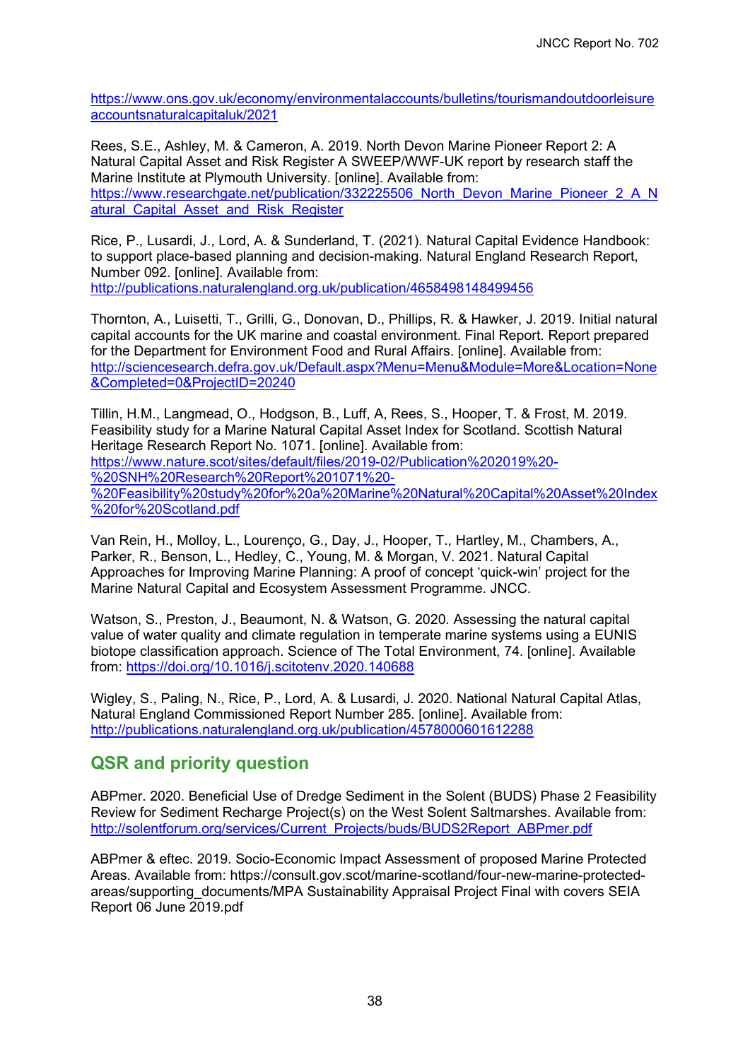https://www.ons.gov.uk/economy/environmentalaccounts/bulletins/tourismandoutdoorleisureaccountsnaturalcapitaluk/2021

Rees, S.E., Ashley, M. & Cameron, A. 2019. North Devon Marine Pioneer Report 2: A Natural Capital Asset and Risk Register A SWEEP/WWF-UK report by research staff the Marine Institute at Plymouth University. [online]. Available from: https://www.researchgate.net/publication/332225506_North_Devon_Marine_Pioneer_2_A_Natural_Capital_Asset_and_Risk_Register

Rice, P., Lusardi, J., Lord, A. & Sunderland, T. (2021). Natural Capital Evidence Handbook: to support place-based planning and decision-making. Natural England Research Report, Number 092. [online]. Available from: http://publications.naturalengland.org.uk/publication/4658498148499456

Thornton, A., Luisetti, T., Grilli, G., Donovan, D., Phillips, R. & Hawker, J. 2019. Initial natural capital accounts for the UK marine and coastal environment. Final Report. Report prepared for the Department for Environment Food and Rural Affairs. [online]. Available from: http://sciencesearch.defra.gov.uk/Default.aspx?Menu=Menu&Module=More&Location=None&Completed=0&ProjectID=20240

Tillin, H.M., Langmead, O., Hodgson, B., Luff, A, Rees, S., Hooper, T. & Frost, M. 2019. Feasibility study for a Marine Natural Capital Asset Index for Scotland. Scottish Natural Heritage Research Report No. 1071. [online]. Available from: https://www.nature.scot/sites/default/files/2019-02/Publication%202019%20-%20SNH%20Research%20Report%201071%20-%20Feasibility%20study%20for%20a%20Marine%20Natural%20Capital%20Asset%20Index%20for%20Scotland.pdf

Van Rein, H., Molloy, L., Lourenço, G., Day, J., Hooper, T., Hartley, M., Chambers, A., Parker, R., Benson, L., Hedley, C., Young, M. & Morgan, V. 2021. Natural Capital Approaches for Improving Marine Planning: A proof of concept 'quick-win' project for the Marine Natural Capital and Ecosystem Assessment Programme. JNCC.

Watson, S., Preston, J., Beaumont, N. & Watson, G. 2020. Assessing the natural capital value of water quality and climate regulation in temperate marine systems using a EUNIS biotope classification approach. Science of The Total Environment, 74. [online]. Available from: https://doi.org/10.1016/j.scitotenv.2020.140688

Wigley, S., Paling, N., Rice, P., Lord, A. & Lusardi, J. 2020. National Natural Capital Atlas, Natural England Commissioned Report Number 285. [online]. Available from: http://publications.naturalengland.org.uk/publication/4578000601612288

## QSR and priority question

ABPmer. 2020. Beneficial Use of Dredge Sediment in the Solent (BUDS) Phase 2 Feasibility Review for Sediment Recharge Project(s) on the West Solent Saltmarshes. Available from: http://solentforum.org/services/Current_Projects/buds/BUDS2Report_ABPmer.pdf

ABPmer & eftec. 2019. Socio-Economic Impact Assessment of proposed Marine Protected Areas. Available from: https://consult.gov.scot/marine-scotland/four-new-marine-protected-areas/supporting_documents/MPA Sustainability Appraisal Project Final with covers SEIA Report 06 June 2019.pdf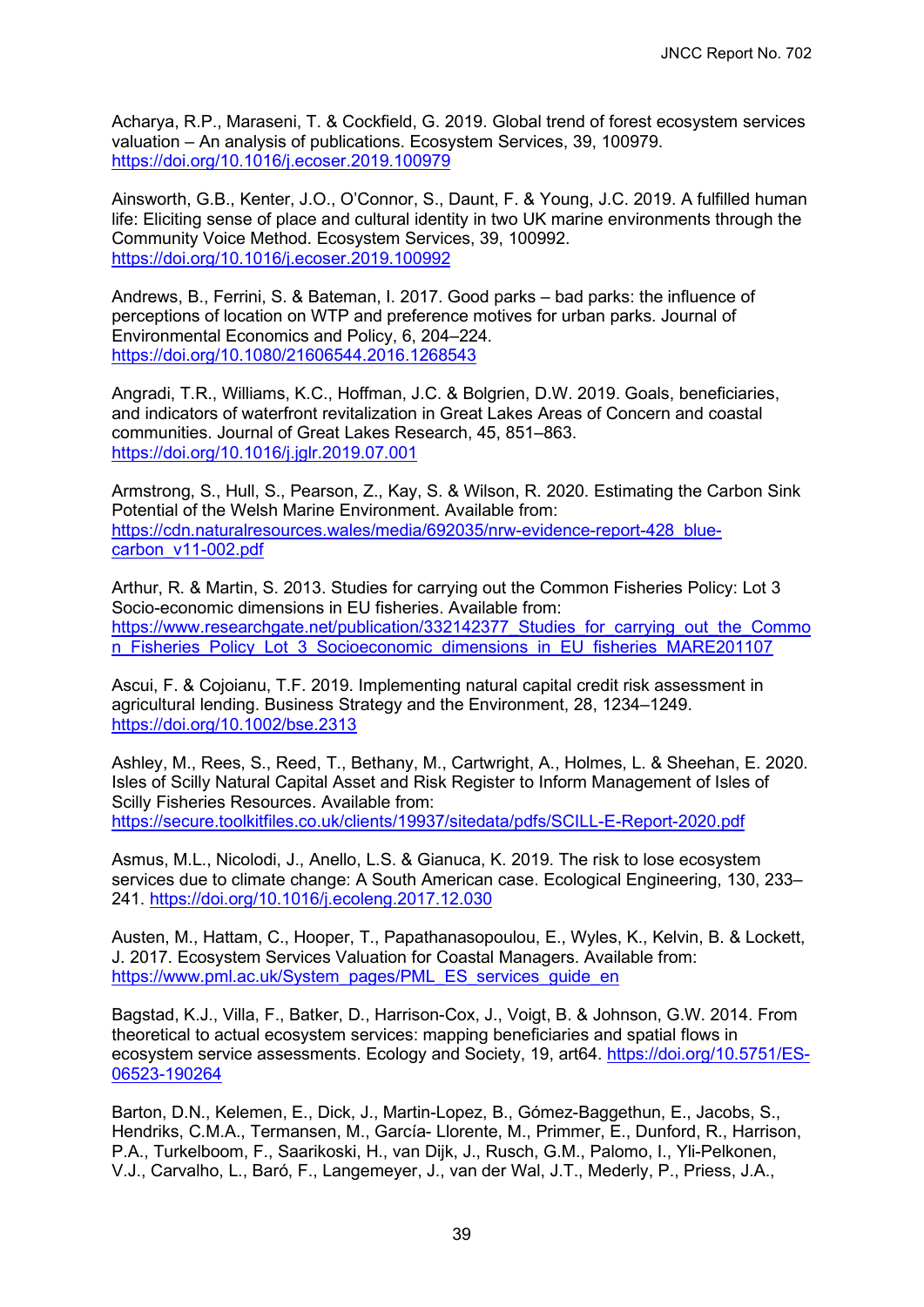Acharya, R.P., Maraseni, T. & Cockfield, G. 2019. Global trend of forest ecosystem services valuation – An analysis of publications. Ecosystem Services, 39, 100979. https://doi.org/10.1016/j.ecoser.2019.100979

Ainsworth, G.B., Kenter, J.O., O'Connor, S., Daunt, F. & Young, J.C. 2019. A fulfilled human life: Eliciting sense of place and cultural identity in two UK marine environments through the Community Voice Method. Ecosystem Services, 39, 100992. https://doi.org/10.1016/j.ecoser.2019.100992

Andrews, B., Ferrini, S. & Bateman, I. 2017. Good parks – bad parks: the influence of perceptions of location on WTP and preference motives for urban parks. Journal of Environmental Economics and Policy, 6, 204–224. https://doi.org/10.1080/21606544.2016.1268543

Angradi, T.R., Williams, K.C., Hoffman, J.C. & Bolgrien, D.W. 2019. Goals, beneficiaries, and indicators of waterfront revitalization in Great Lakes Areas of Concern and coastal communities. Journal of Great Lakes Research, 45, 851–863. https://doi.org/10.1016/j.jglr.2019.07.001

Armstrong, S., Hull, S., Pearson, Z., Kay, S. & Wilson, R. 2020. Estimating the Carbon Sink Potential of the Welsh Marine Environment. Available from: https://cdn.naturalresources.wales/media/692035/nrw-evidence-report-428_blue-carbon_v11-002.pdf

Arthur, R. & Martin, S. 2013. Studies for carrying out the Common Fisheries Policy: Lot 3 Socio-economic dimensions in EU fisheries. Available from: https://www.researchgate.net/publication/332142377_Studies_for_carrying_out_the_Common_Fisheries_Policy_Lot_3_Socioeconomic_dimensions_in_EU_fisheries_MARE201107

Ascui, F. & Cojoianu, T.F. 2019. Implementing natural capital credit risk assessment in agricultural lending. Business Strategy and the Environment, 28, 1234–1249. https://doi.org/10.1002/bse.2313

Ashley, M., Rees, S., Reed, T., Bethany, M., Cartwright, A., Holmes, L. & Sheehan, E. 2020. Isles of Scilly Natural Capital Asset and Risk Register to Inform Management of Isles of Scilly Fisheries Resources. Available from: https://secure.toolkitfiles.co.uk/clients/19937/sitedata/pdfs/SCILL-E-Report-2020.pdf

Asmus, M.L., Nicolodi, J., Anello, L.S. & Gianuca, K. 2019. The risk to lose ecosystem services due to climate change: A South American case. Ecological Engineering, 130, 233–241. https://doi.org/10.1016/j.ecoleng.2017.12.030

Austen, M., Hattam, C., Hooper, T., Papathanasopoulou, E., Wyles, K., Kelvin, B. & Lockett, J. 2017. Ecosystem Services Valuation for Coastal Managers. Available from: https://www.pml.ac.uk/System_pages/PML_ES_services_guide_en

Bagstad, K.J., Villa, F., Batker, D., Harrison-Cox, J., Voigt, B. & Johnson, G.W. 2014. From theoretical to actual ecosystem services: mapping beneficiaries and spatial flows in ecosystem service assessments. Ecology and Society, 19, art64. https://doi.org/10.5751/ES-06523-190264

Barton, D.N., Kelemen, E., Dick, J., Martin-Lopez, B., Gómez-Baggethun, E., Jacobs, S., Hendriks, C.M.A., Termansen, M., García- Llorente, M., Primmer, E., Dunford, R., Harrison, P.A., Turkelboom, F., Saarikoski, H., van Dijk, J., Rusch, G.M., Palomo, I., Yli-Pelkonen, V.J., Carvalho, L., Baró, F., Langemeyer, J., van der Wal, J.T., Mederly, P., Priess, J.A.,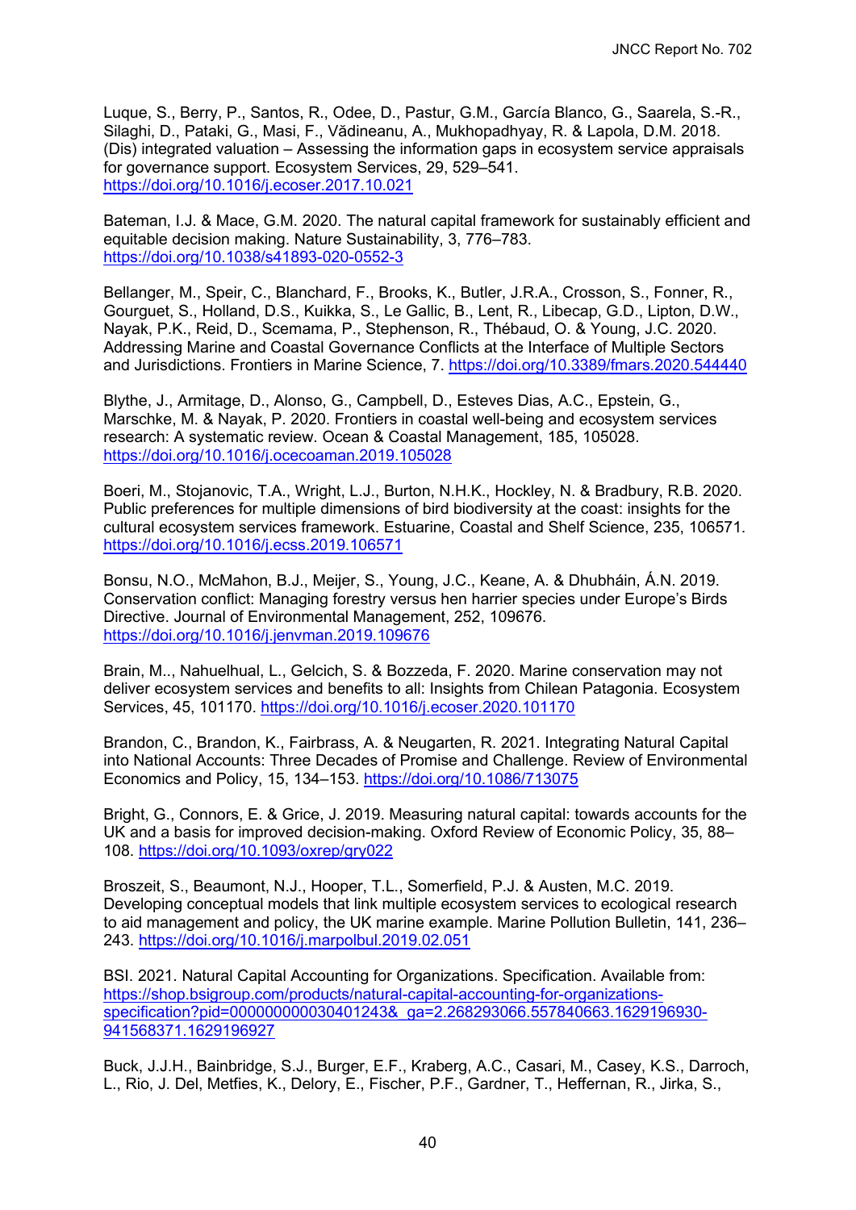Luque, S., Berry, P., Santos, R., Odee, D., Pastur, G.M., García Blanco, G., Saarela, S.-R., Silaghi, D., Pataki, G., Masi, F., Vădineanu, A., Mukhopadhyay, R. & Lapola, D.M. 2018. (Dis) integrated valuation – Assessing the information gaps in ecosystem service appraisals for governance support. Ecosystem Services, 29, 529–541. https://doi.org/10.1016/j.ecoser.2017.10.021

Bateman, I.J. & Mace, G.M. 2020. The natural capital framework for sustainably efficient and equitable decision making. Nature Sustainability, 3, 776–783. https://doi.org/10.1038/s41893-020-0552-3

Bellanger, M., Speir, C., Blanchard, F., Brooks, K., Butler, J.R.A., Crosson, S., Fonner, R., Gourguet, S., Holland, D.S., Kuikka, S., Le Gallic, B., Lent, R., Libecap, G.D., Lipton, D.W., Nayak, P.K., Reid, D., Scemama, P., Stephenson, R., Thébaud, O. & Young, J.C. 2020. Addressing Marine and Coastal Governance Conflicts at the Interface of Multiple Sectors and Jurisdictions. Frontiers in Marine Science, 7. https://doi.org/10.3389/fmars.2020.544440

Blythe, J., Armitage, D., Alonso, G., Campbell, D., Esteves Dias, A.C., Epstein, G., Marschke, M. & Nayak, P. 2020. Frontiers in coastal well-being and ecosystem services research: A systematic review. Ocean & Coastal Management, 185, 105028. https://doi.org/10.1016/j.ocecoaman.2019.105028

Boeri, M., Stojanovic, T.A., Wright, L.J., Burton, N.H.K., Hockley, N. & Bradbury, R.B. 2020. Public preferences for multiple dimensions of bird biodiversity at the coast: insights for the cultural ecosystem services framework. Estuarine, Coastal and Shelf Science, 235, 106571. https://doi.org/10.1016/j.ecss.2019.106571

Bonsu, N.O., McMahon, B.J., Meijer, S., Young, J.C., Keane, A. & Dhubháin, Á.N. 2019. Conservation conflict: Managing forestry versus hen harrier species under Europe's Birds Directive. Journal of Environmental Management, 252, 109676. https://doi.org/10.1016/j.jenvman.2019.109676

Brain, M.., Nahuelhual, L., Gelcich, S. & Bozzeda, F. 2020. Marine conservation may not deliver ecosystem services and benefits to all: Insights from Chilean Patagonia. Ecosystem Services, 45, 101170. https://doi.org/10.1016/j.ecoser.2020.101170

Brandon, C., Brandon, K., Fairbrass, A. & Neugarten, R. 2021. Integrating Natural Capital into National Accounts: Three Decades of Promise and Challenge. Review of Environmental Economics and Policy, 15, 134–153. https://doi.org/10.1086/713075

Bright, G., Connors, E. & Grice, J. 2019. Measuring natural capital: towards accounts for the UK and a basis for improved decision-making. Oxford Review of Economic Policy, 35, 88–108. https://doi.org/10.1093/oxrep/gry022

Broszeit, S., Beaumont, N.J., Hooper, T.L., Somerfield, P.J. & Austen, M.C. 2019. Developing conceptual models that link multiple ecosystem services to ecological research to aid management and policy, the UK marine example. Marine Pollution Bulletin, 141, 236–243. https://doi.org/10.1016/j.marpolbul.2019.02.051

BSI. 2021. Natural Capital Accounting for Organizations. Specification. Available from: https://shop.bsigroup.com/products/natural-capital-accounting-for-organizations-specification?pid=000000000030401243&_ga=2.268293066.557840663.1629196930-941568371.1629196927

Buck, J.J.H., Bainbridge, S.J., Burger, E.F., Kraberg, A.C., Casari, M., Casey, K.S., Darroch, L., Rio, J. Del, Metfies, K., Delory, E., Fischer, P.F., Gardner, T., Heffernan, R., Jirka, S.,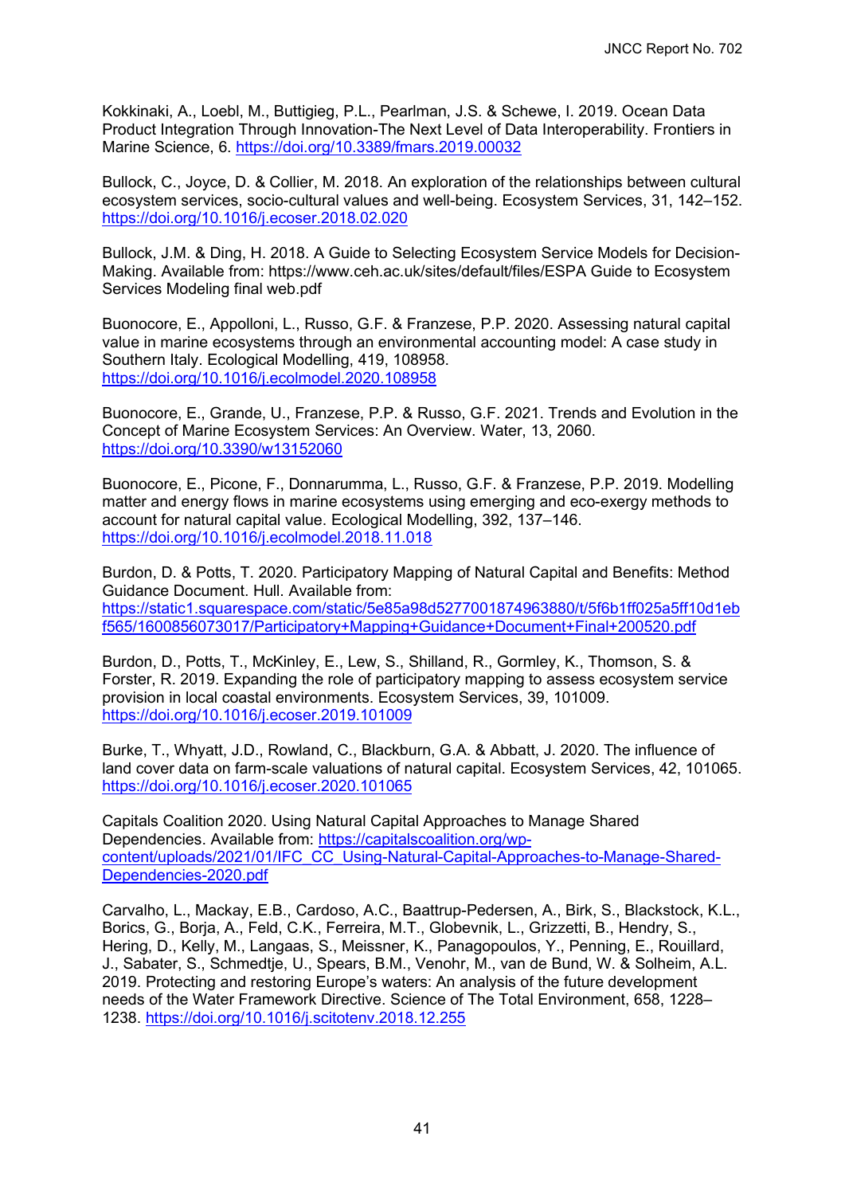Kokkinaki, A., Loebl, M., Buttigieg, P.L., Pearlman, J.S. & Schewe, I. 2019. Ocean Data Product Integration Through Innovation-The Next Level of Data Interoperability. Frontiers in Marine Science, 6. https://doi.org/10.3389/fmars.2019.00032

Bullock, C., Joyce, D. & Collier, M. 2018. An exploration of the relationships between cultural ecosystem services, socio-cultural values and well-being. Ecosystem Services, 31, 142–152. https://doi.org/10.1016/j.ecoser.2018.02.020

Bullock, J.M. & Ding, H. 2018. A Guide to Selecting Ecosystem Service Models for Decision-Making. Available from: https://www.ceh.ac.uk/sites/default/files/ESPA Guide to Ecosystem Services Modeling final web.pdf

Buonocore, E., Appolloni, L., Russo, G.F. & Franzese, P.P. 2020. Assessing natural capital value in marine ecosystems through an environmental accounting model: A case study in Southern Italy. Ecological Modelling, 419, 108958. https://doi.org/10.1016/j.ecolmodel.2020.108958

Buonocore, E., Grande, U., Franzese, P.P. & Russo, G.F. 2021. Trends and Evolution in the Concept of Marine Ecosystem Services: An Overview. Water, 13, 2060. https://doi.org/10.3390/w13152060

Buonocore, E., Picone, F., Donnarumma, L., Russo, G.F. & Franzese, P.P. 2019. Modelling matter and energy flows in marine ecosystems using emerging and eco-exergy methods to account for natural capital value. Ecological Modelling, 392, 137–146. https://doi.org/10.1016/j.ecolmodel.2018.11.018

Burdon, D. & Potts, T. 2020. Participatory Mapping of Natural Capital and Benefits: Method Guidance Document. Hull. Available from: https://static1.squarespace.com/static/5e85a98d5277001874963880/t/5f6b1ff025a5ff10d1ebf565/1600856073017/Participatory+Mapping+Guidance+Document+Final+200520.pdf

Burdon, D., Potts, T., McKinley, E., Lew, S., Shilland, R., Gormley, K., Thomson, S. & Forster, R. 2019. Expanding the role of participatory mapping to assess ecosystem service provision in local coastal environments. Ecosystem Services, 39, 101009. https://doi.org/10.1016/j.ecoser.2019.101009

Burke, T., Whyatt, J.D., Rowland, C., Blackburn, G.A. & Abbatt, J. 2020. The influence of land cover data on farm-scale valuations of natural capital. Ecosystem Services, 42, 101065. https://doi.org/10.1016/j.ecoser.2020.101065

Capitals Coalition 2020. Using Natural Capital Approaches to Manage Shared Dependencies. Available from: https://capitalscoalition.org/wp-content/uploads/2021/01/IFC_CC_Using-Natural-Capital-Approaches-to-Manage-Shared-Dependencies-2020.pdf

Carvalho, L., Mackay, E.B., Cardoso, A.C., Baattrup-Pedersen, A., Birk, S., Blackstock, K.L., Borics, G., Borja, A., Feld, C.K., Ferreira, M.T., Globevnik, L., Grizzetti, B., Hendry, S., Hering, D., Kelly, M., Langaas, S., Meissner, K., Panagopoulos, Y., Penning, E., Rouillard, J., Sabater, S., Schmedtje, U., Spears, B.M., Venohr, M., van de Bund, W. & Solheim, A.L. 2019. Protecting and restoring Europe's waters: An analysis of the future development needs of the Water Framework Directive. Science of The Total Environment, 658, 1228–1238. https://doi.org/10.1016/j.scitotenv.2018.12.255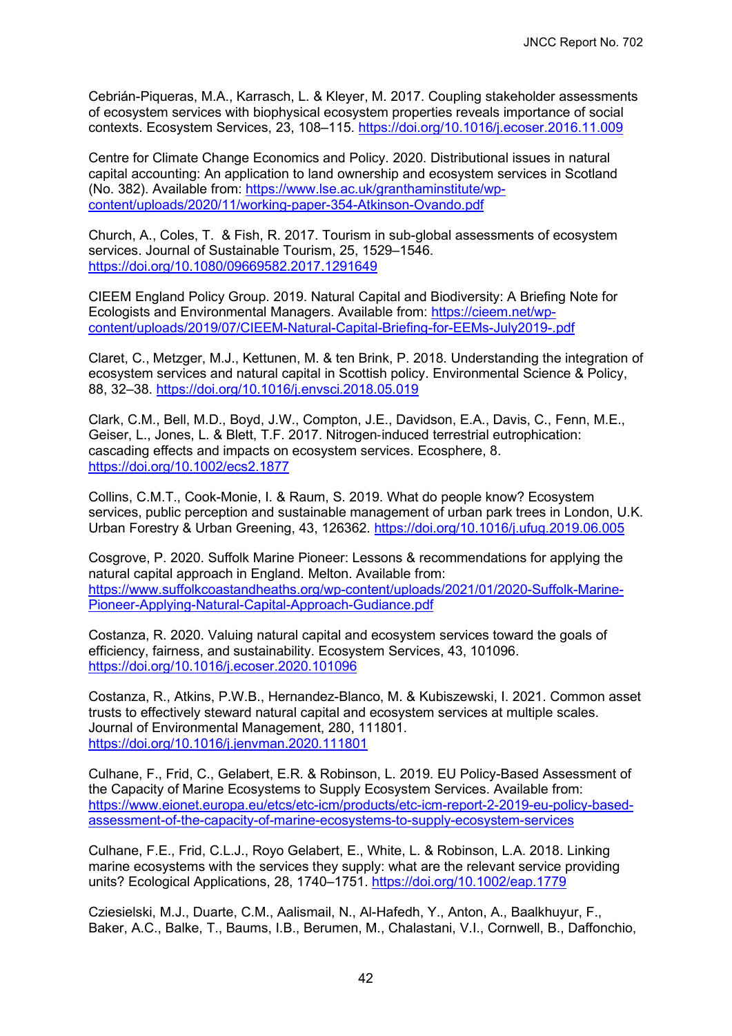Cebrián-Piqueras, M.A., Karrasch, L. & Kleyer, M. 2017. Coupling stakeholder assessments of ecosystem services with biophysical ecosystem properties reveals importance of social contexts. Ecosystem Services, 23, 108–115. https://doi.org/10.1016/j.ecoser.2016.11.009

Centre for Climate Change Economics and Policy. 2020. Distributional issues in natural capital accounting: An application to land ownership and ecosystem services in Scotland (No. 382). Available from: https://www.lse.ac.uk/granthaminstitute/wp-content/uploads/2020/11/working-paper-354-Atkinson-Ovando.pdf

Church, A., Coles, T. & Fish, R. 2017. Tourism in sub-global assessments of ecosystem services. Journal of Sustainable Tourism, 25, 1529–1546. https://doi.org/10.1080/09669582.2017.1291649

CIEEM England Policy Group. 2019. Natural Capital and Biodiversity: A Briefing Note for Ecologists and Environmental Managers. Available from: https://cieem.net/wp-content/uploads/2019/07/CIEEM-Natural-Capital-Briefing-for-EEMs-July2019-.pdf

Claret, C., Metzger, M.J., Kettunen, M. & ten Brink, P. 2018. Understanding the integration of ecosystem services and natural capital in Scottish policy. Environmental Science & Policy, 88, 32–38. https://doi.org/10.1016/j.envsci.2018.05.019

Clark, C.M., Bell, M.D., Boyd, J.W., Compton, J.E., Davidson, E.A., Davis, C., Fenn, M.E., Geiser, L., Jones, L. & Blett, T.F. 2017. Nitrogen-induced terrestrial eutrophication: cascading effects and impacts on ecosystem services. Ecosphere, 8. https://doi.org/10.1002/ecs2.1877

Collins, C.M.T., Cook-Monie, I. & Raum, S. 2019. What do people know? Ecosystem services, public perception and sustainable management of urban park trees in London, U.K. Urban Forestry & Urban Greening, 43, 126362. https://doi.org/10.1016/j.ufug.2019.06.005

Cosgrove, P. 2020. Suffolk Marine Pioneer: Lessons & recommendations for applying the natural capital approach in England. Melton. Available from: https://www.suffolkcoastandheaths.org/wp-content/uploads/2021/01/2020-Suffolk-Marine-Pioneer-Applying-Natural-Capital-Approach-Gudiance.pdf

Costanza, R. 2020. Valuing natural capital and ecosystem services toward the goals of efficiency, fairness, and sustainability. Ecosystem Services, 43, 101096. https://doi.org/10.1016/j.ecoser.2020.101096

Costanza, R., Atkins, P.W.B., Hernandez-Blanco, M. & Kubiszewski, I. 2021. Common asset trusts to effectively steward natural capital and ecosystem services at multiple scales. Journal of Environmental Management, 280, 111801. https://doi.org/10.1016/j.jenvman.2020.111801

Culhane, F., Frid, C., Gelabert, E.R. & Robinson, L. 2019. EU Policy-Based Assessment of the Capacity of Marine Ecosystems to Supply Ecosystem Services. Available from: https://www.eionet.europa.eu/etcs/etc-icm/products/etc-icm-report-2-2019-eu-policy-based-assessment-of-the-capacity-of-marine-ecosystems-to-supply-ecosystem-services

Culhane, F.E., Frid, C.L.J., Royo Gelabert, E., White, L. & Robinson, L.A. 2018. Linking marine ecosystems with the services they supply: what are the relevant service providing units? Ecological Applications, 28, 1740–1751. https://doi.org/10.1002/eap.1779

Cziesielski, M.J., Duarte, C.M., Aalismail, N., Al-Hafedh, Y., Anton, A., Baalkhuyur, F., Baker, A.C., Balke, T., Baums, I.B., Berumen, M., Chalastani, V.I., Cornwell, B., Daffonchio,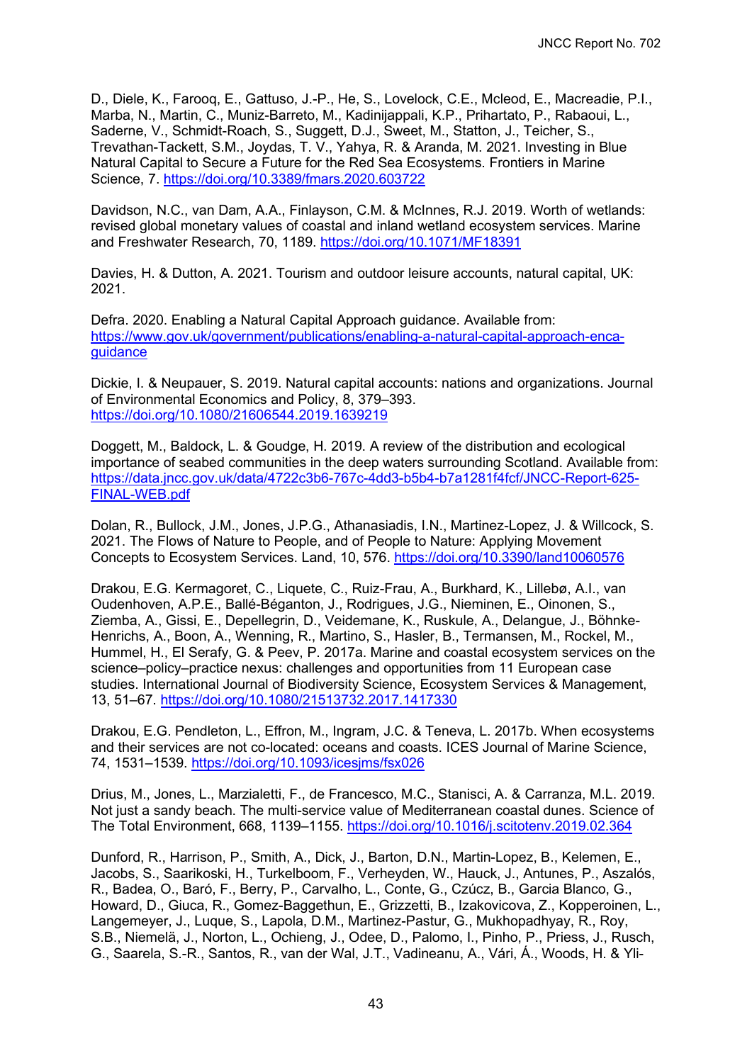D., Diele, K., Farooq, E., Gattuso, J.-P., He, S., Lovelock, C.E., Mcleod, E., Macreadie, P.I., Marba, N., Martin, C., Muniz-Barreto, M., Kadinijappali, K.P., Prihartato, P., Rabaoui, L., Saderne, V., Schmidt-Roach, S., Suggett, D.J., Sweet, M., Statton, J., Teicher, S., Trevathan-Tackett, S.M., Joydas, T. V., Yahya, R. & Aranda, M. 2021. Investing in Blue Natural Capital to Secure a Future for the Red Sea Ecosystems. Frontiers in Marine Science, 7. https://doi.org/10.3389/fmars.2020.603722

Davidson, N.C., van Dam, A.A., Finlayson, C.M. & McInnes, R.J. 2019. Worth of wetlands: revised global monetary values of coastal and inland wetland ecosystem services. Marine and Freshwater Research, 70, 1189. https://doi.org/10.1071/MF18391

Davies, H. & Dutton, A. 2021. Tourism and outdoor leisure accounts, natural capital, UK: 2021.

Defra. 2020. Enabling a Natural Capital Approach guidance. Available from: https://www.gov.uk/government/publications/enabling-a-natural-capital-approach-enca-guidance

Dickie, I. & Neupauer, S. 2019. Natural capital accounts: nations and organizations. Journal of Environmental Economics and Policy, 8, 379–393. https://doi.org/10.1080/21606544.2019.1639219

Doggett, M., Baldock, L. & Goudge, H. 2019. A review of the distribution and ecological importance of seabed communities in the deep waters surrounding Scotland. Available from: https://data.jncc.gov.uk/data/4722c3b6-767c-4dd3-b5b4-b7a1281f4fcf/JNCC-Report-625-FINAL-WEB.pdf

Dolan, R., Bullock, J.M., Jones, J.P.G., Athanasiadis, I.N., Martinez-Lopez, J. & Willcock, S. 2021. The Flows of Nature to People, and of People to Nature: Applying Movement Concepts to Ecosystem Services. Land, 10, 576. https://doi.org/10.3390/land10060576

Drakou, E.G. Kermagoret, C., Liquete, C., Ruiz-Frau, A., Burkhard, K., Lillebø, A.I., van Oudenhoven, A.P.E., Ballé-Béganton, J., Rodrigues, J.G., Nieminen, E., Oinonen, S., Ziemba, A., Gissi, E., Depellegrin, D., Veidemane, K., Ruskule, A., Delangue, J., Böhnke-Henrichs, A., Boon, A., Wenning, R., Martino, S., Hasler, B., Termansen, M., Rockel, M., Hummel, H., El Serafy, G. & Peev, P. 2017a. Marine and coastal ecosystem services on the science–policy–practice nexus: challenges and opportunities from 11 European case studies. International Journal of Biodiversity Science, Ecosystem Services & Management, 13, 51–67. https://doi.org/10.1080/21513732.2017.1417330

Drakou, E.G. Pendleton, L., Effron, M., Ingram, J.C. & Teneva, L. 2017b. When ecosystems and their services are not co-located: oceans and coasts. ICES Journal of Marine Science, 74, 1531–1539. https://doi.org/10.1093/icesjms/fsx026

Drius, M., Jones, L., Marzialetti, F., de Francesco, M.C., Stanisci, A. & Carranza, M.L. 2019. Not just a sandy beach. The multi-service value of Mediterranean coastal dunes. Science of The Total Environment, 668, 1139–1155. https://doi.org/10.1016/j.scitotenv.2019.02.364

Dunford, R., Harrison, P., Smith, A., Dick, J., Barton, D.N., Martin-Lopez, B., Kelemen, E., Jacobs, S., Saarikoski, H., Turkelboom, F., Verheyden, W., Hauck, J., Antunes, P., Aszalós, R., Badea, O., Baró, F., Berry, P., Carvalho, L., Conte, G., Czúcz, B., Garcia Blanco, G., Howard, D., Giuca, R., Gomez-Baggethun, E., Grizzetti, B., Izakovicova, Z., Kopperoinen, L., Langemeyer, J., Luque, S., Lapola, D.M., Martinez-Pastur, G., Mukhopadhyay, R., Roy, S.B., Niemelä, J., Norton, L., Ochieng, J., Odee, D., Palomo, I., Pinho, P., Priess, J., Rusch, G., Saarela, S.-R., Santos, R., van der Wal, J.T., Vadineanu, A., Vári, Á., Woods, H. & Yli-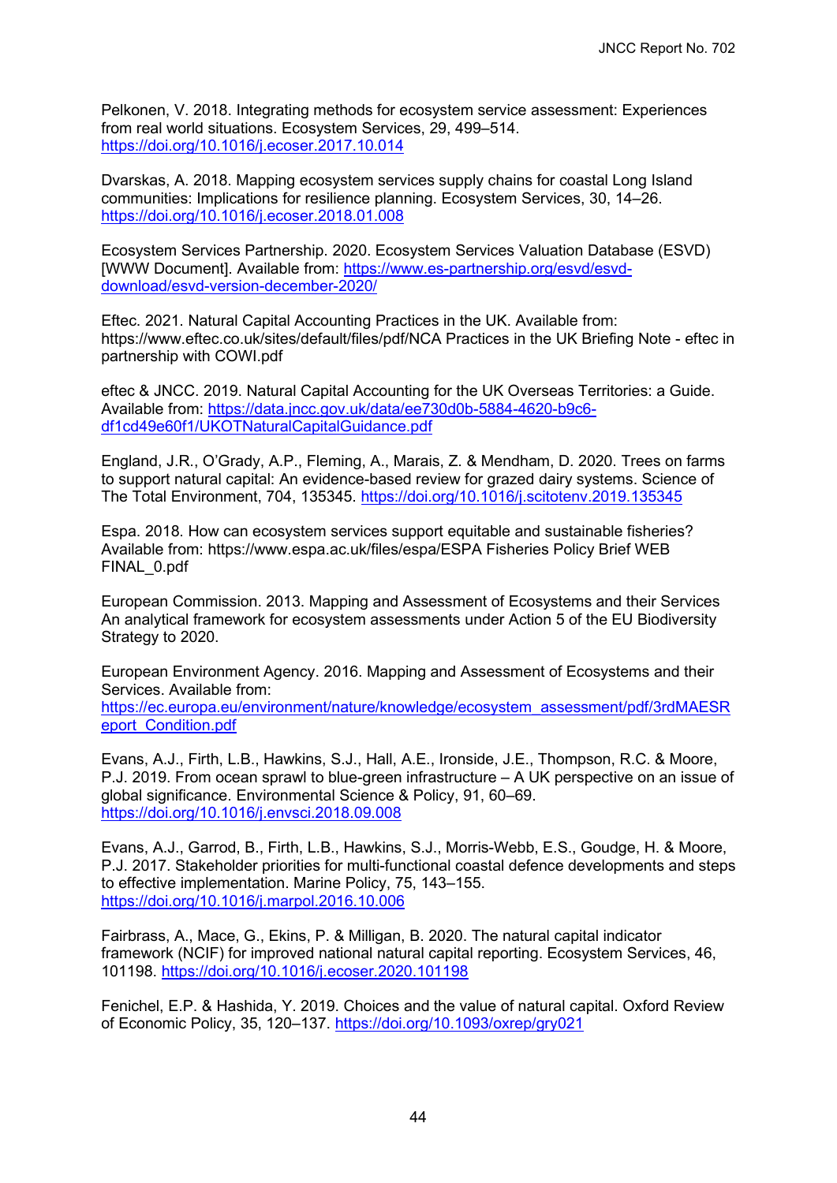Pelkonen, V. 2018. Integrating methods for ecosystem service assessment: Experiences from real world situations. Ecosystem Services, 29, 499–514. https://doi.org/10.1016/j.ecoser.2017.10.014

Dvarskas, A. 2018. Mapping ecosystem services supply chains for coastal Long Island communities: Implications for resilience planning. Ecosystem Services, 30, 14–26. https://doi.org/10.1016/j.ecoser.2018.01.008

Ecosystem Services Partnership. 2020. Ecosystem Services Valuation Database (ESVD) [WWW Document]. Available from: https://www.es-partnership.org/esvd/esvd-download/esvd-version-december-2020/

Eftec. 2021. Natural Capital Accounting Practices in the UK. Available from: https://www.eftec.co.uk/sites/default/files/pdf/NCA Practices in the UK Briefing Note - eftec in partnership with COWI.pdf

eftec & JNCC. 2019. Natural Capital Accounting for the UK Overseas Territories: a Guide. Available from: https://data.jncc.gov.uk/data/ee730d0b-5884-4620-b9c6-df1cd49e60f1/UKOTNaturalCapitalGuidance.pdf

England, J.R., O'Grady, A.P., Fleming, A., Marais, Z. & Mendham, D. 2020. Trees on farms to support natural capital: An evidence-based review for grazed dairy systems. Science of The Total Environment, 704, 135345. https://doi.org/10.1016/j.scitotenv.2019.135345

Espa. 2018. How can ecosystem services support equitable and sustainable fisheries? Available from: https://www.espa.ac.uk/files/espa/ESPA Fisheries Policy Brief WEB FINAL_0.pdf

European Commission. 2013. Mapping and Assessment of Ecosystems and their Services An analytical framework for ecosystem assessments under Action 5 of the EU Biodiversity Strategy to 2020.

European Environment Agency. 2016. Mapping and Assessment of Ecosystems and their Services. Available from: https://ec.europa.eu/environment/nature/knowledge/ecosystem_assessment/pdf/3rdMAESReport_Condition.pdf

Evans, A.J., Firth, L.B., Hawkins, S.J., Hall, A.E., Ironside, J.E., Thompson, R.C. & Moore, P.J. 2019. From ocean sprawl to blue-green infrastructure – A UK perspective on an issue of global significance. Environmental Science & Policy, 91, 60–69. https://doi.org/10.1016/j.envsci.2018.09.008

Evans, A.J., Garrod, B., Firth, L.B., Hawkins, S.J., Morris-Webb, E.S., Goudge, H. & Moore, P.J. 2017. Stakeholder priorities for multi-functional coastal defence developments and steps to effective implementation. Marine Policy, 75, 143–155. https://doi.org/10.1016/j.marpol.2016.10.006

Fairbrass, A., Mace, G., Ekins, P. & Milligan, B. 2020. The natural capital indicator framework (NCIF) for improved national natural capital reporting. Ecosystem Services, 46, 101198. https://doi.org/10.1016/j.ecoser.2020.101198

Fenichel, E.P. & Hashida, Y. 2019. Choices and the value of natural capital. Oxford Review of Economic Policy, 35, 120–137. https://doi.org/10.1093/oxrep/gry021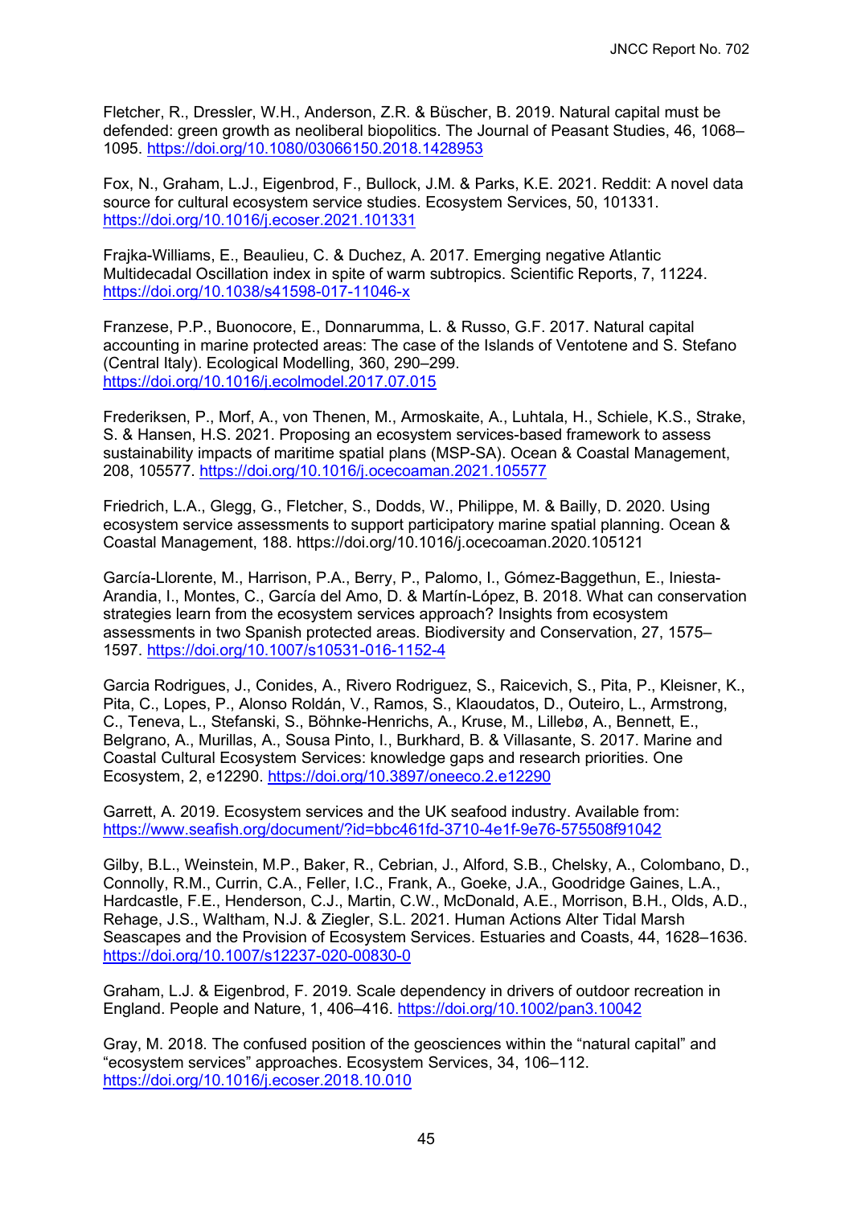Fletcher, R., Dressler, W.H., Anderson, Z.R. & Büscher, B. 2019. Natural capital must be defended: green growth as neoliberal biopolitics. The Journal of Peasant Studies, 46, 1068–1095. https://doi.org/10.1080/03066150.2018.1428953

Fox, N., Graham, L.J., Eigenbrod, F., Bullock, J.M. & Parks, K.E. 2021. Reddit: A novel data source for cultural ecosystem service studies. Ecosystem Services, 50, 101331. https://doi.org/10.1016/j.ecoser.2021.101331

Frajka-Williams, E., Beaulieu, C. & Duchez, A. 2017. Emerging negative Atlantic Multidecadal Oscillation index in spite of warm subtropics. Scientific Reports, 7, 11224. https://doi.org/10.1038/s41598-017-11046-x

Franzese, P.P., Buonocore, E., Donnarumma, L. & Russo, G.F. 2017. Natural capital accounting in marine protected areas: The case of the Islands of Ventotene and S. Stefano (Central Italy). Ecological Modelling, 360, 290–299. https://doi.org/10.1016/j.ecolmodel.2017.07.015

Frederiksen, P., Morf, A., von Thenen, M., Armoskaite, A., Luhtala, H., Schiele, K.S., Strake, S. & Hansen, H.S. 2021. Proposing an ecosystem services-based framework to assess sustainability impacts of maritime spatial plans (MSP-SA). Ocean & Coastal Management, 208, 105577. https://doi.org/10.1016/j.ocecoaman.2021.105577

Friedrich, L.A., Glegg, G., Fletcher, S., Dodds, W., Philippe, M. & Bailly, D. 2020. Using ecosystem service assessments to support participatory marine spatial planning. Ocean & Coastal Management, 188. https://doi.org/10.1016/j.ocecoaman.2020.105121

García-Llorente, M., Harrison, P.A., Berry, P., Palomo, I., Gómez-Baggethun, E., Iniesta-Arandia, I., Montes, C., García del Amo, D. & Martín-López, B. 2018. What can conservation strategies learn from the ecosystem services approach? Insights from ecosystem assessments in two Spanish protected areas. Biodiversity and Conservation, 27, 1575–1597. https://doi.org/10.1007/s10531-016-1152-4

Garcia Rodrigues, J., Conides, A., Rivero Rodriguez, S., Raicevich, S., Pita, P., Kleisner, K., Pita, C., Lopes, P., Alonso Roldán, V., Ramos, S., Klaoudatos, D., Outeiro, L., Armstrong, C., Teneva, L., Stefanski, S., Böhnke-Henrichs, A., Kruse, M., Lillebø, A., Bennett, E., Belgrano, A., Murillas, A., Sousa Pinto, I., Burkhard, B. & Villasante, S. 2017. Marine and Coastal Cultural Ecosystem Services: knowledge gaps and research priorities. One Ecosystem, 2, e12290. https://doi.org/10.3897/oneeco.2.e12290

Garrett, A. 2019. Ecosystem services and the UK seafood industry. Available from: https://www.seafish.org/document/?id=bbc461fd-3710-4e1f-9e76-575508f91042

Gilby, B.L., Weinstein, M.P., Baker, R., Cebrian, J., Alford, S.B., Chelsky, A., Colombano, D., Connolly, R.M., Currin, C.A., Feller, I.C., Frank, A., Goeke, J.A., Goodridge Gaines, L.A., Hardcastle, F.E., Henderson, C.J., Martin, C.W., McDonald, A.E., Morrison, B.H., Olds, A.D., Rehage, J.S., Waltham, N.J. & Ziegler, S.L. 2021. Human Actions Alter Tidal Marsh Seascapes and the Provision of Ecosystem Services. Estuaries and Coasts, 44, 1628–1636. https://doi.org/10.1007/s12237-020-00830-0

Graham, L.J. & Eigenbrod, F. 2019. Scale dependency in drivers of outdoor recreation in England. People and Nature, 1, 406–416. https://doi.org/10.1002/pan3.10042

Gray, M. 2018. The confused position of the geosciences within the "natural capital" and "ecosystem services" approaches. Ecosystem Services, 34, 106–112. https://doi.org/10.1016/j.ecoser.2018.10.010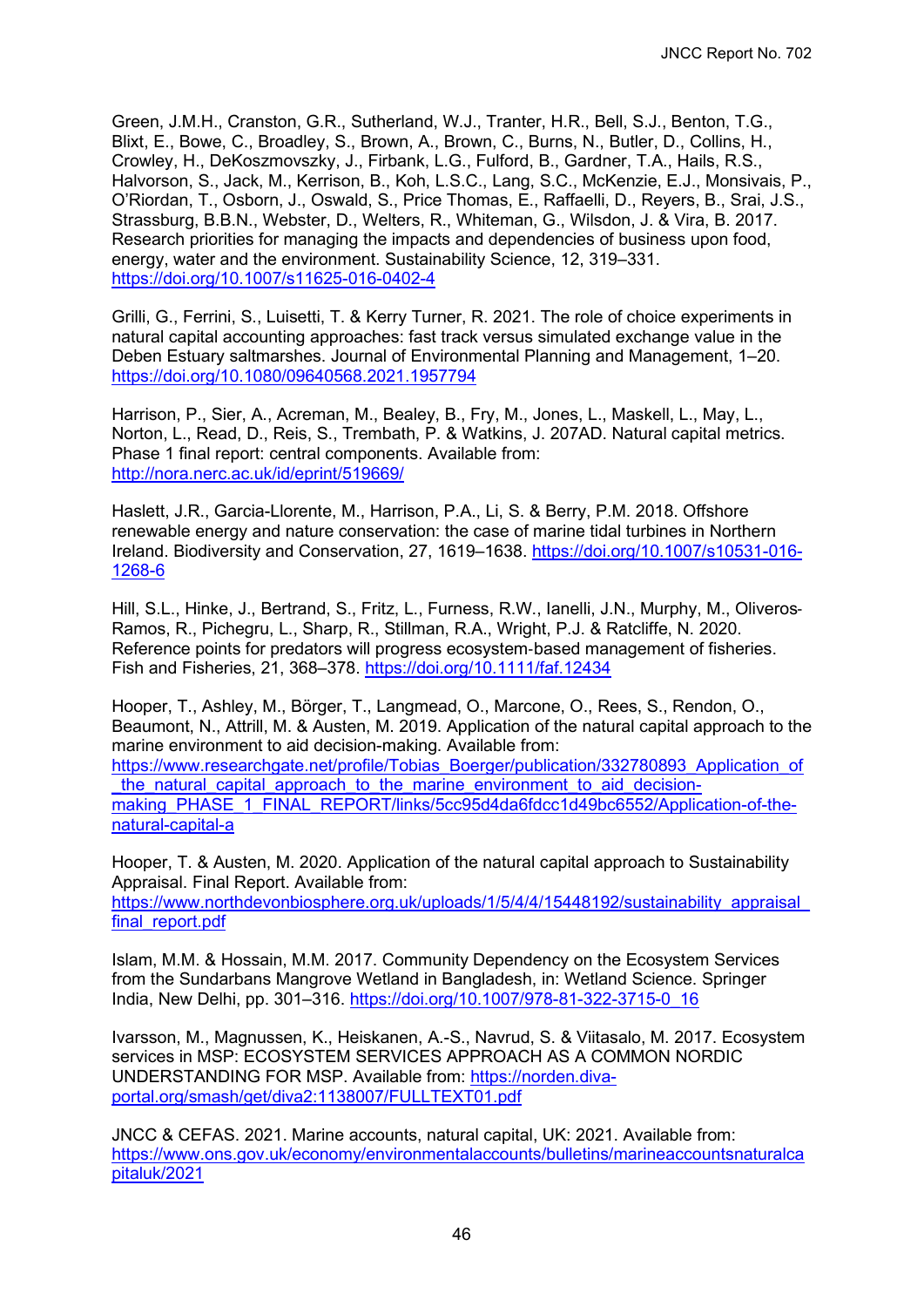Green, J.M.H., Cranston, G.R., Sutherland, W.J., Tranter, H.R., Bell, S.J., Benton, T.G., Blixt, E., Bowe, C., Broadley, S., Brown, A., Brown, C., Burns, N., Butler, D., Collins, H., Crowley, H., DeKoszmovszky, J., Firbank, L.G., Fulford, B., Gardner, T.A., Hails, R.S., Halvorson, S., Jack, M., Kerrison, B., Koh, L.S.C., Lang, S.C., McKenzie, E.J., Monsivais, P., O'Riordan, T., Osborn, J., Oswald, S., Price Thomas, E., Raffaelli, D., Reyers, B., Srai, J.S., Strassburg, B.B.N., Webster, D., Welters, R., Whiteman, G., Wilsdon, J. & Vira, B. 2017. Research priorities for managing the impacts and dependencies of business upon food, energy, water and the environment. Sustainability Science, 12, 319–331. https://doi.org/10.1007/s11625-016-0402-4

Grilli, G., Ferrini, S., Luisetti, T. & Kerry Turner, R. 2021. The role of choice experiments in natural capital accounting approaches: fast track versus simulated exchange value in the Deben Estuary saltmarshes. Journal of Environmental Planning and Management, 1–20. https://doi.org/10.1080/09640568.2021.1957794

Harrison, P., Sier, A., Acreman, M., Bealey, B., Fry, M., Jones, L., Maskell, L., May, L., Norton, L., Read, D., Reis, S., Trembath, P. & Watkins, J. 207AD. Natural capital metrics. Phase 1 final report: central components. Available from: http://nora.nerc.ac.uk/id/eprint/519669/

Haslett, J.R., Garcia-Llorente, M., Harrison, P.A., Li, S. & Berry, P.M. 2018. Offshore renewable energy and nature conservation: the case of marine tidal turbines in Northern Ireland. Biodiversity and Conservation, 27, 1619–1638. https://doi.org/10.1007/s10531-016-1268-6

Hill, S.L., Hinke, J., Bertrand, S., Fritz, L., Furness, R.W., Ianelli, J.N., Murphy, M., Oliveros-Ramos, R., Pichegru, L., Sharp, R., Stillman, R.A., Wright, P.J. & Ratcliffe, N. 2020. Reference points for predators will progress ecosystem-based management of fisheries. Fish and Fisheries, 21, 368–378. https://doi.org/10.1111/faf.12434

Hooper, T., Ashley, M., Börger, T., Langmead, O., Marcone, O., Rees, S., Rendon, O., Beaumont, N., Attrill, M. & Austen, M. 2019. Application of the natural capital approach to the marine environment to aid decision-making. Available from: https://www.researchgate.net/profile/Tobias_Boerger/publication/332780893_Application_of_the_natural_capital_approach_to_the_marine_environment_to_aid_decision-making_PHASE_1_FINAL_REPORT/links/5cc95d4da6fdcc1d49bc6552/Application-of-the-natural-capital-a

Hooper, T. & Austen, M. 2020. Application of the natural capital approach to Sustainability Appraisal. Final Report. Available from: https://www.northdevonbiosphere.org.uk/uploads/1/5/4/4/15448192/sustainability_appraisal_final_report.pdf

Islam, M.M. & Hossain, M.M. 2017. Community Dependency on the Ecosystem Services from the Sundarbans Mangrove Wetland in Bangladesh, in: Wetland Science. Springer India, New Delhi, pp. 301–316. https://doi.org/10.1007/978-81-322-3715-0_16

Ivarsson, M., Magnussen, K., Heiskanen, A.-S., Navrud, S. & Viitasalo, M. 2017. Ecosystem services in MSP: ECOSYSTEM SERVICES APPROACH AS A COMMON NORDIC UNDERSTANDING FOR MSP. Available from: https://norden.diva-portal.org/smash/get/diva2:1138007/FULLTEXT01.pdf

JNCC & CEFAS. 2021. Marine accounts, natural capital, UK: 2021. Available from: https://www.ons.gov.uk/economy/environmentalaccounts/bulletins/marineaccountsnaturalcapitaluk/2021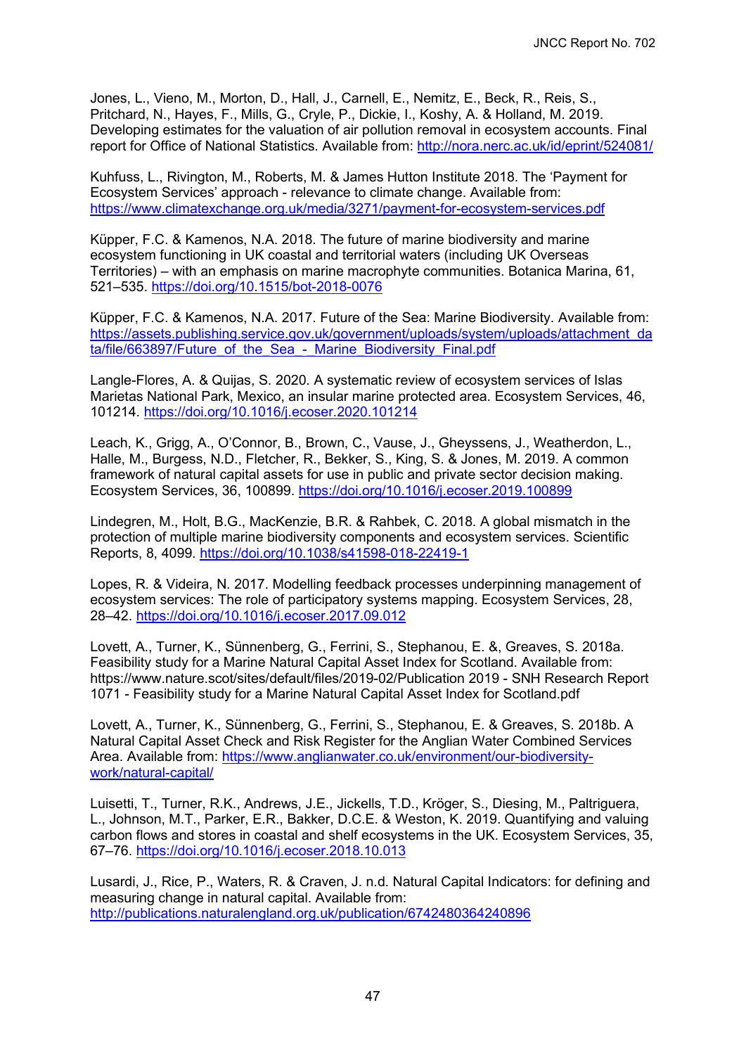Jones, L., Vieno, M., Morton, D., Hall, J., Carnell, E., Nemitz, E., Beck, R., Reis, S., Pritchard, N., Hayes, F., Mills, G., Cryle, P., Dickie, I., Koshy, A. & Holland, M. 2019. Developing estimates for the valuation of air pollution removal in ecosystem accounts. Final report for Office of National Statistics. Available from: http://nora.nerc.ac.uk/id/eprint/524081/

Kuhfuss, L., Rivington, M., Roberts, M. & James Hutton Institute 2018. The 'Payment for Ecosystem Services' approach - relevance to climate change. Available from: https://www.climatexchange.org.uk/media/3271/payment-for-ecosystem-services.pdf

Küpper, F.C. & Kamenos, N.A. 2018. The future of marine biodiversity and marine ecosystem functioning in UK coastal and territorial waters (including UK Overseas Territories) – with an emphasis on marine macrophyte communities. Botanica Marina, 61, 521–535. https://doi.org/10.1515/bot-2018-0076

Küpper, F.C. & Kamenos, N.A. 2017. Future of the Sea: Marine Biodiversity. Available from: https://assets.publishing.service.gov.uk/government/uploads/system/uploads/attachment_data/file/663897/Future_of_the_Sea_-_Marine_Biodiversity_Final.pdf

Langle-Flores, A. & Quijas, S. 2020. A systematic review of ecosystem services of Islas Marietas National Park, Mexico, an insular marine protected area. Ecosystem Services, 46, 101214. https://doi.org/10.1016/j.ecoser.2020.101214

Leach, K., Grigg, A., O'Connor, B., Brown, C., Vause, J., Gheyssens, J., Weatherdon, L., Halle, M., Burgess, N.D., Fletcher, R., Bekker, S., King, S. & Jones, M. 2019. A common framework of natural capital assets for use in public and private sector decision making. Ecosystem Services, 36, 100899. https://doi.org/10.1016/j.ecoser.2019.100899

Lindegren, M., Holt, B.G., MacKenzie, B.R. & Rahbek, C. 2018. A global mismatch in the protection of multiple marine biodiversity components and ecosystem services. Scientific Reports, 8, 4099. https://doi.org/10.1038/s41598-018-22419-1

Lopes, R. & Videira, N. 2017. Modelling feedback processes underpinning management of ecosystem services: The role of participatory systems mapping. Ecosystem Services, 28, 28–42. https://doi.org/10.1016/j.ecoser.2017.09.012

Lovett, A., Turner, K., Sünnenberg, G., Ferrini, S., Stephanou, E. &, Greaves, S. 2018a. Feasibility study for a Marine Natural Capital Asset Index for Scotland. Available from: https://www.nature.scot/sites/default/files/2019-02/Publication 2019 - SNH Research Report 1071 - Feasibility study for a Marine Natural Capital Asset Index for Scotland.pdf

Lovett, A., Turner, K., Sünnenberg, G., Ferrini, S., Stephanou, E. & Greaves, S. 2018b. A Natural Capital Asset Check and Risk Register for the Anglian Water Combined Services Area. Available from: https://www.anglianwater.co.uk/environment/our-biodiversity-work/natural-capital/

Luisetti, T., Turner, R.K., Andrews, J.E., Jickells, T.D., Kröger, S., Diesing, M., Paltriguera, L., Johnson, M.T., Parker, E.R., Bakker, D.C.E. & Weston, K. 2019. Quantifying and valuing carbon flows and stores in coastal and shelf ecosystems in the UK. Ecosystem Services, 35, 67–76. https://doi.org/10.1016/j.ecoser.2018.10.013

Lusardi, J., Rice, P., Waters, R. & Craven, J. n.d. Natural Capital Indicators: for defining and measuring change in natural capital. Available from: http://publications.naturalengland.org.uk/publication/6742480364240896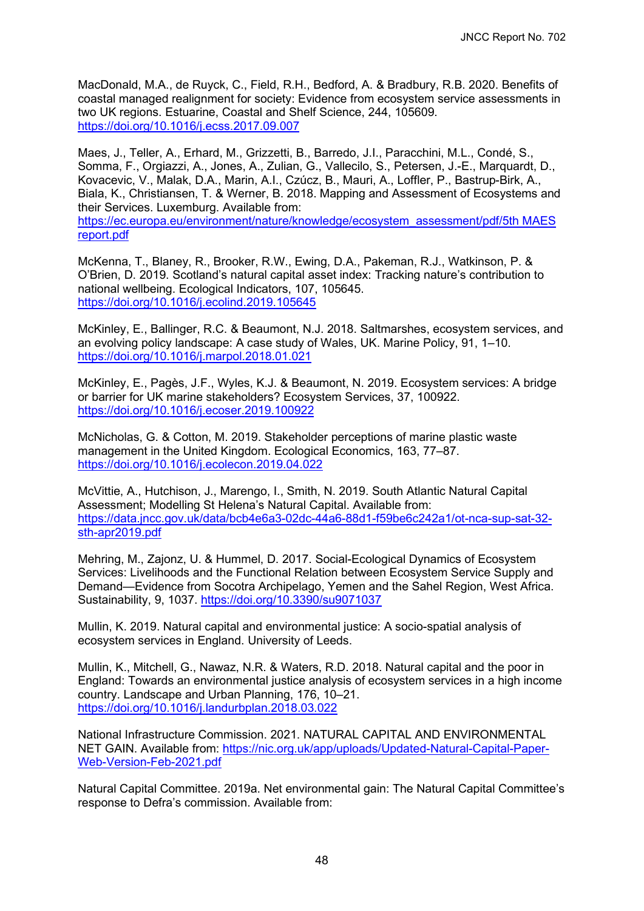MacDonald, M.A., de Ruyck, C., Field, R.H., Bedford, A. & Bradbury, R.B. 2020. Benefits of coastal managed realignment for society: Evidence from ecosystem service assessments in two UK regions. Estuarine, Coastal and Shelf Science, 244, 105609. https://doi.org/10.1016/j.ecss.2017.09.007

Maes, J., Teller, A., Erhard, M., Grizzetti, B., Barredo, J.I., Paracchini, M.L., Condé, S., Somma, F., Orgiazzi, A., Jones, A., Zulian, G., Vallecilo, S., Petersen, J.-E., Marquardt, D., Kovacevic, V., Malak, D.A., Marin, A.I., Czúcz, B., Mauri, A., Loffler, P., Bastrup-Birk, A., Biala, K., Christiansen, T. & Werner, B. 2018. Mapping and Assessment of Ecosystems and their Services. Luxemburg. Available from: https://ec.europa.eu/environment/nature/knowledge/ecosystem_assessment/pdf/5th MAES report.pdf

McKenna, T., Blaney, R., Brooker, R.W., Ewing, D.A., Pakeman, R.J., Watkinson, P. & O'Brien, D. 2019. Scotland's natural capital asset index: Tracking nature's contribution to national wellbeing. Ecological Indicators, 107, 105645. https://doi.org/10.1016/j.ecolind.2019.105645

McKinley, E., Ballinger, R.C. & Beaumont, N.J. 2018. Saltmarshes, ecosystem services, and an evolving policy landscape: A case study of Wales, UK. Marine Policy, 91, 1–10. https://doi.org/10.1016/j.marpol.2018.01.021

McKinley, E., Pagès, J.F., Wyles, K.J. & Beaumont, N. 2019. Ecosystem services: A bridge or barrier for UK marine stakeholders? Ecosystem Services, 37, 100922. https://doi.org/10.1016/j.ecoser.2019.100922

McNicholas, G. & Cotton, M. 2019. Stakeholder perceptions of marine plastic waste management in the United Kingdom. Ecological Economics, 163, 77–87. https://doi.org/10.1016/j.ecolecon.2019.04.022

McVittie, A., Hutchison, J., Marengo, I., Smith, N. 2019. South Atlantic Natural Capital Assessment; Modelling St Helena's Natural Capital. Available from: https://data.jncc.gov.uk/data/bcb4e6a3-02dc-44a6-88d1-f59be6c242a1/ot-nca-sup-sat-32-sth-apr2019.pdf

Mehring, M., Zajonz, U. & Hummel, D. 2017. Social-Ecological Dynamics of Ecosystem Services: Livelihoods and the Functional Relation between Ecosystem Service Supply and Demand—Evidence from Socotra Archipelago, Yemen and the Sahel Region, West Africa. Sustainability, 9, 1037. https://doi.org/10.3390/su9071037

Mullin, K. 2019. Natural capital and environmental justice: A socio-spatial analysis of ecosystem services in England. University of Leeds.

Mullin, K., Mitchell, G., Nawaz, N.R. & Waters, R.D. 2018. Natural capital and the poor in England: Towards an environmental justice analysis of ecosystem services in a high income country. Landscape and Urban Planning, 176, 10–21. https://doi.org/10.1016/j.landurbplan.2018.03.022

National Infrastructure Commission. 2021. NATURAL CAPITAL AND ENVIRONMENTAL NET GAIN. Available from: https://nic.org.uk/app/uploads/Updated-Natural-Capital-Paper-Web-Version-Feb-2021.pdf

Natural Capital Committee. 2019a. Net environmental gain: The Natural Capital Committee's response to Defra's commission. Available from: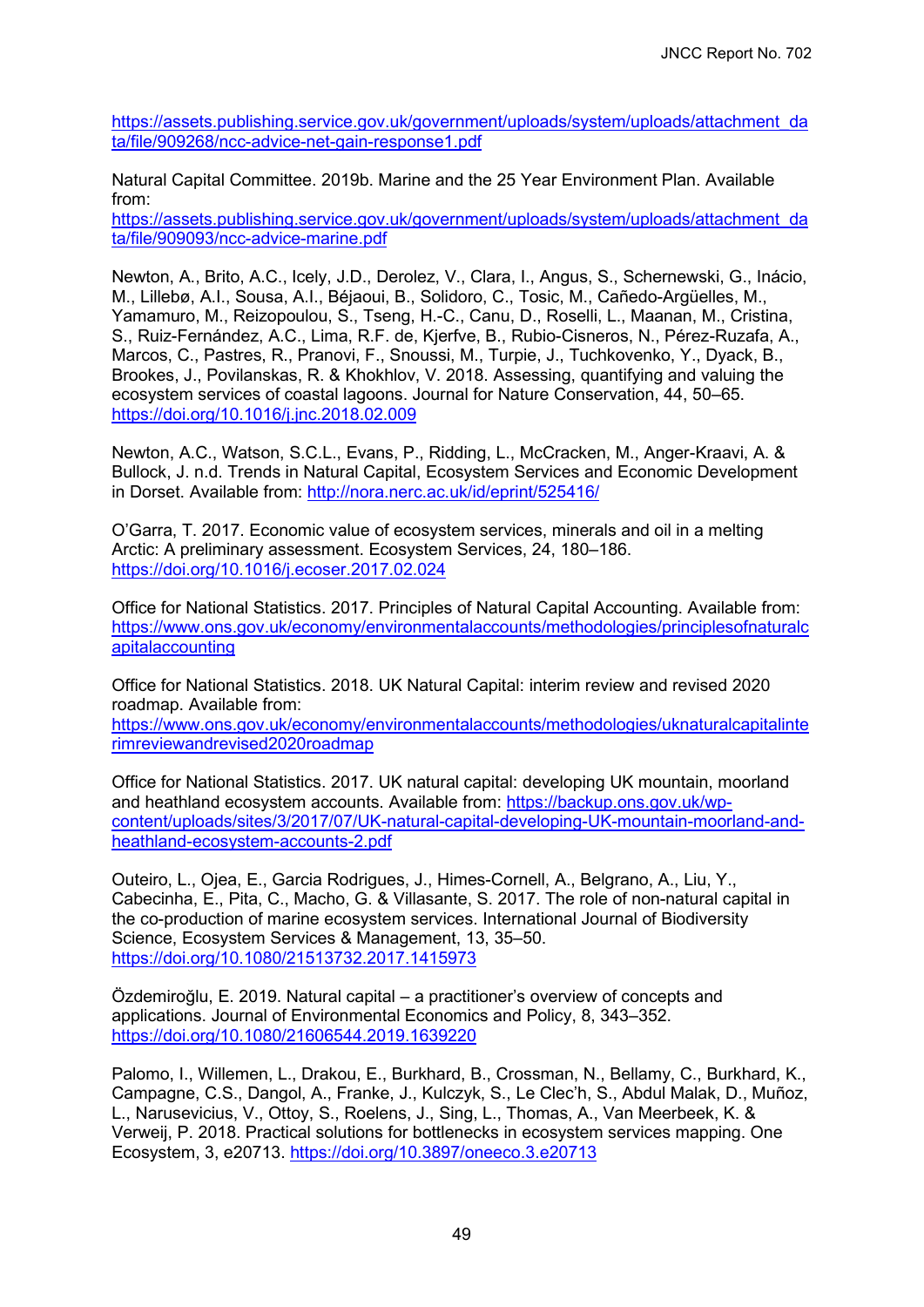https://assets.publishing.service.gov.uk/government/uploads/system/uploads/attachment_data/file/909268/ncc-advice-net-gain-response1.pdf

Natural Capital Committee. 2019b. Marine and the 25 Year Environment Plan. Available from: https://assets.publishing.service.gov.uk/government/uploads/system/uploads/attachment_data/file/909093/ncc-advice-marine.pdf

Newton, A., Brito, A.C., Icely, J.D., Derolez, V., Clara, I., Angus, S., Schernewski, G., Inácio, M., Lillebø, A.I., Sousa, A.I., Béjaoui, B., Solidoro, C., Tosic, M., Cañedo-Argüelles, M., Yamamuro, M., Reizopoulou, S., Tseng, H.-C., Canu, D., Roselli, L., Maanan, M., Cristina, S., Ruiz-Fernández, A.C., Lima, R.F. de, Kjerfve, B., Rubio-Cisneros, N., Pérez-Ruzafa, A., Marcos, C., Pastres, R., Pranovi, F., Snoussi, M., Turpie, J., Tuchkovenko, Y., Dyack, B., Brookes, J., Povilanskas, R. & Khokhlov, V. 2018. Assessing, quantifying and valuing the ecosystem services of coastal lagoons. Journal for Nature Conservation, 44, 50–65. https://doi.org/10.1016/j.jnc.2018.02.009

Newton, A.C., Watson, S.C.L., Evans, P., Ridding, L., McCracken, M., Anger-Kraavi, A. & Bullock, J. n.d. Trends in Natural Capital, Ecosystem Services and Economic Development in Dorset. Available from: http://nora.nerc.ac.uk/id/eprint/525416/

O'Garra, T. 2017. Economic value of ecosystem services, minerals and oil in a melting Arctic: A preliminary assessment. Ecosystem Services, 24, 180–186. https://doi.org/10.1016/j.ecoser.2017.02.024

Office for National Statistics. 2017. Principles of Natural Capital Accounting. Available from: https://www.ons.gov.uk/economy/environmentalaccounts/methodologies/principlesofnaturalcapitalaccounting

Office for National Statistics. 2018. UK Natural Capital: interim review and revised 2020 roadmap. Available from: https://www.ons.gov.uk/economy/environmentalaccounts/methodologies/uknaturalcapitalinterimreviewandrevised2020roadmap

Office for National Statistics. 2017. UK natural capital: developing UK mountain, moorland and heathland ecosystem accounts. Available from: https://backup.ons.gov.uk/wp-content/uploads/sites/3/2017/07/UK-natural-capital-developing-UK-mountain-moorland-and-heathland-ecosystem-accounts-2.pdf

Outeiro, L., Ojea, E., Garcia Rodrigues, J., Himes-Cornell, A., Belgrano, A., Liu, Y., Cabecinha, E., Pita, C., Macho, G. & Villasante, S. 2017. The role of non-natural capital in the co-production of marine ecosystem services. International Journal of Biodiversity Science, Ecosystem Services & Management, 13, 35–50. https://doi.org/10.1080/21513732.2017.1415973

Özdemiroğlu, E. 2019. Natural capital – a practitioner's overview of concepts and applications. Journal of Environmental Economics and Policy, 8, 343–352. https://doi.org/10.1080/21606544.2019.1639220

Palomo, I., Willemen, L., Drakou, E., Burkhard, B., Crossman, N., Bellamy, C., Burkhard, K., Campagne, C.S., Dangol, A., Franke, J., Kulczyk, S., Le Clec'h, S., Abdul Malak, D., Muñoz, L., Narusevicius, V., Ottoy, S., Roelens, J., Sing, L., Thomas, A., Van Meerbeek, K. & Verweij, P. 2018. Practical solutions for bottlenecks in ecosystem services mapping. One Ecosystem, 3, e20713. https://doi.org/10.3897/oneeco.3.e20713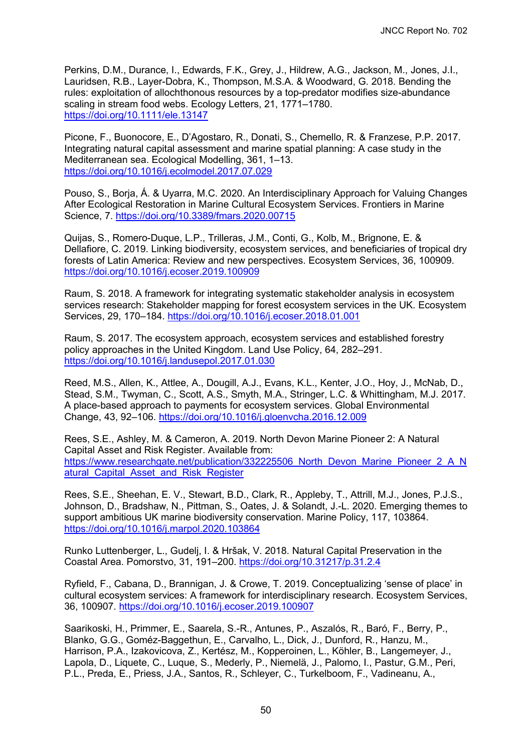Perkins, D.M., Durance, I., Edwards, F.K., Grey, J., Hildrew, A.G., Jackson, M., Jones, J.I., Lauridsen, R.B., Layer-Dobra, K., Thompson, M.S.A. & Woodward, G. 2018. Bending the rules: exploitation of allochthonous resources by a top-predator modifies size-abundance scaling in stream food webs. Ecology Letters, 21, 1771–1780. https://doi.org/10.1111/ele.13147

Picone, F., Buonocore, E., D'Agostaro, R., Donati, S., Chemello, R. & Franzese, P.P. 2017. Integrating natural capital assessment and marine spatial planning: A case study in the Mediterranean sea. Ecological Modelling, 361, 1–13. https://doi.org/10.1016/j.ecolmodel.2017.07.029

Pouso, S., Borja, Á. & Uyarra, M.C. 2020. An Interdisciplinary Approach for Valuing Changes After Ecological Restoration in Marine Cultural Ecosystem Services. Frontiers in Marine Science, 7. https://doi.org/10.3389/fmars.2020.00715

Quijas, S., Romero-Duque, L.P., Trilleras, J.M., Conti, G., Kolb, M., Brignone, E. & Dellafiore, C. 2019. Linking biodiversity, ecosystem services, and beneficiaries of tropical dry forests of Latin America: Review and new perspectives. Ecosystem Services, 36, 100909. https://doi.org/10.1016/j.ecoser.2019.100909

Raum, S. 2018. A framework for integrating systematic stakeholder analysis in ecosystem services research: Stakeholder mapping for forest ecosystem services in the UK. Ecosystem Services, 29, 170–184. https://doi.org/10.1016/j.ecoser.2018.01.001

Raum, S. 2017. The ecosystem approach, ecosystem services and established forestry policy approaches in the United Kingdom. Land Use Policy, 64, 282–291. https://doi.org/10.1016/j.landusepol.2017.01.030

Reed, M.S., Allen, K., Attlee, A., Dougill, A.J., Evans, K.L., Kenter, J.O., Hoy, J., McNab, D., Stead, S.M., Twyman, C., Scott, A.S., Smyth, M.A., Stringer, L.C. & Whittingham, M.J. 2017. A place-based approach to payments for ecosystem services. Global Environmental Change, 43, 92–106. https://doi.org/10.1016/j.gloenvcha.2016.12.009

Rees, S.E., Ashley, M. & Cameron, A. 2019. North Devon Marine Pioneer 2: A Natural Capital Asset and Risk Register. Available from: https://www.researchgate.net/publication/332225506_North_Devon_Marine_Pioneer_2_A_Natural_Capital_Asset_and_Risk_Register

Rees, S.E., Sheehan, E. V., Stewart, B.D., Clark, R., Appleby, T., Attrill, M.J., Jones, P.J.S., Johnson, D., Bradshaw, N., Pittman, S., Oates, J. & Solandt, J.-L. 2020. Emerging themes to support ambitious UK marine biodiversity conservation. Marine Policy, 117, 103864. https://doi.org/10.1016/j.marpol.2020.103864

Runko Luttenberger, L., Gudelj, I. & Hršak, V. 2018. Natural Capital Preservation in the Coastal Area. Pomorstvo, 31, 191–200. https://doi.org/10.31217/p.31.2.4

Ryfield, F., Cabana, D., Brannigan, J. & Crowe, T. 2019. Conceptualizing 'sense of place' in cultural ecosystem services: A framework for interdisciplinary research. Ecosystem Services, 36, 100907. https://doi.org/10.1016/j.ecoser.2019.100907

Saarikoski, H., Primmer, E., Saarela, S.-R., Antunes, P., Aszalós, R., Baró, F., Berry, P., Blanko, G.G., Goméz-Baggethun, E., Carvalho, L., Dick, J., Dunford, R., Hanzu, M., Harrison, P.A., Izakovicova, Z., Kertész, M., Kopperoinen, L., Köhler, B., Langemeyer, J., Lapola, D., Liquete, C., Luque, S., Mederly, P., Niemelä, J., Palomo, I., Pastur, G.M., Peri, P.L., Preda, E., Priess, J.A., Santos, R., Schleyer, C., Turkelboom, F., Vadineanu, A.,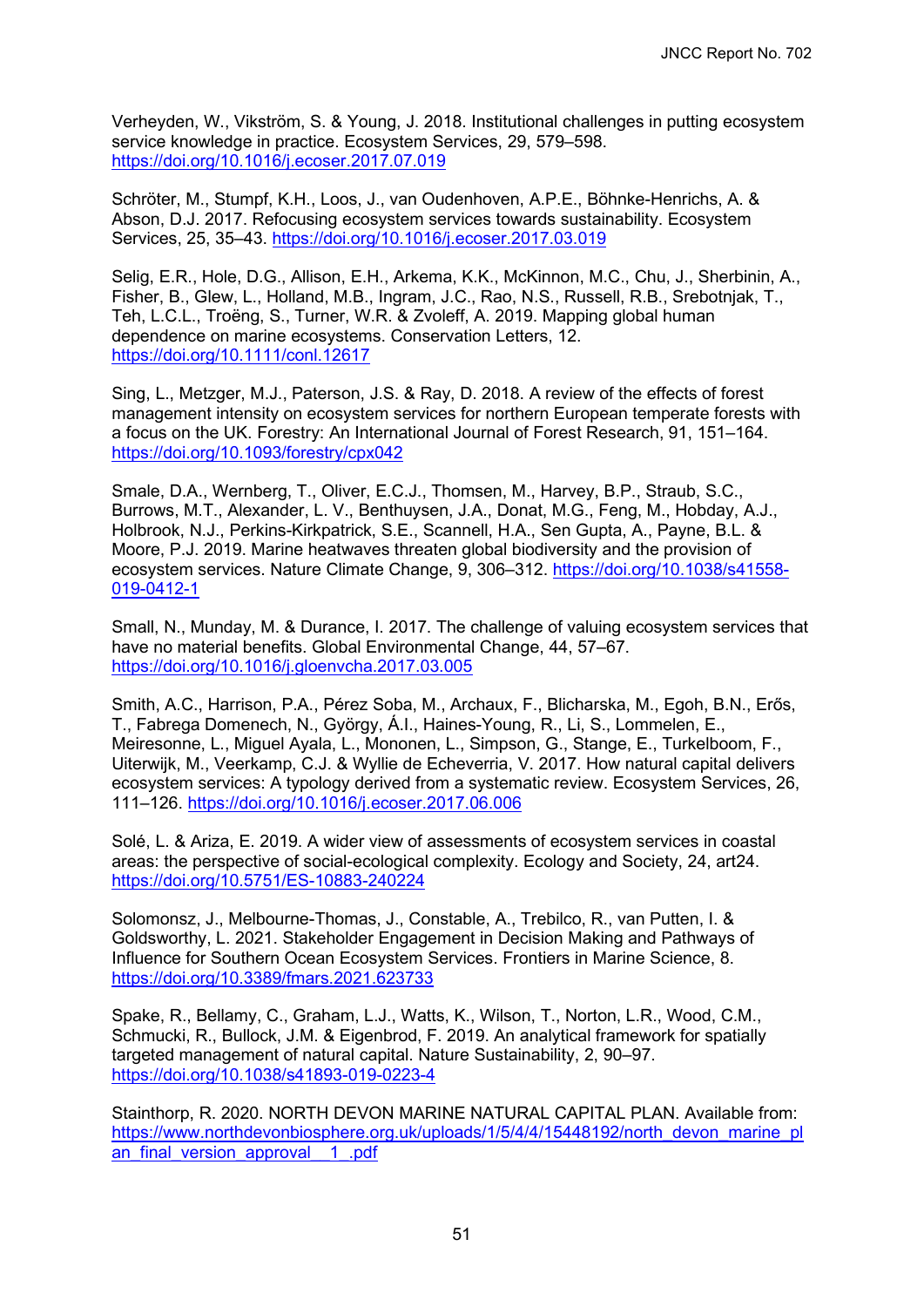Verheyden, W., Vikström, S. & Young, J. 2018. Institutional challenges in putting ecosystem service knowledge in practice. Ecosystem Services, 29, 579–598. https://doi.org/10.1016/j.ecoser.2017.07.019

Schröter, M., Stumpf, K.H., Loos, J., van Oudenhoven, A.P.E., Böhnke-Henrichs, A. & Abson, D.J. 2017. Refocusing ecosystem services towards sustainability. Ecosystem Services, 25, 35–43. https://doi.org/10.1016/j.ecoser.2017.03.019

Selig, E.R., Hole, D.G., Allison, E.H., Arkema, K.K., McKinnon, M.C., Chu, J., Sherbinin, A., Fisher, B., Glew, L., Holland, M.B., Ingram, J.C., Rao, N.S., Russell, R.B., Srebotnjak, T., Teh, L.C.L., Troëng, S., Turner, W.R. & Zvoleff, A. 2019. Mapping global human dependence on marine ecosystems. Conservation Letters, 12. https://doi.org/10.1111/conl.12617

Sing, L., Metzger, M.J., Paterson, J.S. & Ray, D. 2018. A review of the effects of forest management intensity on ecosystem services for northern European temperate forests with a focus on the UK. Forestry: An International Journal of Forest Research, 91, 151–164. https://doi.org/10.1093/forestry/cpx042

Smale, D.A., Wernberg, T., Oliver, E.C.J., Thomsen, M., Harvey, B.P., Straub, S.C., Burrows, M.T., Alexander, L. V., Benthuysen, J.A., Donat, M.G., Feng, M., Hobday, A.J., Holbrook, N.J., Perkins-Kirkpatrick, S.E., Scannell, H.A., Sen Gupta, A., Payne, B.L. & Moore, P.J. 2019. Marine heatwaves threaten global biodiversity and the provision of ecosystem services. Nature Climate Change, 9, 306–312. https://doi.org/10.1038/s41558-019-0412-1

Small, N., Munday, M. & Durance, I. 2017. The challenge of valuing ecosystem services that have no material benefits. Global Environmental Change, 44, 57–67. https://doi.org/10.1016/j.gloenvcha.2017.03.005

Smith, A.C., Harrison, P.A., Pérez Soba, M., Archaux, F., Blicharska, M., Egoh, B.N., Erős, T., Fabrega Domenech, N., György, Á.I., Haines-Young, R., Li, S., Lommelen, E., Meiresonne, L., Miguel Ayala, L., Mononen, L., Simpson, G., Stange, E., Turkelboom, F., Uiterwijk, M., Veerkamp, C.J. & Wyllie de Echeverria, V. 2017. How natural capital delivers ecosystem services: A typology derived from a systematic review. Ecosystem Services, 26, 111–126. https://doi.org/10.1016/j.ecoser.2017.06.006

Solé, L. & Ariza, E. 2019. A wider view of assessments of ecosystem services in coastal areas: the perspective of social-ecological complexity. Ecology and Society, 24, art24. https://doi.org/10.5751/ES-10883-240224

Solomonsz, J., Melbourne-Thomas, J., Constable, A., Trebilco, R., van Putten, I. & Goldsworthy, L. 2021. Stakeholder Engagement in Decision Making and Pathways of Influence for Southern Ocean Ecosystem Services. Frontiers in Marine Science, 8. https://doi.org/10.3389/fmars.2021.623733

Spake, R., Bellamy, C., Graham, L.J., Watts, K., Wilson, T., Norton, L.R., Wood, C.M., Schmucki, R., Bullock, J.M. & Eigenbrod, F. 2019. An analytical framework for spatially targeted management of natural capital. Nature Sustainability, 2, 90–97. https://doi.org/10.1038/s41893-019-0223-4

Stainthorp, R. 2020. NORTH DEVON MARINE NATURAL CAPITAL PLAN. Available from: https://www.northdevonbiosphere.org.uk/uploads/1/5/4/4/15448192/north_devon_marine_plan_final_version_approval__1_.pdf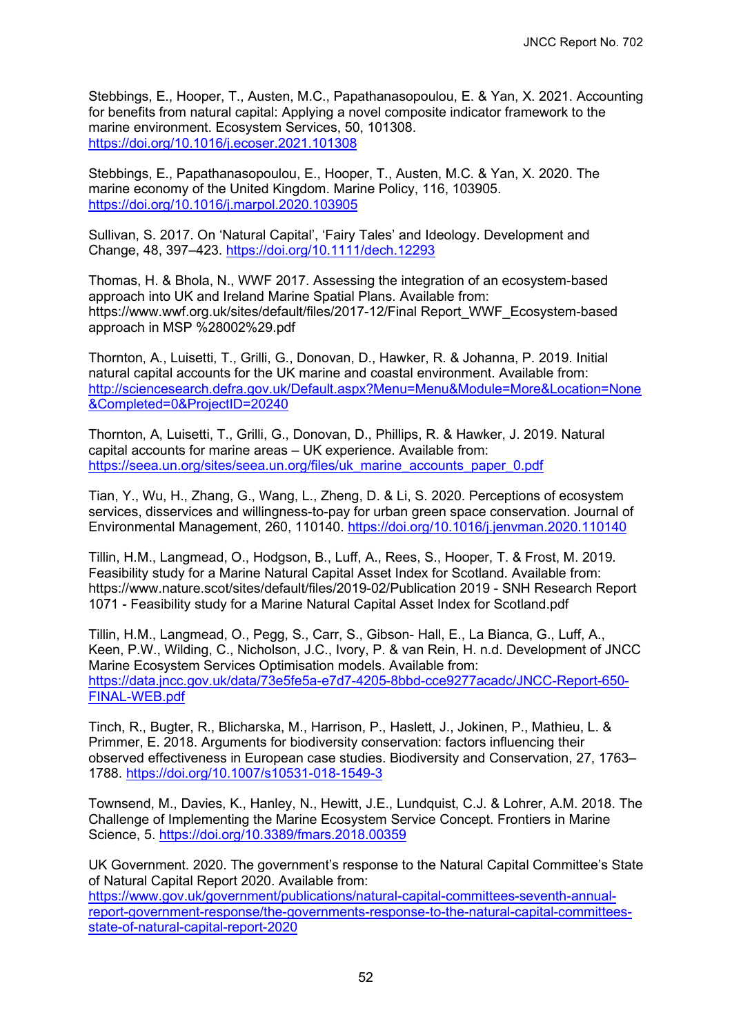Stebbings, E., Hooper, T., Austen, M.C., Papathanasopoulou, E. & Yan, X. 2021. Accounting for benefits from natural capital: Applying a novel composite indicator framework to the marine environment. Ecosystem Services, 50, 101308. https://doi.org/10.1016/j.ecoser.2021.101308

Stebbings, E., Papathanasopoulou, E., Hooper, T., Austen, M.C. & Yan, X. 2020. The marine economy of the United Kingdom. Marine Policy, 116, 103905. https://doi.org/10.1016/j.marpol.2020.103905

Sullivan, S. 2017. On 'Natural Capital', 'Fairy Tales' and Ideology. Development and Change, 48, 397–423. https://doi.org/10.1111/dech.12293

Thomas, H. & Bhola, N., WWF 2017. Assessing the integration of an ecosystem-based approach into UK and Ireland Marine Spatial Plans. Available from: https://www.wwf.org.uk/sites/default/files/2017-12/Final Report_WWF_Ecosystem-based approach in MSP %28002%29.pdf

Thornton, A., Luisetti, T., Grilli, G., Donovan, D., Hawker, R. & Johanna, P. 2019. Initial natural capital accounts for the UK marine and coastal environment. Available from: http://sciencesearch.defra.gov.uk/Default.aspx?Menu=Menu&Module=More&Location=None&Completed=0&ProjectID=20240

Thornton, A, Luisetti, T., Grilli, G., Donovan, D., Phillips, R. & Hawker, J. 2019. Natural capital accounts for marine areas – UK experience. Available from: https://seea.un.org/sites/seea.un.org/files/uk_marine_accounts_paper_0.pdf

Tian, Y., Wu, H., Zhang, G., Wang, L., Zheng, D. & Li, S. 2020. Perceptions of ecosystem services, disservices and willingness-to-pay for urban green space conservation. Journal of Environmental Management, 260, 110140. https://doi.org/10.1016/j.jenvman.2020.110140

Tillin, H.M., Langmead, O., Hodgson, B., Luff, A., Rees, S., Hooper, T. & Frost, M. 2019. Feasibility study for a Marine Natural Capital Asset Index for Scotland. Available from: https://www.nature.scot/sites/default/files/2019-02/Publication 2019 - SNH Research Report 1071 - Feasibility study for a Marine Natural Capital Asset Index for Scotland.pdf

Tillin, H.M., Langmead, O., Pegg, S., Carr, S., Gibson- Hall, E., La Bianca, G., Luff, A., Keen, P.W., Wilding, C., Nicholson, J.C., Ivory, P. & van Rein, H. n.d. Development of JNCC Marine Ecosystem Services Optimisation models. Available from: https://data.jncc.gov.uk/data/73e5fe5a-e7d7-4205-8bbd-cce9277acadc/JNCC-Report-650-FINAL-WEB.pdf

Tinch, R., Bugter, R., Blicharska, M., Harrison, P., Haslett, J., Jokinen, P., Mathieu, L. & Primmer, E. 2018. Arguments for biodiversity conservation: factors influencing their observed effectiveness in European case studies. Biodiversity and Conservation, 27, 1763–1788. https://doi.org/10.1007/s10531-018-1549-3

Townsend, M., Davies, K., Hanley, N., Hewitt, J.E., Lundquist, C.J. & Lohrer, A.M. 2018. The Challenge of Implementing the Marine Ecosystem Service Concept. Frontiers in Marine Science, 5. https://doi.org/10.3389/fmars.2018.00359

UK Government. 2020. The government's response to the Natural Capital Committee's State of Natural Capital Report 2020. Available from: https://www.gov.uk/government/publications/natural-capital-committees-seventh-annual-report-government-response/the-governments-response-to-the-natural-capital-committees-state-of-natural-capital-report-2020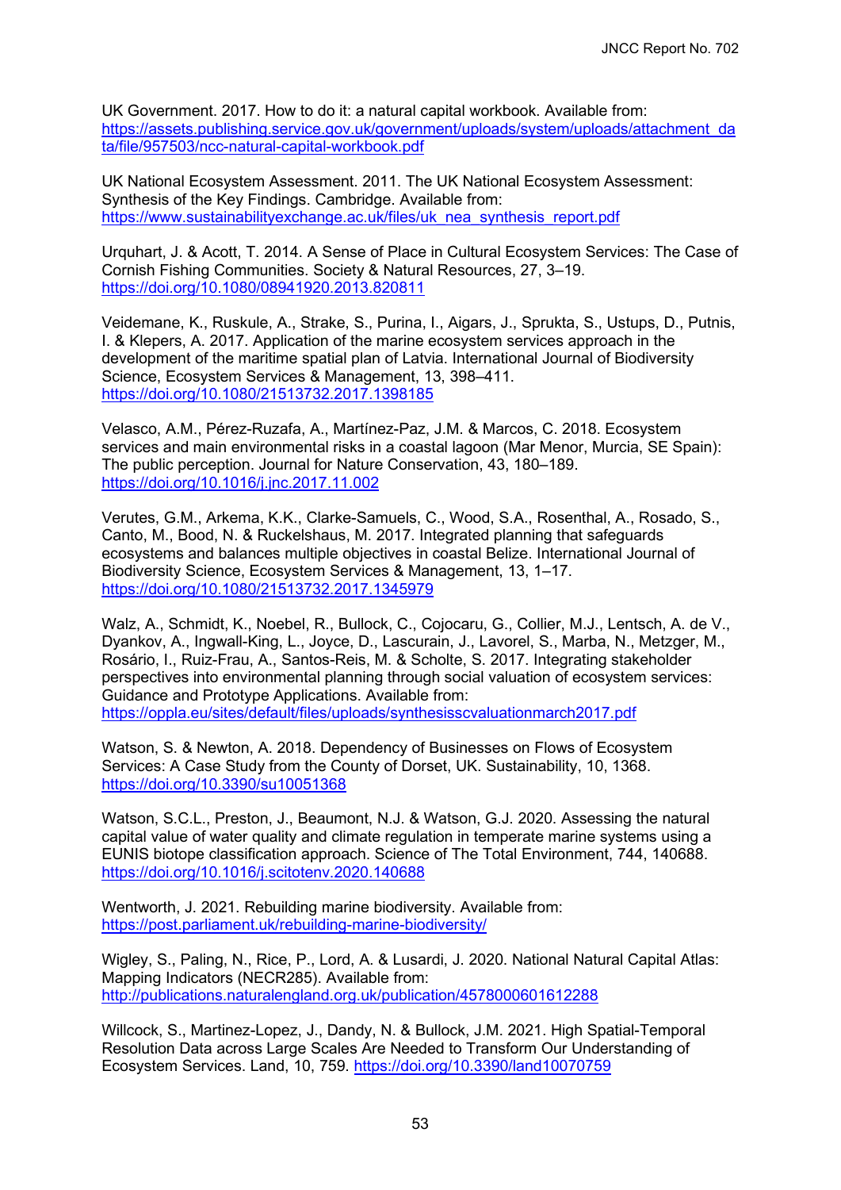UK Government. 2017. How to do it: a natural capital workbook. Available from: https://assets.publishing.service.gov.uk/government/uploads/system/uploads/attachment_data/file/957503/ncc-natural-capital-workbook.pdf

UK National Ecosystem Assessment. 2011. The UK National Ecosystem Assessment: Synthesis of the Key Findings. Cambridge. Available from: https://www.sustainabilityexchange.ac.uk/files/uk_nea_synthesis_report.pdf

Urquhart, J. & Acott, T. 2014. A Sense of Place in Cultural Ecosystem Services: The Case of Cornish Fishing Communities. Society & Natural Resources, 27, 3–19. https://doi.org/10.1080/08941920.2013.820811

Veidemane, K., Ruskule, A., Strake, S., Purina, I., Aigars, J., Sprukta, S., Ustups, D., Putnis, I. & Klepers, A. 2017. Application of the marine ecosystem services approach in the development of the maritime spatial plan of Latvia. International Journal of Biodiversity Science, Ecosystem Services & Management, 13, 398–411. https://doi.org/10.1080/21513732.2017.1398185

Velasco, A.M., Pérez-Ruzafa, A., Martínez-Paz, J.M. & Marcos, C. 2018. Ecosystem services and main environmental risks in a coastal lagoon (Mar Menor, Murcia, SE Spain): The public perception. Journal for Nature Conservation, 43, 180–189. https://doi.org/10.1016/j.jnc.2017.11.002

Verutes, G.M., Arkema, K.K., Clarke-Samuels, C., Wood, S.A., Rosenthal, A., Rosado, S., Canto, M., Bood, N. & Ruckelshaus, M. 2017. Integrated planning that safeguards ecosystems and balances multiple objectives in coastal Belize. International Journal of Biodiversity Science, Ecosystem Services & Management, 13, 1–17. https://doi.org/10.1080/21513732.2017.1345979

Walz, A., Schmidt, K., Noebel, R., Bullock, C., Cojocaru, G., Collier, M.J., Lentsch, A. de V., Dyankov, A., Ingwall-King, L., Joyce, D., Lascurain, J., Lavorel, S., Marba, N., Metzger, M., Rosário, I., Ruiz-Frau, A., Santos-Reis, M. & Scholte, S. 2017. Integrating stakeholder perspectives into environmental planning through social valuation of ecosystem services: Guidance and Prototype Applications. Available from: https://oppla.eu/sites/default/files/uploads/synthesisscvaluationmarch2017.pdf

Watson, S. & Newton, A. 2018. Dependency of Businesses on Flows of Ecosystem Services: A Case Study from the County of Dorset, UK. Sustainability, 10, 1368. https://doi.org/10.3390/su10051368

Watson, S.C.L., Preston, J., Beaumont, N.J. & Watson, G.J. 2020. Assessing the natural capital value of water quality and climate regulation in temperate marine systems using a EUNIS biotope classification approach. Science of The Total Environment, 744, 140688. https://doi.org/10.1016/j.scitotenv.2020.140688

Wentworth, J. 2021. Rebuilding marine biodiversity. Available from: https://post.parliament.uk/rebuilding-marine-biodiversity/

Wigley, S., Paling, N., Rice, P., Lord, A. & Lusardi, J. 2020. National Natural Capital Atlas: Mapping Indicators (NECR285). Available from: http://publications.naturalengland.org.uk/publication/4578000601612288

Willcock, S., Martinez-Lopez, J., Dandy, N. & Bullock, J.M. 2021. High Spatial-Temporal Resolution Data across Large Scales Are Needed to Transform Our Understanding of Ecosystem Services. Land, 10, 759. https://doi.org/10.3390/land10070759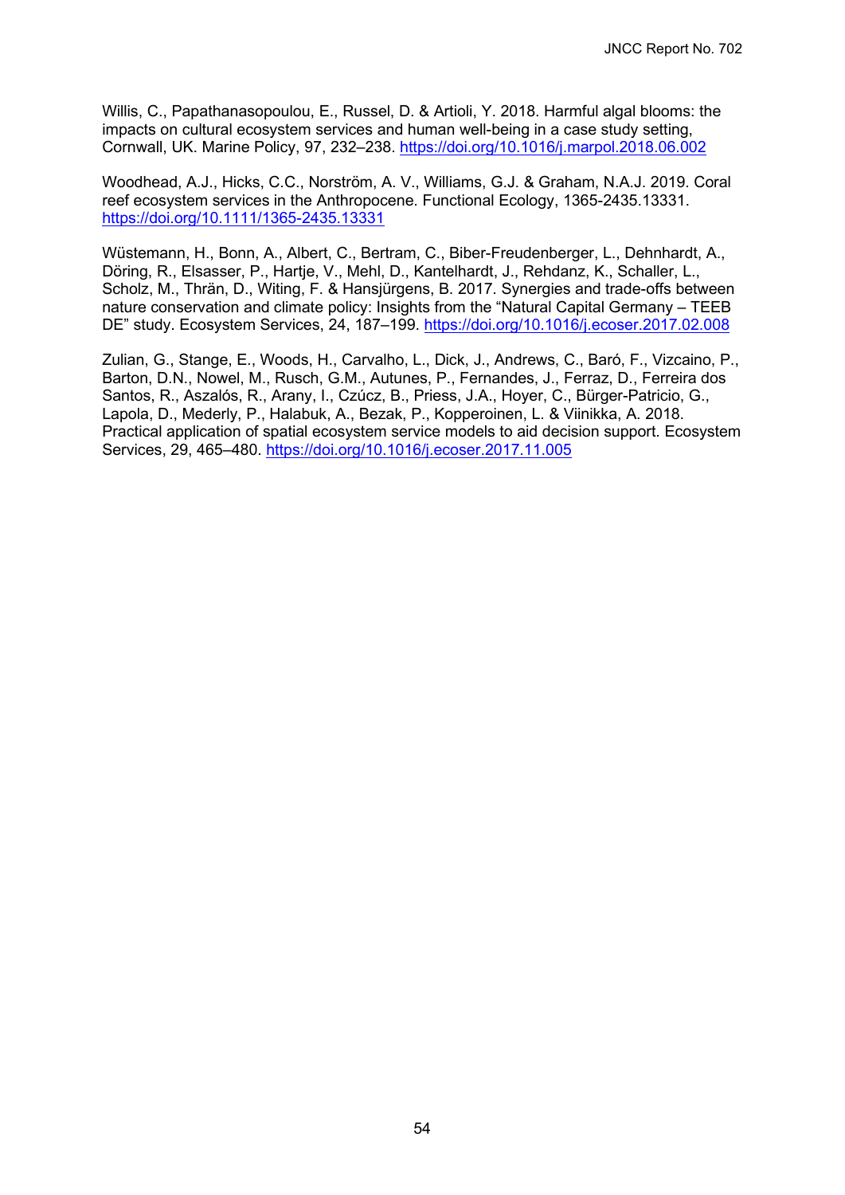Willis, C., Papathanasopoulou, E., Russel, D. & Artioli, Y. 2018. Harmful algal blooms: the impacts on cultural ecosystem services and human well-being in a case study setting, Cornwall, UK. Marine Policy, 97, 232–238. https://doi.org/10.1016/j.marpol.2018.06.002

Woodhead, A.J., Hicks, C.C., Norström, A. V., Williams, G.J. & Graham, N.A.J. 2019. Coral reef ecosystem services in the Anthropocene. Functional Ecology, 1365-2435.13331. https://doi.org/10.1111/1365-2435.13331

Wüstemann, H., Bonn, A., Albert, C., Bertram, C., Biber-Freudenberger, L., Dehnhardt, A., Döring, R., Elsasser, P., Hartje, V., Mehl, D., Kantelhardt, J., Rehdanz, K., Schaller, L., Scholz, M., Thrän, D., Witing, F. & Hansjürgens, B. 2017. Synergies and trade-offs between nature conservation and climate policy: Insights from the "Natural Capital Germany – TEEB DE" study. Ecosystem Services, 24, 187–199. https://doi.org/10.1016/j.ecoser.2017.02.008

Zulian, G., Stange, E., Woods, H., Carvalho, L., Dick, J., Andrews, C., Baró, F., Vizcaino, P., Barton, D.N., Nowel, M., Rusch, G.M., Autunes, P., Fernandes, J., Ferraz, D., Ferreira dos Santos, R., Aszalós, R., Arany, I., Czúcz, B., Priess, J.A., Hoyer, C., Bürger-Patricio, G., Lapola, D., Mederly, P., Halabuk, A., Bezak, P., Kopperoinen, L. & Viinikka, A. 2018. Practical application of spatial ecosystem service models to aid decision support. Ecosystem Services, 29, 465–480. https://doi.org/10.1016/j.ecoser.2017.11.005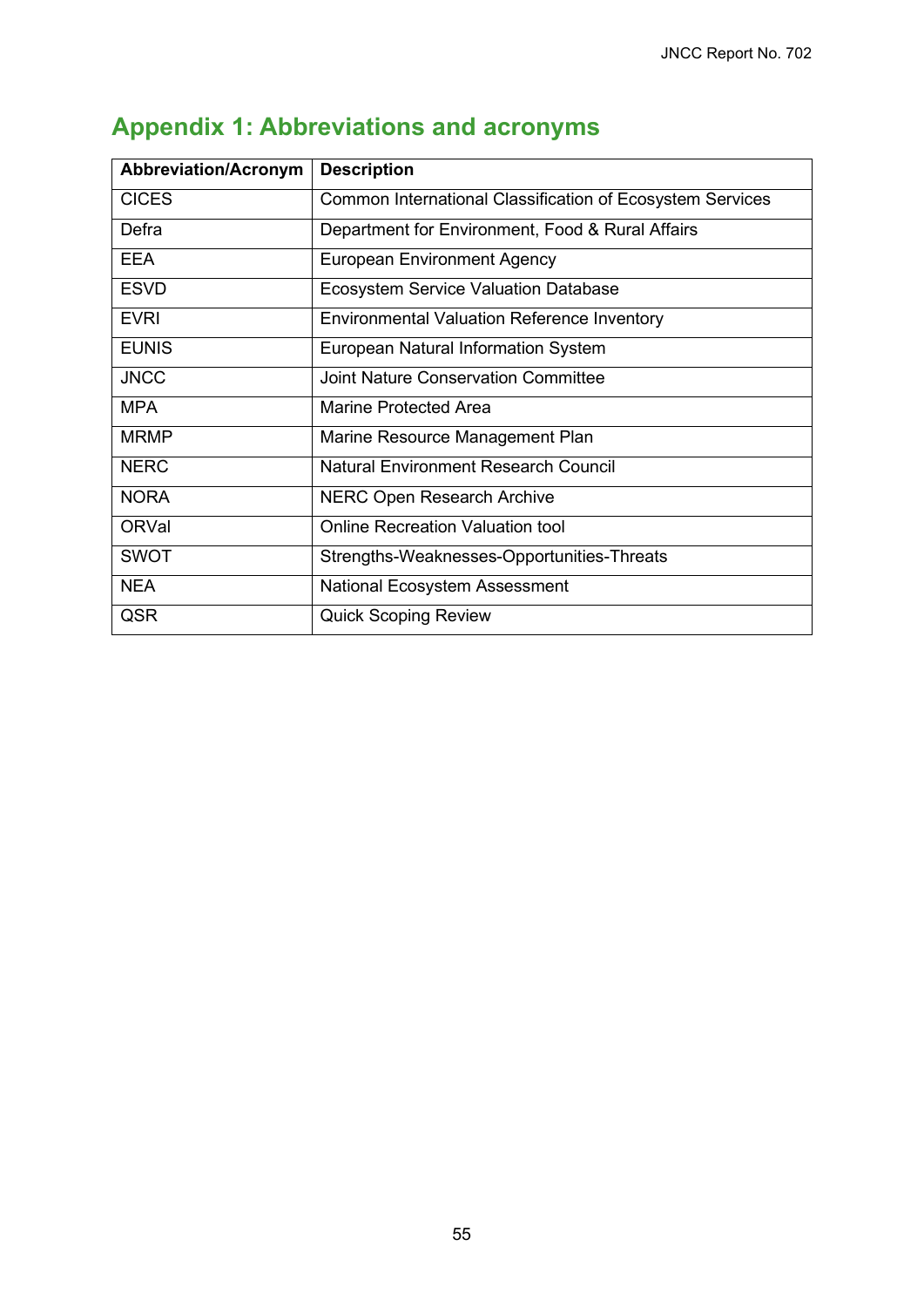## Appendix 1: Abbreviations and acronyms

| Abbreviation/Acronym | Description |
|---|---|
| CICES | Common International Classification of Ecosystem Services |
| Defra | Department for Environment, Food & Rural Affairs |
| EEA | European Environment Agency |
| ESVD | Ecosystem Service Valuation Database |
| EVRI | Environmental Valuation Reference Inventory |
| EUNIS | European Natural Information System |
| JNCC | Joint Nature Conservation Committee |
| MPA | Marine Protected Area |
| MRMP | Marine Resource Management Plan |
| NERC | Natural Environment Research Council |
| NORA | NERC Open Research Archive |
| ORVal | Online Recreation Valuation tool |
| SWOT | Strengths-Weaknesses-Opportunities-Threats |
| NEA | National Ecosystem Assessment |
| QSR | Quick Scoping Review |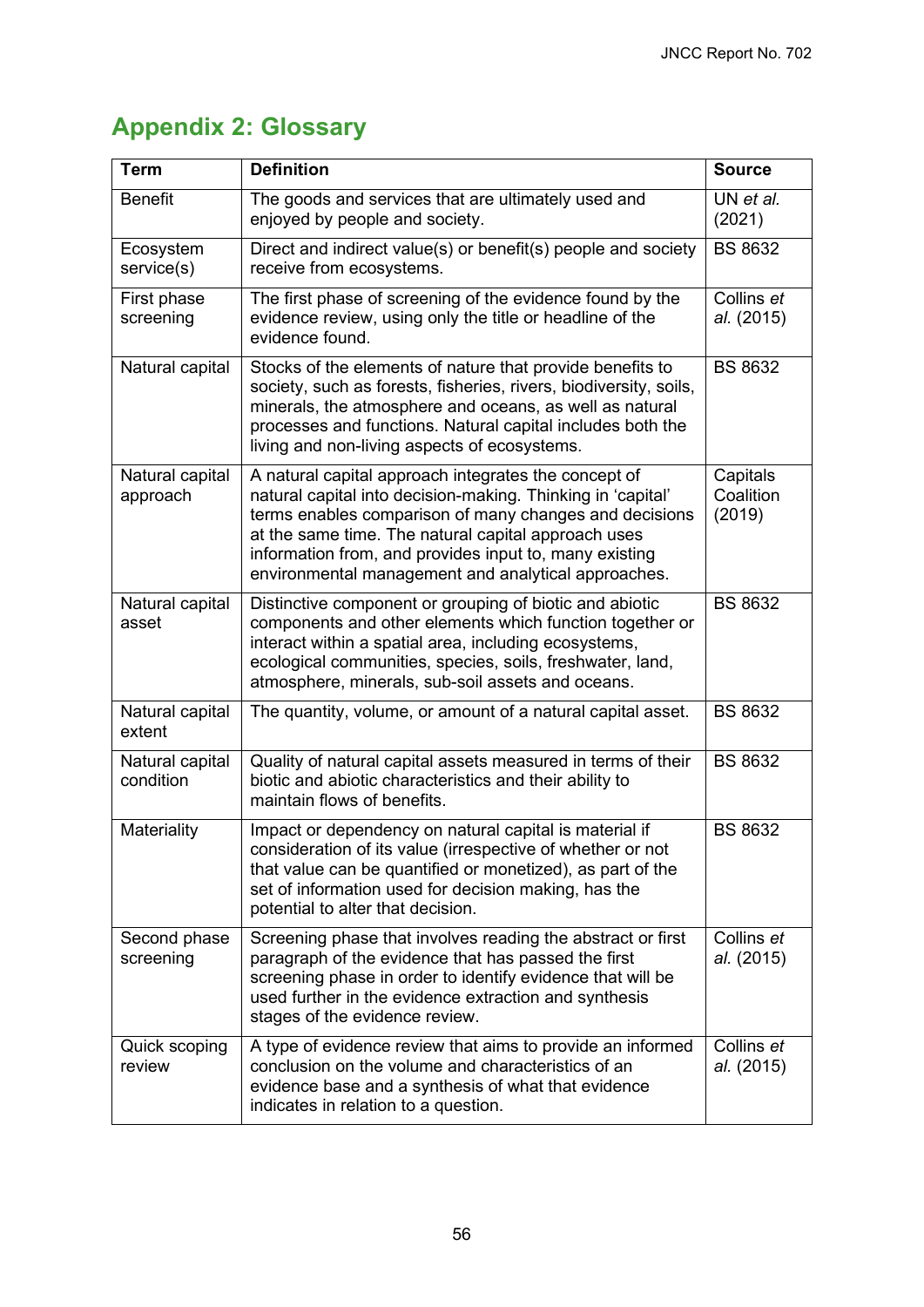## Appendix 2: Glossary

| Term | Definition | Source |
|---|---|---|
| Benefit | The goods and services that are ultimately used and enjoyed by people and society. | UN *et al.* (2021) |
| Ecosystem service(s) | Direct and indirect value(s) or benefit(s) people and society receive from ecosystems. | BS 8632 |
| First phase screening | The first phase of screening of the evidence found by the evidence review, using only the title or headline of the evidence found. | Collins *et al.* (2015) |
| Natural capital | Stocks of the elements of nature that provide benefits to society, such as forests, fisheries, rivers, biodiversity, soils, minerals, the atmosphere and oceans, as well as natural processes and functions. Natural capital includes both the living and non-living aspects of ecosystems. | BS 8632 |
| Natural capital approach | A natural capital approach integrates the concept of natural capital into decision-making. Thinking in 'capital' terms enables comparison of many changes and decisions at the same time. The natural capital approach uses information from, and provides input to, many existing environmental management and analytical approaches. | Capitals Coalition (2019) |
| Natural capital asset | Distinctive component or grouping of biotic and abiotic components and other elements which function together or interact within a spatial area, including ecosystems, ecological communities, species, soils, freshwater, land, atmosphere, minerals, sub-soil assets and oceans. | BS 8632 |
| Natural capital extent | The quantity, volume, or amount of a natural capital asset. | BS 8632 |
| Natural capital condition | Quality of natural capital assets measured in terms of their biotic and abiotic characteristics and their ability to maintain flows of benefits. | BS 8632 |
| Materiality | Impact or dependency on natural capital is material if consideration of its value (irrespective of whether or not that value can be quantified or monetized), as part of the set of information used for decision making, has the potential to alter that decision. | BS 8632 |
| Second phase screening | Screening phase that involves reading the abstract or first paragraph of the evidence that has passed the first screening phase in order to identify evidence that will be used further in the evidence extraction and synthesis stages of the evidence review. | Collins *et al.* (2015) |
| Quick scoping review | A type of evidence review that aims to provide an informed conclusion on the volume and characteristics of an evidence base and a synthesis of what that evidence indicates in relation to a question. | Collins *et al.* (2015) |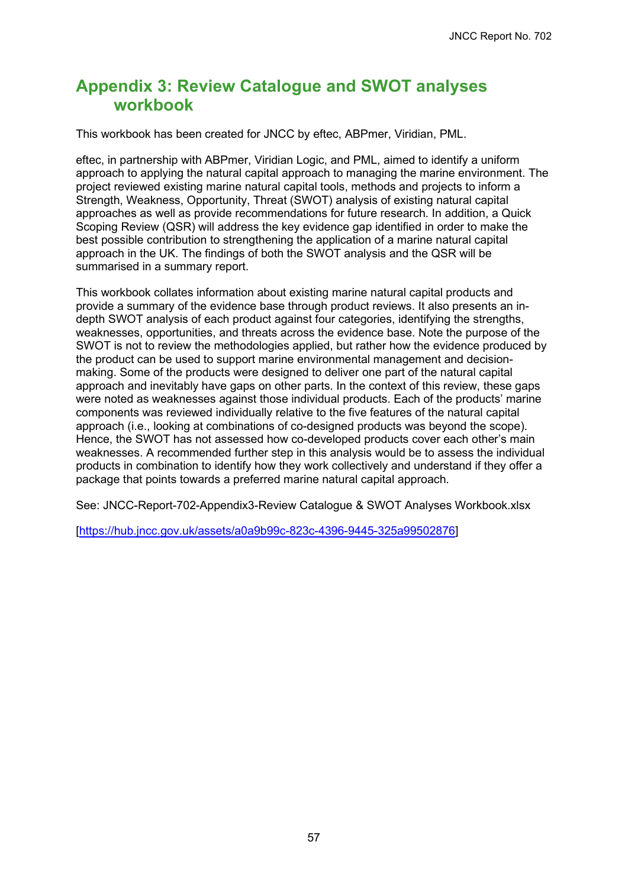## Appendix 3: Review Catalogue and SWOT analyses workbook

This workbook has been created for JNCC by eftec, ABPmer, Viridian, PML.

eftec, in partnership with ABPmer, Viridian Logic, and PML, aimed to identify a uniform approach to applying the natural capital approach to managing the marine environment. The project reviewed existing marine natural capital tools, methods and projects to inform a Strength, Weakness, Opportunity, Threat (SWOT) analysis of existing natural capital approaches as well as provide recommendations for future research. In addition, a Quick Scoping Review (QSR) will address the key evidence gap identified in order to make the best possible contribution to strengthening the application of a marine natural capital approach in the UK. The findings of both the SWOT analysis and the QSR will be summarised in a summary report.

This workbook collates information about existing marine natural capital products and provide a summary of the evidence base through product reviews. It also presents an in-depth SWOT analysis of each product against four categories, identifying the strengths, weaknesses, opportunities, and threats across the evidence base. Note the purpose of the SWOT is not to review the methodologies applied, but rather how the evidence produced by the product can be used to support marine environmental management and decision-making. Some of the products were designed to deliver one part of the natural capital approach and inevitably have gaps on other parts. In the context of this review, these gaps were noted as weaknesses against those individual products. Each of the products' marine components was reviewed individually relative to the five features of the natural capital approach (i.e., looking at combinations of co-designed products was beyond the scope). Hence, the SWOT has not assessed how co-developed products cover each other's main weaknesses. A recommended further step in this analysis would be to assess the individual products in combination to identify how they work collectively and understand if they offer a package that points towards a preferred marine natural capital approach.

See: JNCC-Report-702-Appendix3-Review Catalogue & SWOT Analyses Workbook.xlsx

[https://hub.jncc.gov.uk/assets/a0a9b99c-823c-4396-9445-325a99502876]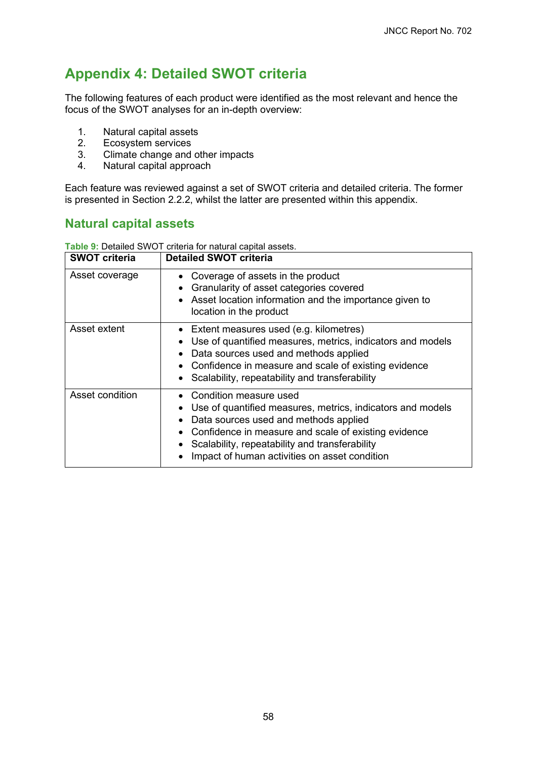# Appendix 4: Detailed SWOT criteria

The following features of each product were identified as the most relevant and hence the focus of the SWOT analyses for an in-depth overview:

1. Natural capital assets
2. Ecosystem services
3. Climate change and other impacts
4. Natural capital approach

Each feature was reviewed against a set of SWOT criteria and detailed criteria. The former is presented in Section 2.2.2, whilst the latter are presented within this appendix.

## Natural capital assets

**Table 9:** Detailed SWOT criteria for natural capital assets.

| SWOT criteria | Detailed SWOT criteria |
|---|---|
| Asset coverage | • Coverage of assets in the product<br>• Granularity of asset categories covered<br>• Asset location information and the importance given to location in the product |
| Asset extent | • Extent measures used (e.g. kilometres)<br>• Use of quantified measures, metrics, indicators and models<br>• Data sources used and methods applied<br>• Confidence in measure and scale of existing evidence<br>• Scalability, repeatability and transferability |
| Asset condition | • Condition measure used<br>• Use of quantified measures, metrics, indicators and models<br>• Data sources used and methods applied<br>• Confidence in measure and scale of existing evidence<br>• Scalability, repeatability and transferability<br>• Impact of human activities on asset condition |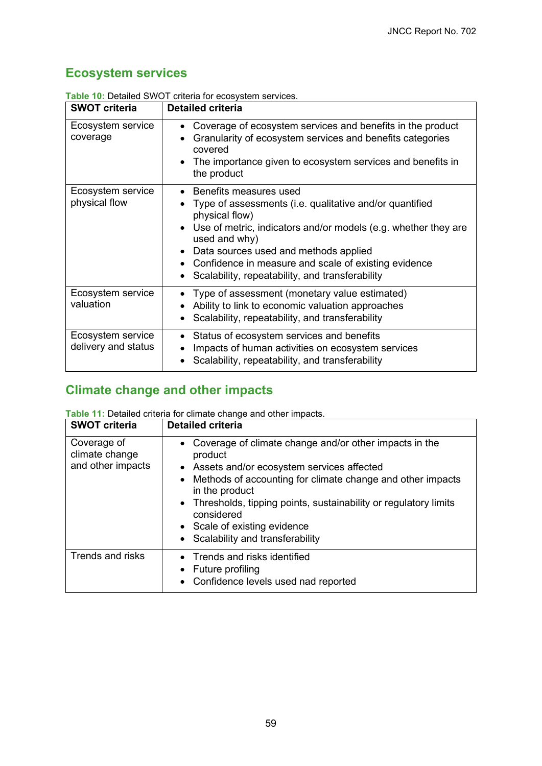## Ecosystem services

**Table 10:** Detailed SWOT criteria for ecosystem services.

| SWOT criteria | Detailed criteria |
| --- | --- |
| Ecosystem service coverage | • Coverage of ecosystem services and benefits in the product<br>• Granularity of ecosystem services and benefits categories covered<br>• The importance given to ecosystem services and benefits in the product |
| Ecosystem service physical flow | • Benefits measures used<br>• Type of assessments (i.e. qualitative and/or quantified physical flow)<br>• Use of metric, indicators and/or models (e.g. whether they are used and why)<br>• Data sources used and methods applied<br>• Confidence in measure and scale of existing evidence<br>• Scalability, repeatability, and transferability |
| Ecosystem service valuation | • Type of assessment (monetary value estimated)<br>• Ability to link to economic valuation approaches<br>• Scalability, repeatability, and transferability |
| Ecosystem service delivery and status | • Status of ecosystem services and benefits<br>• Impacts of human activities on ecosystem services<br>• Scalability, repeatability, and transferability |

## Climate change and other impacts

**Table 11:** Detailed criteria for climate change and other impacts.

| SWOT criteria | Detailed criteria |
| --- | --- |
| Coverage of climate change and other impacts | • Coverage of climate change and/or other impacts in the product<br>• Assets and/or ecosystem services affected<br>• Methods of accounting for climate change and other impacts in the product<br>• Thresholds, tipping points, sustainability or regulatory limits considered<br>• Scale of existing evidence<br>• Scalability and transferability |
| Trends and risks | • Trends and risks identified<br>• Future profiling<br>• Confidence levels used nad reported |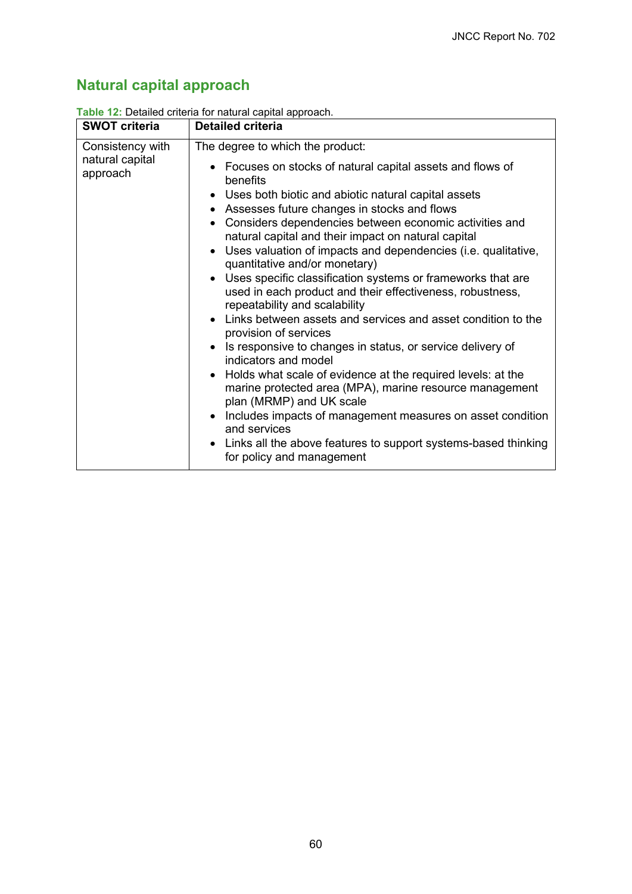## Natural capital approach

**Table 12:** Detailed criteria for natural capital approach.

| SWOT criteria | Detailed criteria |
|---|---|
| Consistency with natural capital approach | The degree to which the product:<br>• Focuses on stocks of natural capital assets and flows of benefits<br>• Uses both biotic and abiotic natural capital assets<br>• Assesses future changes in stocks and flows<br>• Considers dependencies between economic activities and natural capital and their impact on natural capital<br>• Uses valuation of impacts and dependencies (i.e. qualitative, quantitative and/or monetary)<br>• Uses specific classification systems or frameworks that are used in each product and their effectiveness, robustness, repeatability and scalability<br>• Links between assets and services and asset condition to the provision of services<br>• Is responsive to changes in status, or service delivery of indicators and model<br>• Holds what scale of evidence at the required levels: at the marine protected area (MPA), marine resource management plan (MRMP) and UK scale<br>• Includes impacts of management measures on asset condition and services<br>• Links all the above features to support systems-based thinking for policy and management |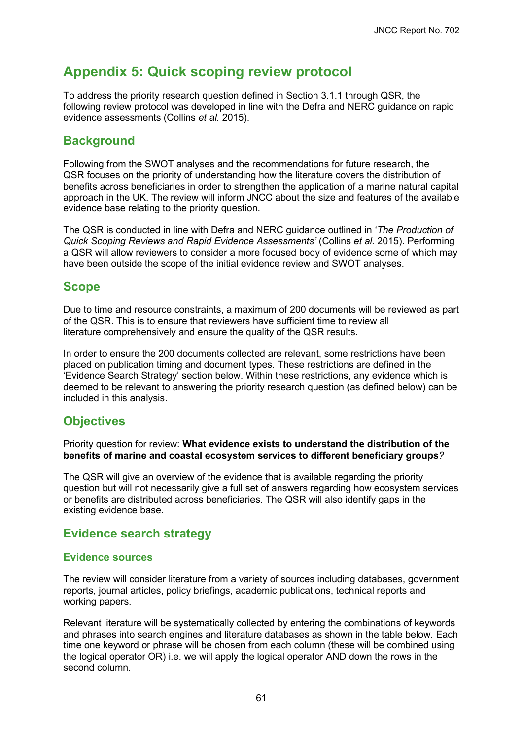# Appendix 5: Quick scoping review protocol

To address the priority research question defined in Section 3.1.1 through QSR, the following review protocol was developed in line with the Defra and NERC guidance on rapid evidence assessments (Collins *et al*. 2015).

## Background

Following from the SWOT analyses and the recommendations for future research, the QSR focuses on the priority of understanding how the literature covers the distribution of benefits across beneficiaries in order to strengthen the application of a marine natural capital approach in the UK. The review will inform JNCC about the size and features of the available evidence base relating to the priority question.

The QSR is conducted in line with Defra and NERC guidance outlined in '*The Production of Quick Scoping Reviews and Rapid Evidence Assessments'* (Collins *et al.* 2015). Performing a QSR will allow reviewers to consider a more focused body of evidence some of which may have been outside the scope of the initial evidence review and SWOT analyses.

## Scope

Due to time and resource constraints, a maximum of 200 documents will be reviewed as part of the QSR. This is to ensure that reviewers have sufficient time to review all literature comprehensively and ensure the quality of the QSR results.

In order to ensure the 200 documents collected are relevant, some restrictions have been placed on publication timing and document types. These restrictions are defined in the 'Evidence Search Strategy' section below. Within these restrictions, any evidence which is deemed to be relevant to answering the priority research question (as defined below) can be included in this analysis.

## Objectives

Priority question for review: **What evidence exists to understand the distribution of the benefits of marine and coastal ecosystem services to different beneficiary groups***?*

The QSR will give an overview of the evidence that is available regarding the priority question but will not necessarily give a full set of answers regarding how ecosystem services or benefits are distributed across beneficiaries. The QSR will also identify gaps in the existing evidence base.

## Evidence search strategy

### Evidence sources

The review will consider literature from a variety of sources including databases, government reports, journal articles, policy briefings, academic publications, technical reports and working papers.

Relevant literature will be systematically collected by entering the combinations of keywords and phrases into search engines and literature databases as shown in the table below. Each time one keyword or phrase will be chosen from each column (these will be combined using the logical operator OR) i.e. we will apply the logical operator AND down the rows in the second column.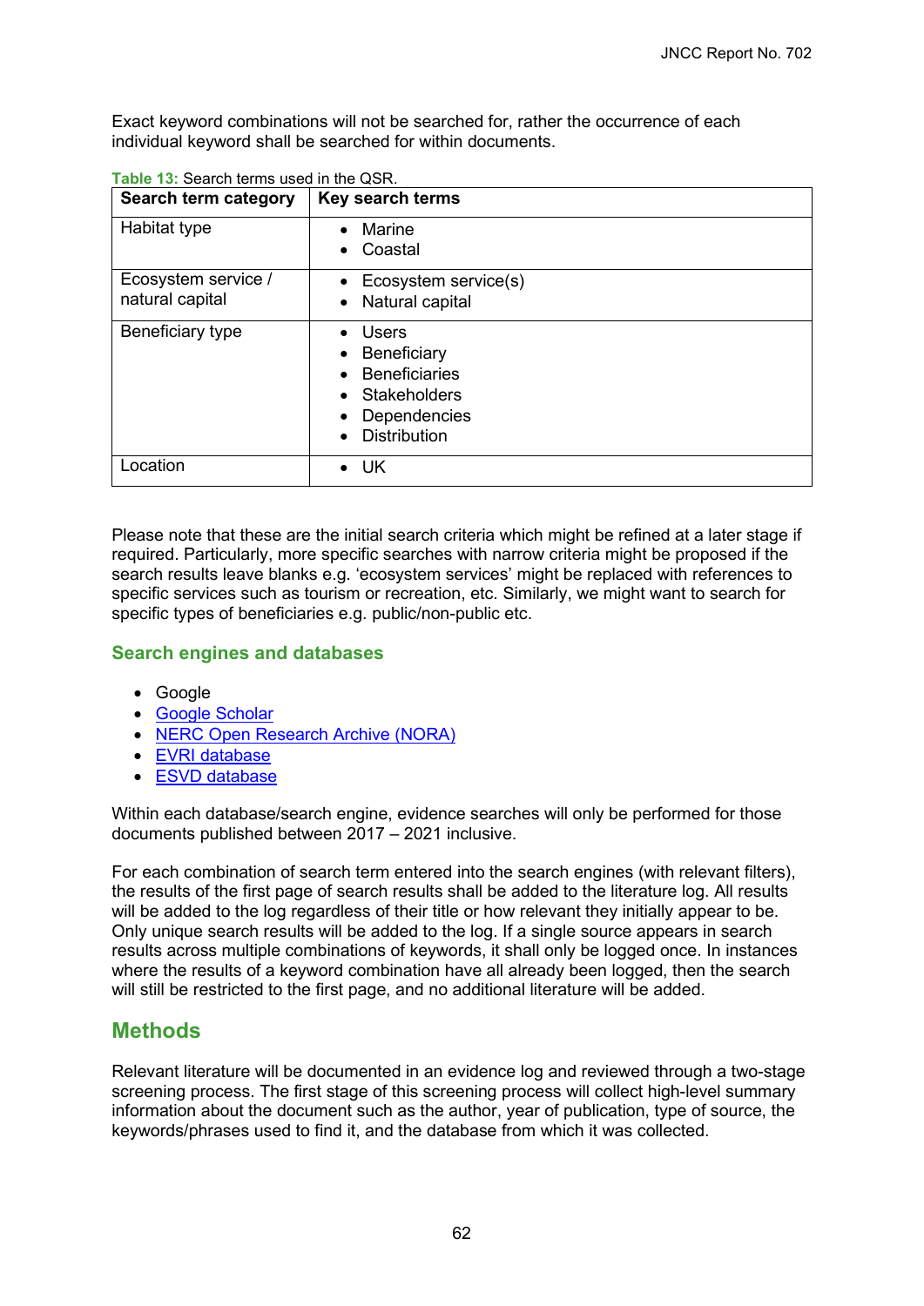Exact keyword combinations will not be searched for, rather the occurrence of each individual keyword shall be searched for within documents.

**Table 13:** Search terms used in the QSR.

| Search term category | Key search terms |
|---|---|
| Habitat type | • Marine<br>• Coastal |
| Ecosystem service / natural capital | • Ecosystem service(s)<br>• Natural capital |
| Beneficiary type | • Users<br>• Beneficiary<br>• Beneficiaries<br>• Stakeholders<br>• Dependencies<br>• Distribution |
| Location | • UK |

Please note that these are the initial search criteria which might be refined at a later stage if required. Particularly, more specific searches with narrow criteria might be proposed if the search results leave blanks e.g. 'ecosystem services' might be replaced with references to specific services such as tourism or recreation, etc. Similarly, we might want to search for specific types of beneficiaries e.g. public/non-public etc.

### Search engines and databases

- Google
- Google Scholar
- NERC Open Research Archive (NORA)
- EVRI database
- ESVD database

Within each database/search engine, evidence searches will only be performed for those documents published between 2017 – 2021 inclusive.

For each combination of search term entered into the search engines (with relevant filters), the results of the first page of search results shall be added to the literature log. All results will be added to the log regardless of their title or how relevant they initially appear to be. Only unique search results will be added to the log. If a single source appears in search results across multiple combinations of keywords, it shall only be logged once. In instances where the results of a keyword combination have all already been logged, then the search will still be restricted to the first page, and no additional literature will be added.

## Methods

Relevant literature will be documented in an evidence log and reviewed through a two-stage screening process. The first stage of this screening process will collect high-level summary information about the document such as the author, year of publication, type of source, the keywords/phrases used to find it, and the database from which it was collected.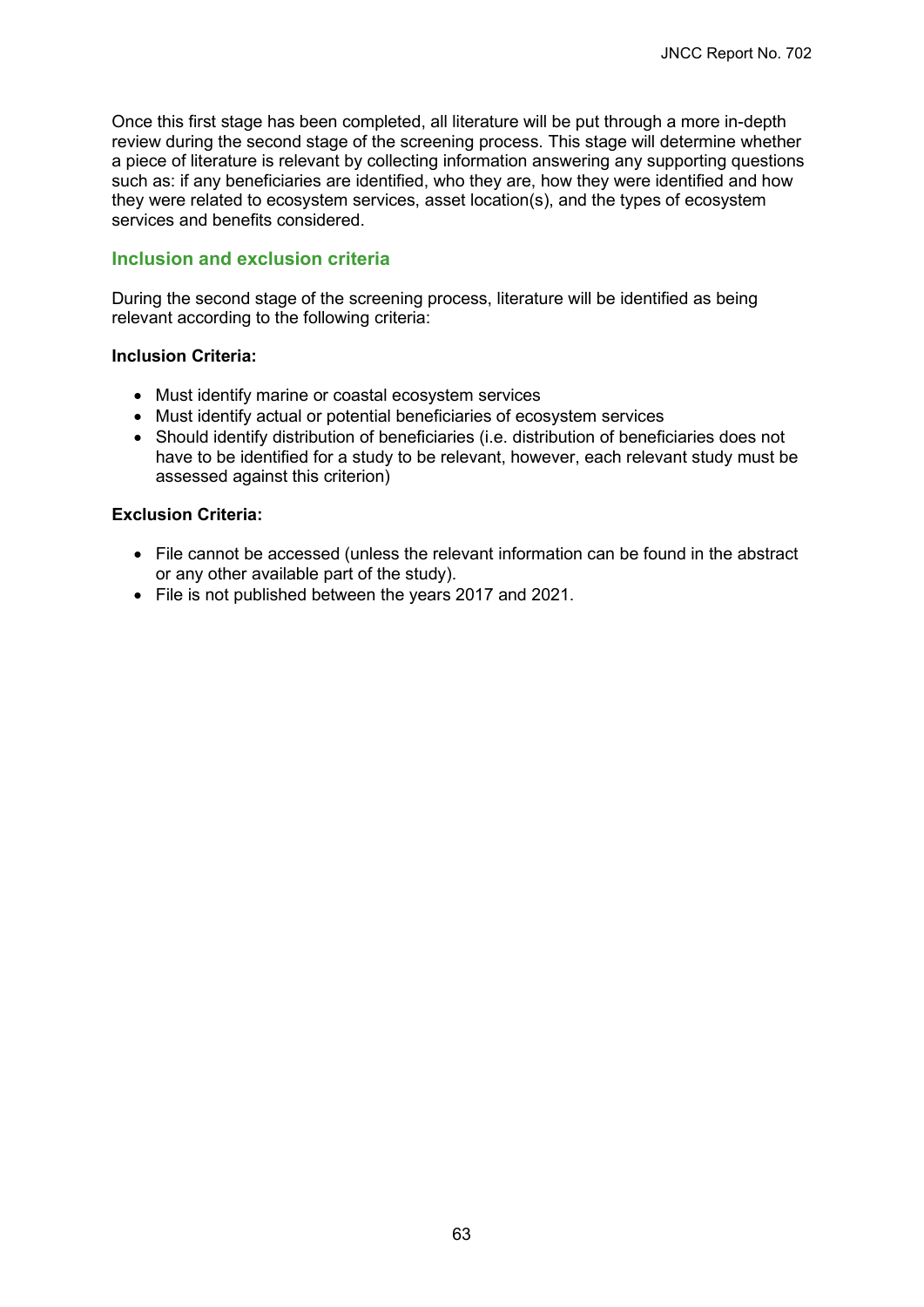Once this first stage has been completed, all literature will be put through a more in-depth review during the second stage of the screening process. This stage will determine whether a piece of literature is relevant by collecting information answering any supporting questions such as: if any beneficiaries are identified, who they are, how they were identified and how they were related to ecosystem services, asset location(s), and the types of ecosystem services and benefits considered.

### Inclusion and exclusion criteria

During the second stage of the screening process, literature will be identified as being relevant according to the following criteria:

**Inclusion Criteria:**

- Must identify marine or coastal ecosystem services
- Must identify actual or potential beneficiaries of ecosystem services
- Should identify distribution of beneficiaries (i.e. distribution of beneficiaries does not have to be identified for a study to be relevant, however, each relevant study must be assessed against this criterion)

**Exclusion Criteria:**

- File cannot be accessed (unless the relevant information can be found in the abstract or any other available part of the study).
- File is not published between the years 2017 and 2021.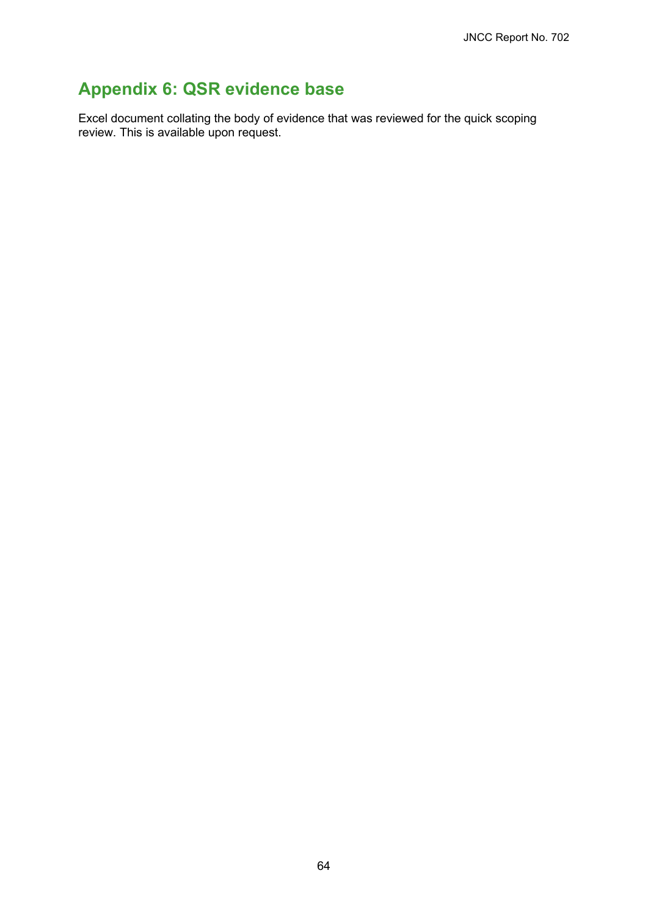## Appendix 6: QSR evidence base

Excel document collating the body of evidence that was reviewed for the quick scoping review. This is available upon request.